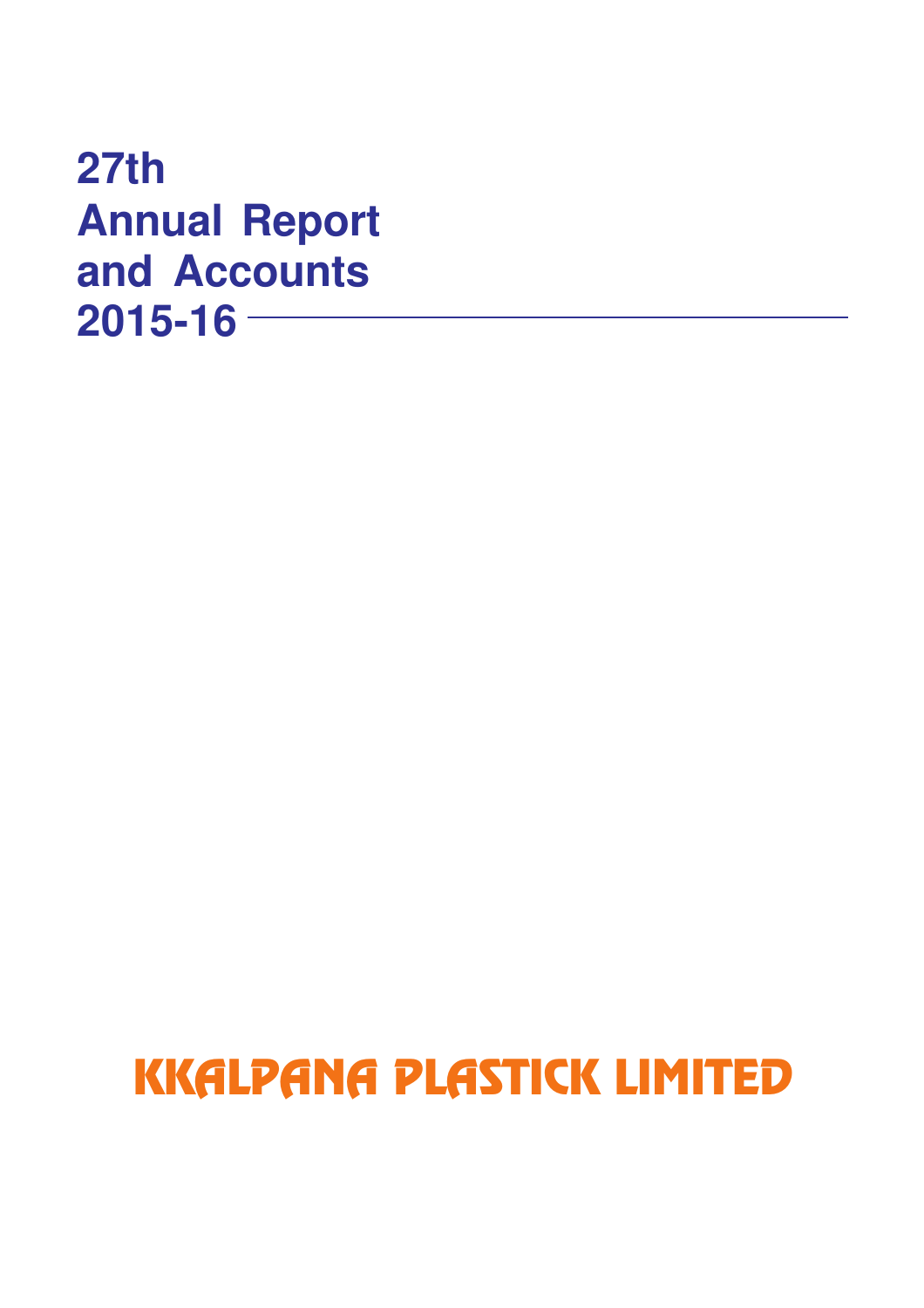# 27th Annual Report and Accounts 2015-16

## KKALPANA PLASTICK LIMITED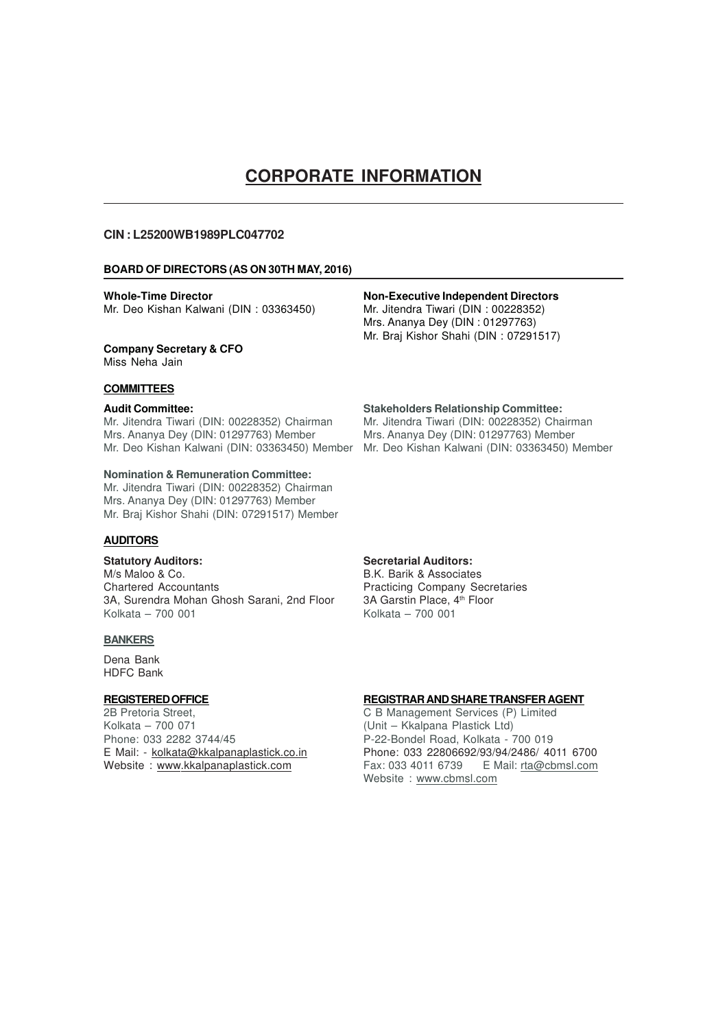# CORPORATE INFORMATION

**CIN : L25200WB1989PLC047702**

**BOARD OF DIRECTORS (AS ON 30TH MAY, 2016)**

**Whole-Time Director**
Mr. Deo Kishan Kalwani (DIN : 03363450)

**Non-Executive Independent Directors**
Mr. Jitendra Tiwari (DIN : 00228352)
Mrs. Ananya Dey (DIN : 01297763)
Mr. Braj Kishor Shahi (DIN : 07291517)

**Company Secretary & CFO**
Miss Neha Jain

**COMMITTEES**

**Audit Committee:**
Mr. Jitendra Tiwari (DIN: 00228352) Chairman
Mrs. Ananya Dey (DIN: 01297763) Member
Mr. Deo Kishan Kalwani (DIN: 03363450) Member

**Stakeholders Relationship Committee:**
Mr. Jitendra Tiwari (DIN: 00228352) Chairman
Mrs. Ananya Dey (DIN: 01297763) Member
Mr. Deo Kishan Kalwani (DIN: 03363450) Member

**Nomination & Remuneration Committee:**
Mr. Jitendra Tiwari (DIN: 00228352) Chairman
Mrs. Ananya Dey (DIN: 01297763) Member
Mr. Braj Kishor Shahi (DIN: 07291517) Member

**AUDITORS**

**Statutory Auditors:**
M/s Maloo & Co.
Chartered Accountants
3A, Surendra Mohan Ghosh Sarani, 2nd Floor
Kolkata – 700 001

**Secretarial Auditors:**
B.K. Barik & Associates
Practicing Company Secretaries
3A Garstin Place, 4th Floor
Kolkata – 700 001

**BANKERS**

Dena Bank
HDFC Bank

**REGISTERED OFFICE**

2B Pretoria Street,
Kolkata – 700 071
Phone: 033 2282 3744/45
E Mail: - kolkata@kkalpanaplastick.co.in
Website : www.kkalpanaplastick.com

**REGISTRAR AND SHARE TRANSFER AGENT**

C B Management Services (P) Limited
(Unit – Kkalpana Plastick Ltd)
P-22-Bondel Road, Kolkata - 700 019
Phone: 033 22806692/93/94/2486/ 4011 6700
Fax: 033 4011 6739 E Mail: rta@cbmsl.com
Website : www.cbmsl.com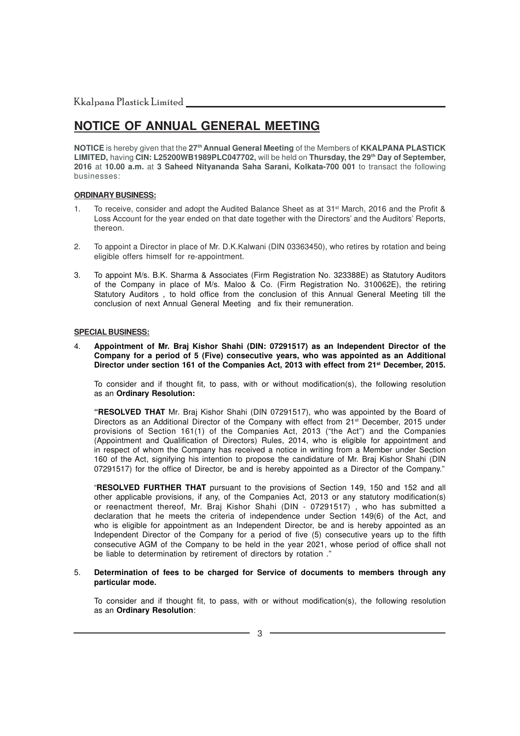# NOTICE OF ANNUAL GENERAL MEETING

**NOTICE** is hereby given that the **27th Annual General Meeting** of the Members of **KKALPANA PLASTICK LIMITED,** having **CIN: L25200WB1989PLC047702,** will be held on **Thursday, the 29th Day of September, 2016** at **10.00 a.m.** at **3 Saheed Nityananda Saha Sarani, Kolkata-700 001** to transact the following businesses:

**ORDINARY BUSINESS:**

1. To receive, consider and adopt the Audited Balance Sheet as at 31st March, 2016 and the Profit & Loss Account for the year ended on that date together with the Directors' and the Auditors' Reports, thereon.

2. To appoint a Director in place of Mr. D.K.Kalwani (DIN 03363450), who retires by rotation and being eligible offers himself for re-appointment.

3. To appoint M/s. B.K. Sharma & Associates (Firm Registration No. 323388E) as Statutory Auditors of the Company in place of M/s. Maloo & Co. (Firm Registration No. 310062E), the retiring Statutory Auditors , to hold office from the conclusion of this Annual General Meeting till the conclusion of next Annual General Meeting and fix their remuneration.

**SPECIAL BUSINESS:**

4. **Appointment of Mr. Braj Kishor Shahi (DIN: 07291517) as an Independent Director of the Company for a period of 5 (Five) consecutive years, who was appointed as an Additional Director under section 161 of the Companies Act, 2013 with effect from 21st December, 2015.**

   To consider and if thought fit, to pass, with or without modification(s), the following resolution as an **Ordinary Resolution:**

   "**RESOLVED THAT** Mr. Braj Kishor Shahi (DIN 07291517), who was appointed by the Board of Directors as an Additional Director of the Company with effect from 21st December, 2015 under provisions of Section 161(1) of the Companies Act, 2013 ("the Act") and the Companies (Appointment and Qualification of Directors) Rules, 2014, who is eligible for appointment and in respect of whom the Company has received a notice in writing from a Member under Section 160 of the Act, signifying his intention to propose the candidature of Mr. Braj Kishor Shahi (DIN 07291517) for the office of Director, be and is hereby appointed as a Director of the Company."

   "**RESOLVED FURTHER THAT** pursuant to the provisions of Section 149, 150 and 152 and all other applicable provisions, if any, of the Companies Act, 2013 or any statutory modification(s) or reenactment thereof, Mr. Braj Kishor Shahi (DIN - 07291517) , who has submitted a declaration that he meets the criteria of independence under Section 149(6) of the Act, and who is eligible for appointment as an Independent Director, be and is hereby appointed as an Independent Director of the Company for a period of five (5) consecutive years up to the fifth consecutive AGM of the Company to be held in the year 2021, whose period of office shall not be liable to determination by retirement of directors by rotation ."

5. **Determination of fees to be charged for Service of documents to members through any particular mode.**

   To consider and if thought fit, to pass, with or without modification(s), the following resolution as an **Ordinary Resolution**: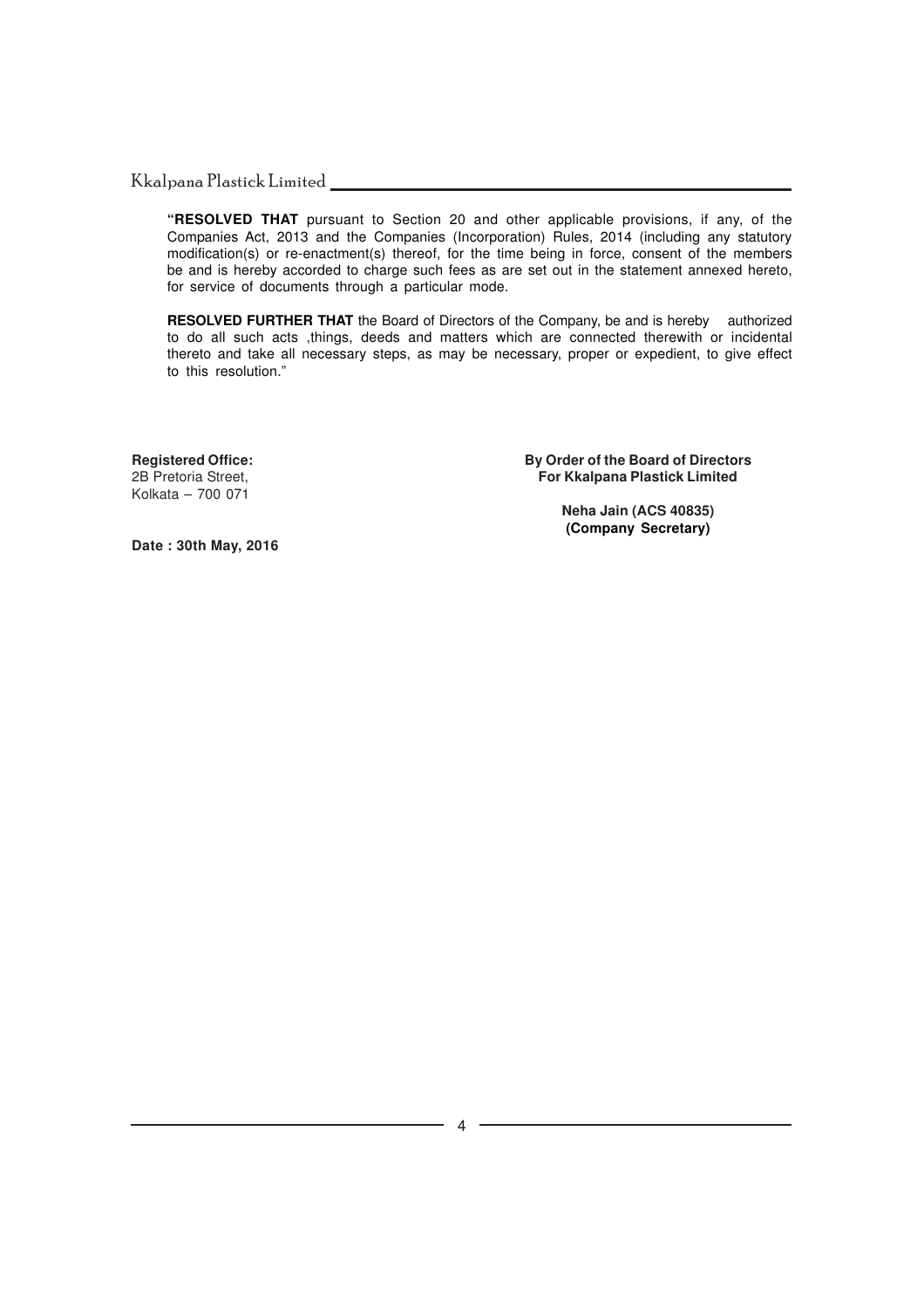"**RESOLVED THAT** pursuant to Section 20 and other applicable provisions, if any, of the Companies Act, 2013 and the Companies (Incorporation) Rules, 2014 (including any statutory modification(s) or re-enactment(s) thereof, for the time being in force, consent of the members be and is hereby accorded to charge such fees as are set out in the statement annexed hereto, for service of documents through a particular mode.

**RESOLVED FURTHER THAT** the Board of Directors of the Company, be and is hereby authorized to do all such acts ,things, deeds and matters which are connected therewith or incidental thereto and take all necessary steps, as may be necessary, proper or expedient, to give effect to this resolution."

**Registered Office:**
2B Pretoria Street,
Kolkata – 700 071

**Date : 30th May, 2016**

**By Order of the Board of Directors**
**For Kkalpana Plastick Limited**

**Neha Jain (ACS 40835)**
**(Company Secretary)**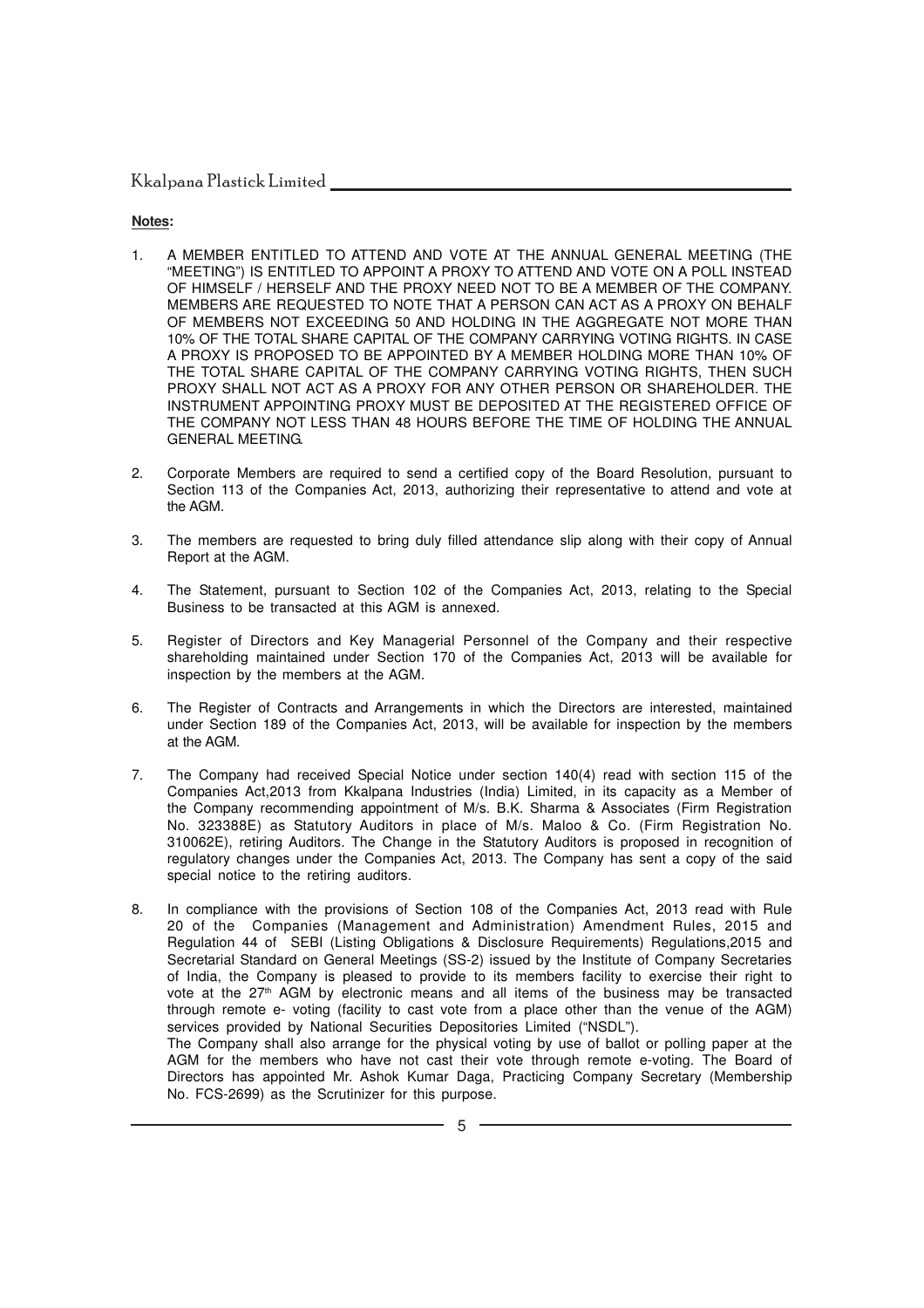**Notes:**

1. A MEMBER ENTITLED TO ATTEND AND VOTE AT THE ANNUAL GENERAL MEETING (THE "MEETING") IS ENTITLED TO APPOINT A PROXY TO ATTEND AND VOTE ON A POLL INSTEAD OF HIMSELF / HERSELF AND THE PROXY NEED NOT TO BE A MEMBER OF THE COMPANY. MEMBERS ARE REQUESTED TO NOTE THAT A PERSON CAN ACT AS A PROXY ON BEHALF OF MEMBERS NOT EXCEEDING 50 AND HOLDING IN THE AGGREGATE NOT MORE THAN 10% OF THE TOTAL SHARE CAPITAL OF THE COMPANY CARRYING VOTING RIGHTS. IN CASE A PROXY IS PROPOSED TO BE APPOINTED BY A MEMBER HOLDING MORE THAN 10% OF THE TOTAL SHARE CAPITAL OF THE COMPANY CARRYING VOTING RIGHTS, THEN SUCH PROXY SHALL NOT ACT AS A PROXY FOR ANY OTHER PERSON OR SHAREHOLDER. THE INSTRUMENT APPOINTING PROXY MUST BE DEPOSITED AT THE REGISTERED OFFICE OF THE COMPANY NOT LESS THAN 48 HOURS BEFORE THE TIME OF HOLDING THE ANNUAL GENERAL MEETING.

2. Corporate Members are required to send a certified copy of the Board Resolution, pursuant to Section 113 of the Companies Act, 2013, authorizing their representative to attend and vote at the AGM.

3. The members are requested to bring duly filled attendance slip along with their copy of Annual Report at the AGM.

4. The Statement, pursuant to Section 102 of the Companies Act, 2013, relating to the Special Business to be transacted at this AGM is annexed.

5. Register of Directors and Key Managerial Personnel of the Company and their respective shareholding maintained under Section 170 of the Companies Act, 2013 will be available for inspection by the members at the AGM.

6. The Register of Contracts and Arrangements in which the Directors are interested, maintained under Section 189 of the Companies Act, 2013, will be available for inspection by the members at the AGM.

7. The Company had received Special Notice under section 140(4) read with section 115 of the Companies Act,2013 from Kkalpana Industries (India) Limited, in its capacity as a Member of the Company recommending appointment of M/s. B.K. Sharma & Associates (Firm Registration No. 323388E) as Statutory Auditors in place of M/s. Maloo & Co. (Firm Registration No. 310062E), retiring Auditors. The Change in the Statutory Auditors is proposed in recognition of regulatory changes under the Companies Act, 2013. The Company has sent a copy of the said special notice to the retiring auditors.

8. In compliance with the provisions of Section 108 of the Companies Act, 2013 read with Rule 20 of the Companies (Management and Administration) Amendment Rules, 2015 and Regulation 44 of SEBI (Listing Obligations & Disclosure Requirements) Regulations,2015 and Secretarial Standard on General Meetings (SS-2) issued by the Institute of Company Secretaries of India, the Company is pleased to provide to its members facility to exercise their right to vote at the 27th AGM by electronic means and all items of the business may be transacted through remote e- voting (facility to cast vote from a place other than the venue of the AGM) services provided by National Securities Depositories Limited ("NSDL").
   The Company shall also arrange for the physical voting by use of ballot or polling paper at the AGM for the members who have not cast their vote through remote e-voting. The Board of Directors has appointed Mr. Ashok Kumar Daga, Practicing Company Secretary (Membership No. FCS-2699) as the Scrutinizer for this purpose.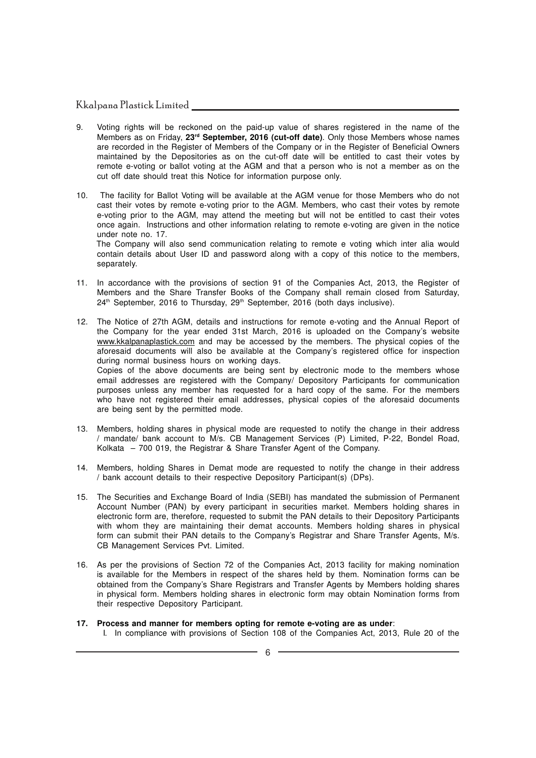9. Voting rights will be reckoned on the paid-up value of shares registered in the name of the Members as on Friday, **23rd September, 2016 (cut-off date)**. Only those Members whose names are recorded in the Register of Members of the Company or in the Register of Beneficial Owners maintained by the Depositories as on the cut-off date will be entitled to cast their votes by remote e-voting or ballot voting at the AGM and that a person who is not a member as on the cut off date should treat this Notice for information purpose only.

10. The facility for Ballot Voting will be available at the AGM venue for those Members who do not cast their votes by remote e-voting prior to the AGM. Members, who cast their votes by remote e-voting prior to the AGM, may attend the meeting but will not be entitled to cast their votes once again. Instructions and other information relating to remote e-voting are given in the notice under note no. 17.
The Company will also send communication relating to remote e voting which inter alia would contain details about User ID and password along with a copy of this notice to the members, separately.

11. In accordance with the provisions of section 91 of the Companies Act, 2013, the Register of Members and the Share Transfer Books of the Company shall remain closed from Saturday, 24th September, 2016 to Thursday, 29th September, 2016 (both days inclusive).

12. The Notice of 27th AGM, details and instructions for remote e-voting and the Annual Report of the Company for the year ended 31st March, 2016 is uploaded on the Company's website www.kkalpanaplastick.com and may be accessed by the members. The physical copies of the aforesaid documents will also be available at the Company's registered office for inspection during normal business hours on working days.
Copies of the above documents are being sent by electronic mode to the members whose email addresses are registered with the Company/ Depository Participants for communication purposes unless any member has requested for a hard copy of the same. For the members who have not registered their email addresses, physical copies of the aforesaid documents are being sent by the permitted mode.

13. Members, holding shares in physical mode are requested to notify the change in their address / mandate/ bank account to M/s. CB Management Services (P) Limited, P-22, Bondel Road, Kolkata – 700 019, the Registrar & Share Transfer Agent of the Company.

14. Members, holding Shares in Demat mode are requested to notify the change in their address / bank account details to their respective Depository Participant(s) (DPs).

15. The Securities and Exchange Board of India (SEBI) has mandated the submission of Permanent Account Number (PAN) by every participant in securities market. Members holding shares in electronic form are, therefore, requested to submit the PAN details to their Depository Participants with whom they are maintaining their demat accounts. Members holding shares in physical form can submit their PAN details to the Company's Registrar and Share Transfer Agents, M/s. CB Management Services Pvt. Limited.

16. As per the provisions of Section 72 of the Companies Act, 2013 facility for making nomination is available for the Members in respect of the shares held by them. Nomination forms can be obtained from the Company's Share Registrars and Transfer Agents by Members holding shares in physical form. Members holding shares in electronic form may obtain Nomination forms from their respective Depository Participant.

**17. Process and manner for members opting for remote e-voting are as under**:

I. In compliance with provisions of Section 108 of the Companies Act, 2013, Rule 20 of the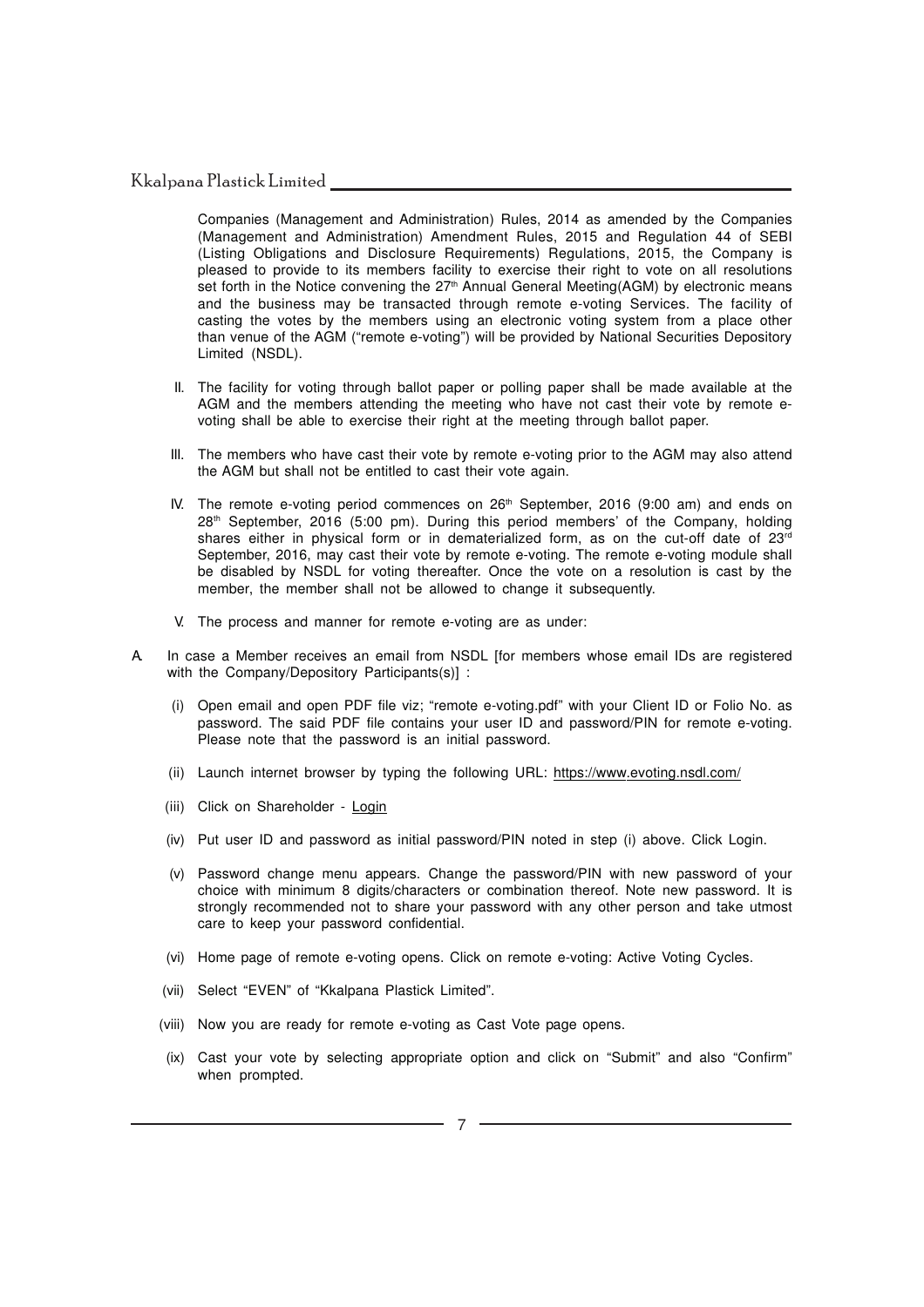Companies (Management and Administration) Rules, 2014 as amended by the Companies (Management and Administration) Amendment Rules, 2015 and Regulation 44 of SEBI (Listing Obligations and Disclosure Requirements) Regulations, 2015, the Company is pleased to provide to its members facility to exercise their right to vote on all resolutions set forth in the Notice convening the 27th Annual General Meeting(AGM) by electronic means and the business may be transacted through remote e-voting Services. The facility of casting the votes by the members using an electronic voting system from a place other than venue of the AGM ("remote e-voting") will be provided by National Securities Depository Limited (NSDL).

II. The facility for voting through ballot paper or polling paper shall be made available at the AGM and the members attending the meeting who have not cast their vote by remote e-voting shall be able to exercise their right at the meeting through ballot paper.

III. The members who have cast their vote by remote e-voting prior to the AGM may also attend the AGM but shall not be entitled to cast their vote again.

IV. The remote e-voting period commences on 26th September, 2016 (9:00 am) and ends on 28th September, 2016 (5:00 pm). During this period members' of the Company, holding shares either in physical form or in dematerialized form, as on the cut-off date of 23rd September, 2016, may cast their vote by remote e-voting. The remote e-voting module shall be disabled by NSDL for voting thereafter. Once the vote on a resolution is cast by the member, the member shall not be allowed to change it subsequently.

V. The process and manner for remote e-voting are as under:

A. In case a Member receives an email from NSDL [for members whose email IDs are registered with the Company/Depository Participants(s)] :

(i) Open email and open PDF file viz; "remote e-voting.pdf" with your Client ID or Folio No. as password. The said PDF file contains your user ID and password/PIN for remote e-voting. Please note that the password is an initial password.

(ii) Launch internet browser by typing the following URL: https://www.evoting.nsdl.com/

(iii) Click on Shareholder - Login

(iv) Put user ID and password as initial password/PIN noted in step (i) above. Click Login.

(v) Password change menu appears. Change the password/PIN with new password of your choice with minimum 8 digits/characters or combination thereof. Note new password. It is strongly recommended not to share your password with any other person and take utmost care to keep your password confidential.

(vi) Home page of remote e-voting opens. Click on remote e-voting: Active Voting Cycles.

(vii) Select "EVEN" of "Kkalpana Plastick Limited".

(viii) Now you are ready for remote e-voting as Cast Vote page opens.

(ix) Cast your vote by selecting appropriate option and click on "Submit" and also "Confirm" when prompted.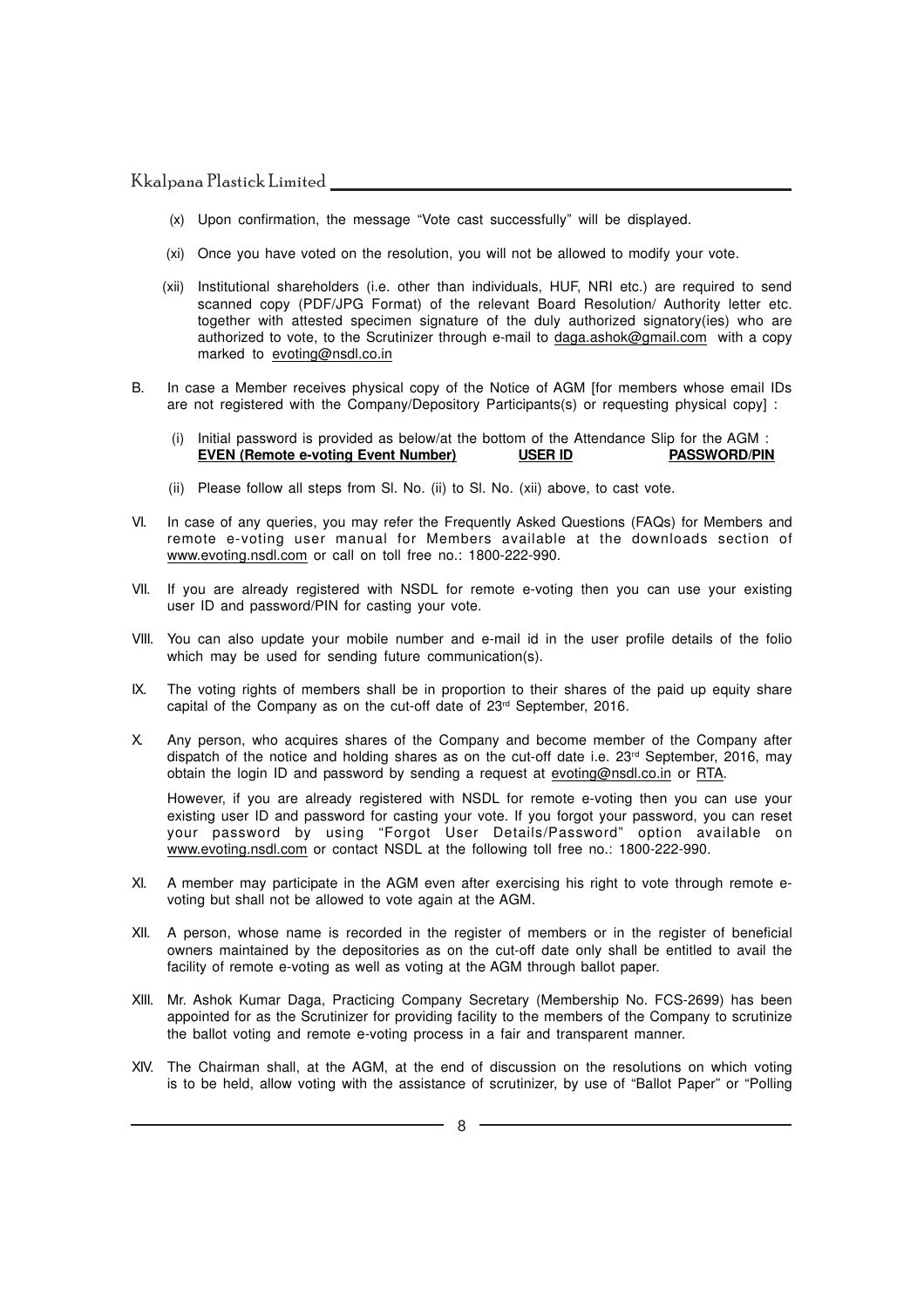(x) Upon confirmation, the message “Vote cast successfully” will be displayed.

(xi) Once you have voted on the resolution, you will not be allowed to modify your vote.

(xii) Institutional shareholders (i.e. other than individuals, HUF, NRI etc.) are required to send scanned copy (PDF/JPG Format) of the relevant Board Resolution/ Authority letter etc. together with attested specimen signature of the duly authorized signatory(ies) who are authorized to vote, to the Scrutinizer through e-mail to daga.ashok@gmail.com with a copy marked to evoting@nsdl.co.in

B. In case a Member receives physical copy of the Notice of AGM [for members whose email IDs are not registered with the Company/Depository Participants(s) or requesting physical copy] :

(i) Initial password is provided as below/at the bottom of the Attendance Slip for the AGM :

| **EVEN (Remote e-voting Event Number)** | **USER ID** | **PASSWORD/PIN** |
|---|---|---|

(ii) Please follow all steps from Sl. No. (ii) to Sl. No. (xii) above, to cast vote.

VI. In case of any queries, you may refer the Frequently Asked Questions (FAQs) for Members and remote e-voting user manual for Members available at the downloads section of www.evoting.nsdl.com or call on toll free no.: 1800-222-990.

VII. If you are already registered with NSDL for remote e-voting then you can use your existing user ID and password/PIN for casting your vote.

VIII. You can also update your mobile number and e-mail id in the user profile details of the folio which may be used for sending future communication(s).

IX. The voting rights of members shall be in proportion to their shares of the paid up equity share capital of the Company as on the cut-off date of 23rd September, 2016.

X. Any person, who acquires shares of the Company and become member of the Company after dispatch of the notice and holding shares as on the cut-off date i.e. 23rd September, 2016, may obtain the login ID and password by sending a request at evoting@nsdl.co.in or RTA.

However, if you are already registered with NSDL for remote e-voting then you can use your existing user ID and password for casting your vote. If you forgot your password, you can reset your password by using “Forgot User Details/Password” option available on www.evoting.nsdl.com or contact NSDL at the following toll free no.: 1800-222-990.

XI. A member may participate in the AGM even after exercising his right to vote through remote e-voting but shall not be allowed to vote again at the AGM.

XII. A person, whose name is recorded in the register of members or in the register of beneficial owners maintained by the depositories as on the cut-off date only shall be entitled to avail the facility of remote e-voting as well as voting at the AGM through ballot paper.

XIII. Mr. Ashok Kumar Daga, Practicing Company Secretary (Membership No. FCS-2699) has been appointed for as the Scrutinizer for providing facility to the members of the Company to scrutinize the ballot voting and remote e-voting process in a fair and transparent manner.

XIV. The Chairman shall, at the AGM, at the end of discussion on the resolutions on which voting is to be held, allow voting with the assistance of scrutinizer, by use of “Ballot Paper” or “Polling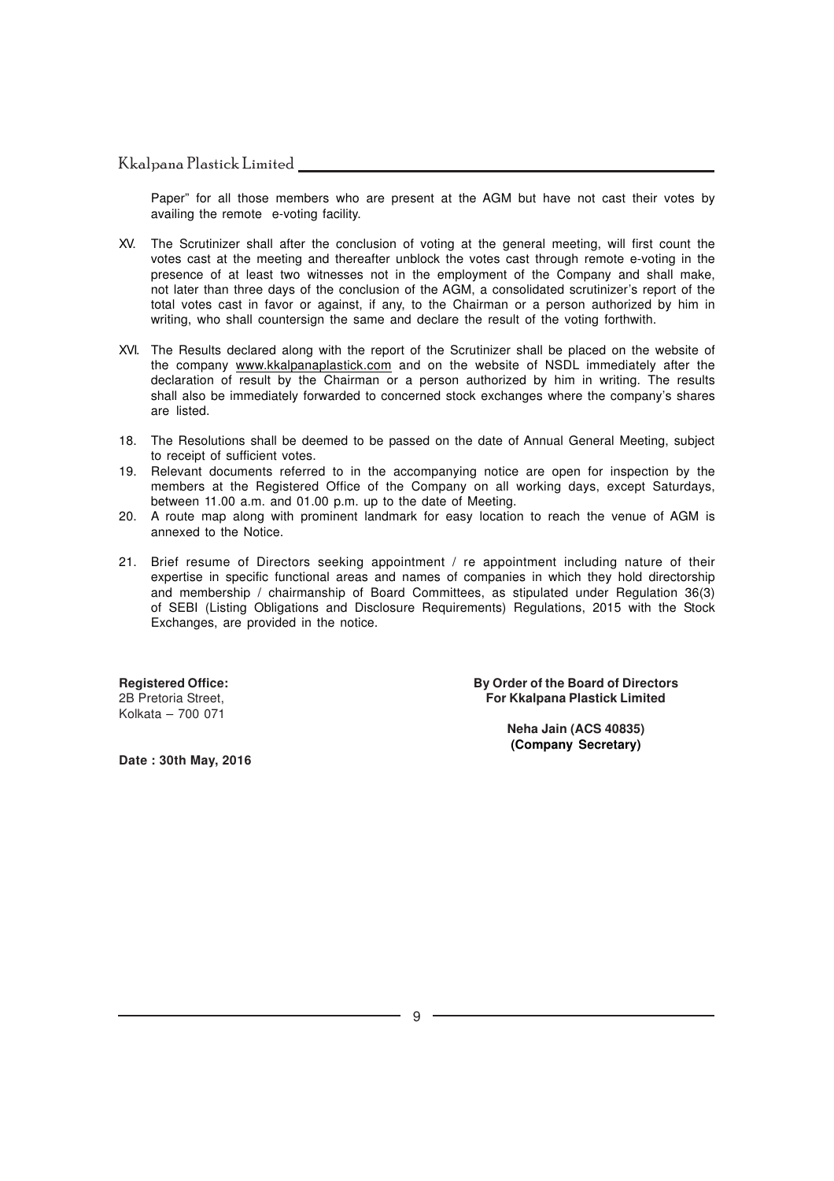Paper" for all those members who are present at the AGM but have not cast their votes by availing the remote e-voting facility.

XV. The Scrutinizer shall after the conclusion of voting at the general meeting, will first count the votes cast at the meeting and thereafter unblock the votes cast through remote e-voting in the presence of at least two witnesses not in the employment of the Company and shall make, not later than three days of the conclusion of the AGM, a consolidated scrutinizer's report of the total votes cast in favor or against, if any, to the Chairman or a person authorized by him in writing, who shall countersign the same and declare the result of the voting forthwith.

XVI. The Results declared along with the report of the Scrutinizer shall be placed on the website of the company www.kkalpanaplastick.com and on the website of NSDL immediately after the declaration of result by the Chairman or a person authorized by him in writing. The results shall also be immediately forwarded to concerned stock exchanges where the company's shares are listed.

18. The Resolutions shall be deemed to be passed on the date of Annual General Meeting, subject to receipt of sufficient votes.
19. Relevant documents referred to in the accompanying notice are open for inspection by the members at the Registered Office of the Company on all working days, except Saturdays, between 11.00 a.m. and 01.00 p.m. up to the date of Meeting.
20. A route map along with prominent landmark for easy location to reach the venue of AGM is annexed to the Notice.
21. Brief resume of Directors seeking appointment / re appointment including nature of their expertise in specific functional areas and names of companies in which they hold directorship and membership / chairmanship of Board Committees, as stipulated under Regulation 36(3) of SEBI (Listing Obligations and Disclosure Requirements) Regulations, 2015 with the Stock Exchanges, are provided in the notice.

**Registered Office:**
2B Pretoria Street,
Kolkata – 700 071

**Date : 30th May, 2016**

**By Order of the Board of Directors**
**For Kkalpana Plastick Limited**

**Neha Jain (ACS 40835)**
**(Company Secretary)**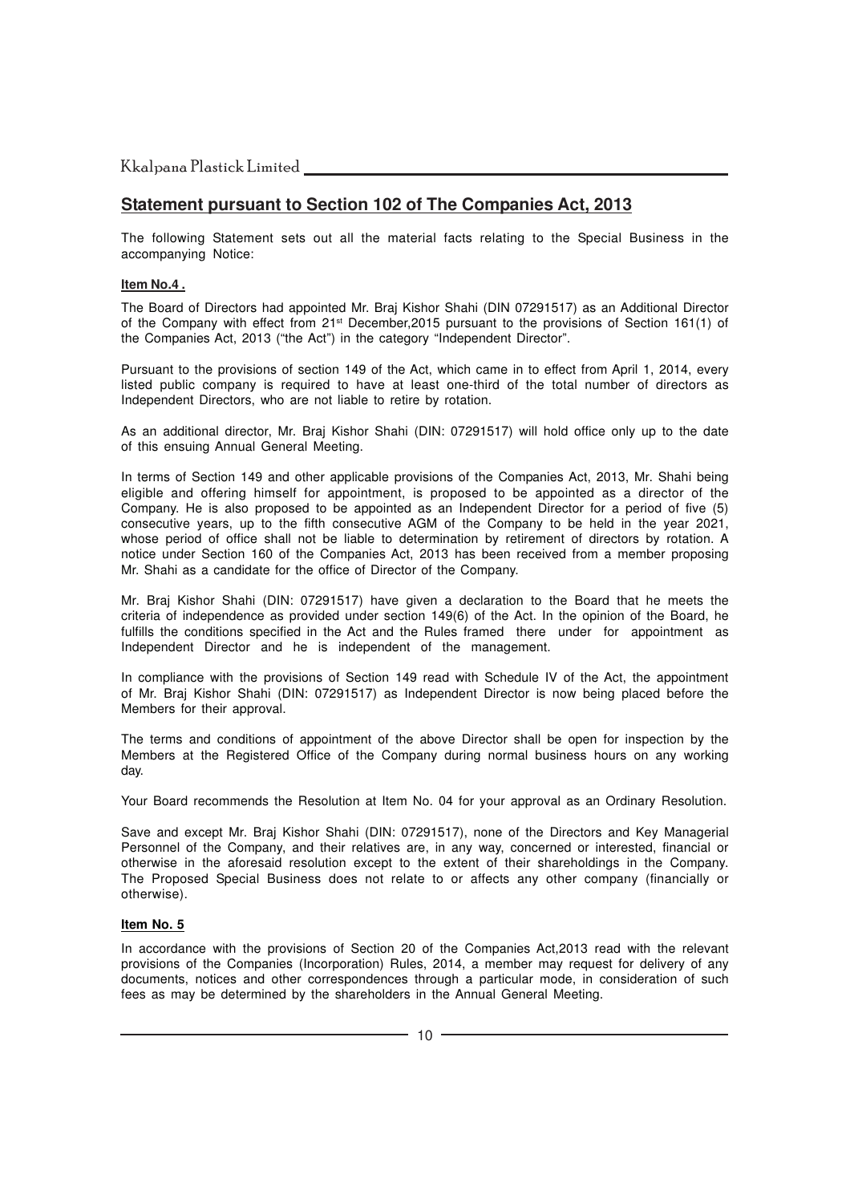## Statement pursuant to Section 102 of The Companies Act, 2013

The following Statement sets out all the material facts relating to the Special Business in the accompanying Notice:

**Item No.4 .**

The Board of Directors had appointed Mr. Braj Kishor Shahi (DIN 07291517) as an Additional Director of the Company with effect from 21st December,2015 pursuant to the provisions of Section 161(1) of the Companies Act, 2013 ("the Act") in the category "Independent Director".

Pursuant to the provisions of section 149 of the Act, which came in to effect from April 1, 2014, every listed public company is required to have at least one-third of the total number of directors as Independent Directors, who are not liable to retire by rotation.

As an additional director, Mr. Braj Kishor Shahi (DIN: 07291517) will hold office only up to the date of this ensuing Annual General Meeting.

In terms of Section 149 and other applicable provisions of the Companies Act, 2013, Mr. Shahi being eligible and offering himself for appointment, is proposed to be appointed as a director of the Company. He is also proposed to be appointed as an Independent Director for a period of five (5) consecutive years, up to the fifth consecutive AGM of the Company to be held in the year 2021, whose period of office shall not be liable to determination by retirement of directors by rotation. A notice under Section 160 of the Companies Act, 2013 has been received from a member proposing Mr. Shahi as a candidate for the office of Director of the Company.

Mr. Braj Kishor Shahi (DIN: 07291517) have given a declaration to the Board that he meets the criteria of independence as provided under section 149(6) of the Act. In the opinion of the Board, he fulfills the conditions specified in the Act and the Rules framed there under for appointment as Independent Director and he is independent of the management.

In compliance with the provisions of Section 149 read with Schedule IV of the Act, the appointment of Mr. Braj Kishor Shahi (DIN: 07291517) as Independent Director is now being placed before the Members for their approval.

The terms and conditions of appointment of the above Director shall be open for inspection by the Members at the Registered Office of the Company during normal business hours on any working day.

Your Board recommends the Resolution at Item No. 04 for your approval as an Ordinary Resolution.

Save and except Mr. Braj Kishor Shahi (DIN: 07291517), none of the Directors and Key Managerial Personnel of the Company, and their relatives are, in any way, concerned or interested, financial or otherwise in the aforesaid resolution except to the extent of their shareholdings in the Company. The Proposed Special Business does not relate to or affects any other company (financially or otherwise).

**Item No. 5**

In accordance with the provisions of Section 20 of the Companies Act,2013 read with the relevant provisions of the Companies (Incorporation) Rules, 2014, a member may request for delivery of any documents, notices and other correspondences through a particular mode, in consideration of such fees as may be determined by the shareholders in the Annual General Meeting.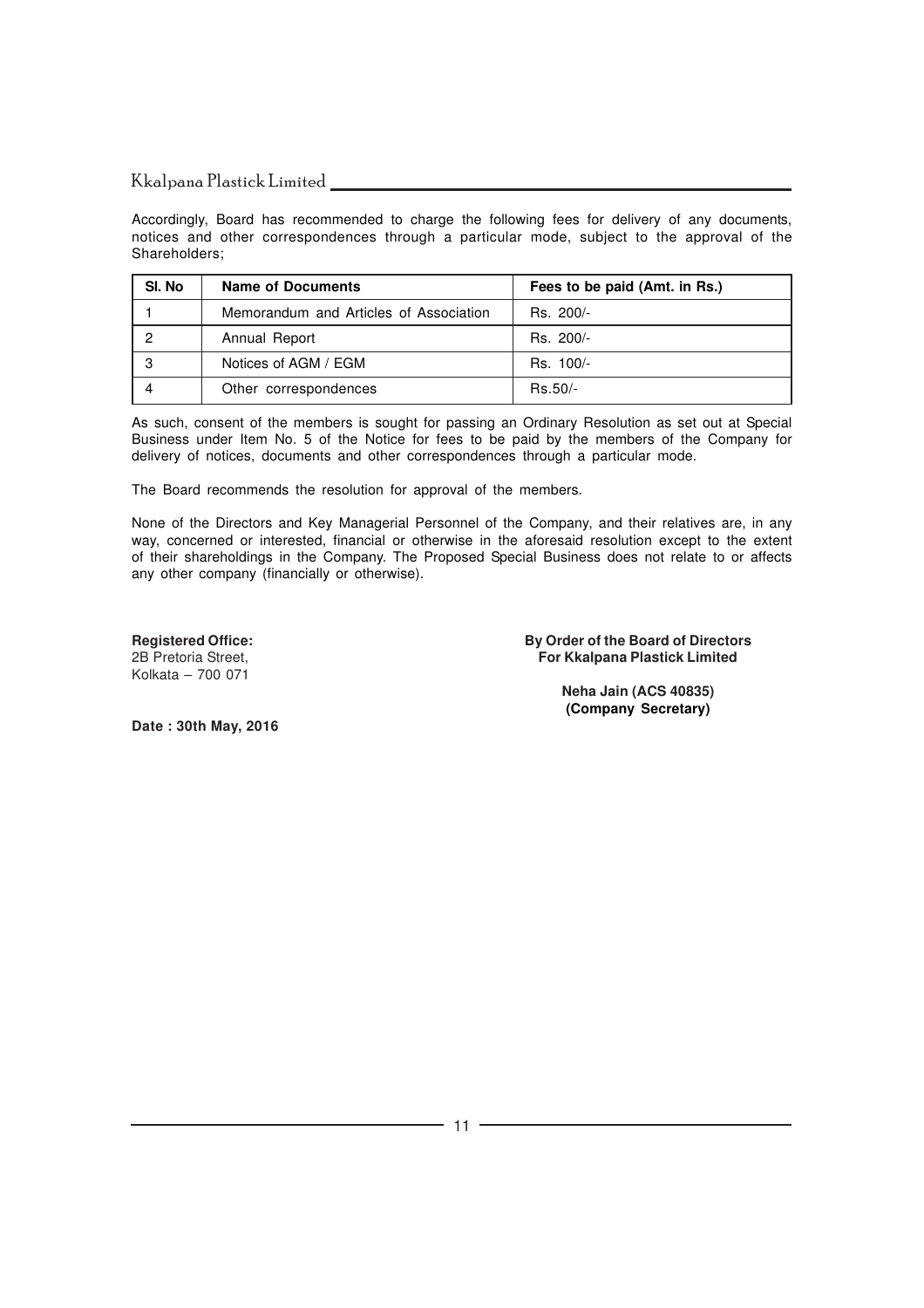Accordingly, Board has recommended to charge the following fees for delivery of any documents, notices and other correspondences through a particular mode, subject to the approval of the Shareholders;

| Sl. No | Name of Documents | Fees to be paid (Amt. in Rs.) |
|---|---|---|
| 1 | Memorandum and Articles of Association | Rs. 200/- |
| 2 | Annual Report | Rs. 200/- |
| 3 | Notices of AGM / EGM | Rs. 100/- |
| 4 | Other correspondences | Rs.50/- |

As such, consent of the members is sought for passing an Ordinary Resolution as set out at Special Business under Item No. 5 of the Notice for fees to be paid by the members of the Company for delivery of notices, documents and other correspondences through a particular mode.

The Board recommends the resolution for approval of the members.

None of the Directors and Key Managerial Personnel of the Company, and their relatives are, in any way, concerned or interested, financial or otherwise in the aforesaid resolution except to the extent of their shareholdings in the Company. The Proposed Special Business does not relate to or affects any other company (financially or otherwise).

**Registered Office:**
2B Pretoria Street,
Kolkata – 700 071

**Date : 30th May, 2016**

**By Order of the Board of Directors**
**For Kkalpana Plastick Limited**

**Neha Jain (ACS 40835)**
**(Company Secretary)**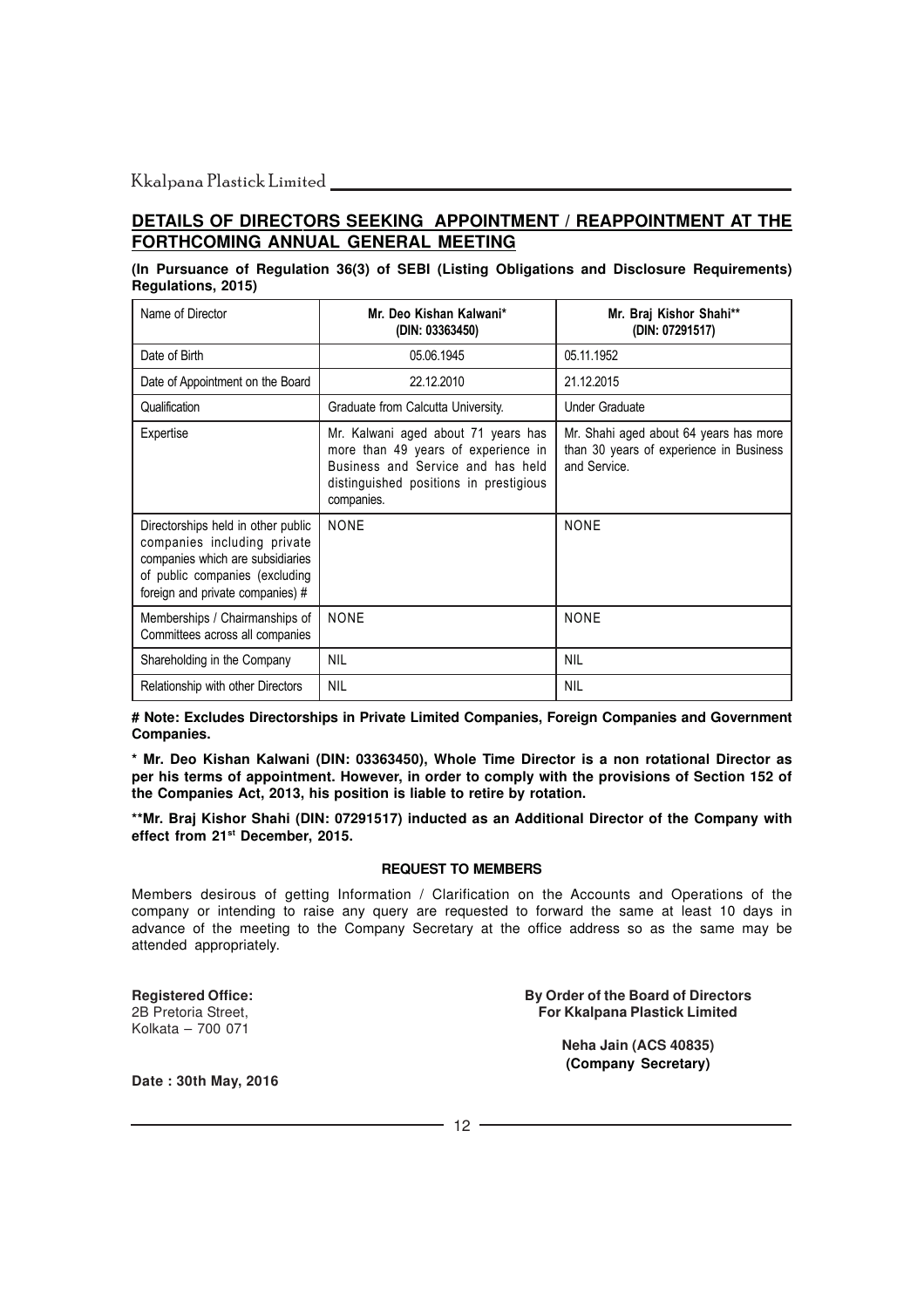## DETAILS OF DIRECTORS SEEKING APPOINTMENT / REAPPOINTMENT AT THE FORTHCOMING ANNUAL GENERAL MEETING

**(In Pursuance of Regulation 36(3) of SEBI (Listing Obligations and Disclosure Requirements) Regulations, 2015)**

| Name of Director | Mr. Deo Kishan Kalwani* (DIN: 03363450) | Mr. Braj Kishor Shahi** (DIN: 07291517) |
|---|---|---|
| Date of Birth | 05.06.1945 | 05.11.1952 |
| Date of Appointment on the Board | 22.12.2010 | 21.12.2015 |
| Qualification | Graduate from Calcutta University. | Under Graduate |
| Expertise | Mr. Kalwani aged about 71 years has more than 49 years of experience in Business and Service and has held distinguished positions in prestigious companies. | Mr. Shahi aged about 64 years has more than 30 years of experience in Business and Service. |
| Directorships held in other public companies including private companies which are subsidiaries of public companies (excluding foreign and private companies) # | NONE | NONE |
| Memberships / Chairmanships of Committees across all companies | NONE | NONE |
| Shareholding in the Company | NIL | NIL |
| Relationship with other Directors | NIL | NIL |

**# Note: Excludes Directorships in Private Limited Companies, Foreign Companies and Government Companies.**

**\* Mr. Deo Kishan Kalwani (DIN: 03363450), Whole Time Director is a non rotational Director as per his terms of appointment. However, in order to comply with the provisions of Section 152 of the Companies Act, 2013, his position is liable to retire by rotation.**

**\*\*Mr. Braj Kishor Shahi (DIN: 07291517) inducted as an Additional Director of the Company with effect from 21st December, 2015.**

**REQUEST TO MEMBERS**

Members desirous of getting Information / Clarification on the Accounts and Operations of the company or intending to raise any query are requested to forward the same at least 10 days in advance of the meeting to the Company Secretary at the office address so as the same may be attended appropriately.

**Registered Office:**
2B Pretoria Street,
Kolkata – 700 071

**By Order of the Board of Directors**
**For Kkalpana Plastick Limited**

**Neha Jain (ACS 40835)**
**(Company Secretary)**

**Date : 30th May, 2016**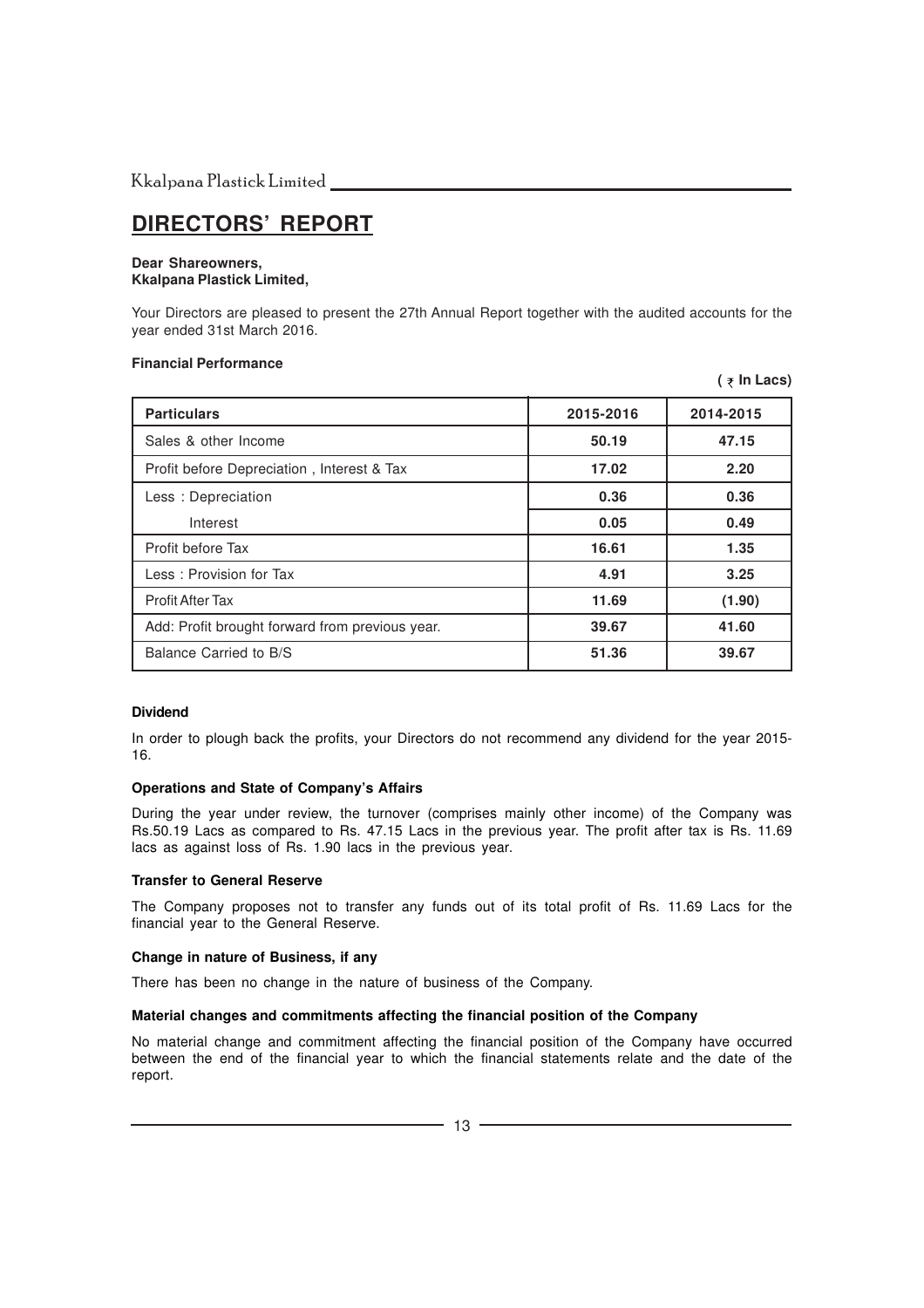# DIRECTORS' REPORT

**Dear Shareowners,**
**Kkalpana Plastick Limited,**

Your Directors are pleased to present the 27th Annual Report together with the audited accounts for the year ended 31st March 2016.

**Financial Performance**

**( ₹ In Lacs)**

| Particulars | 2015-2016 | 2014-2015 |
|---|---|---|
| Sales & other Income | **50.19** | **47.15** |
| Profit before Depreciation , Interest & Tax | **17.02** | **2.20** |
| Less : Depreciation | **0.36** | **0.36** |
| Interest | **0.05** | **0.49** |
| Profit before Tax | **16.61** | **1.35** |
| Less : Provision for Tax | **4.91** | **3.25** |
| Profit After Tax | **11.69** | **(1.90)** |
| Add: Profit brought forward from previous year. | **39.67** | **41.60** |
| Balance Carried to B/S | **51.36** | **39.67** |

**Dividend**

In order to plough back the profits, your Directors do not recommend any dividend for the year 2015-16.

**Operations and State of Company's Affairs**

During the year under review, the turnover (comprises mainly other income) of the Company was Rs.50.19 Lacs as compared to Rs. 47.15 Lacs in the previous year. The profit after tax is Rs. 11.69 lacs as against loss of Rs. 1.90 lacs in the previous year.

**Transfer to General Reserve**

The Company proposes not to transfer any funds out of its total profit of Rs. 11.69 Lacs for the financial year to the General Reserve.

**Change in nature of Business, if any**

There has been no change in the nature of business of the Company.

**Material changes and commitments affecting the financial position of the Company**

No material change and commitment affecting the financial position of the Company have occurred between the end of the financial year to which the financial statements relate and the date of the report.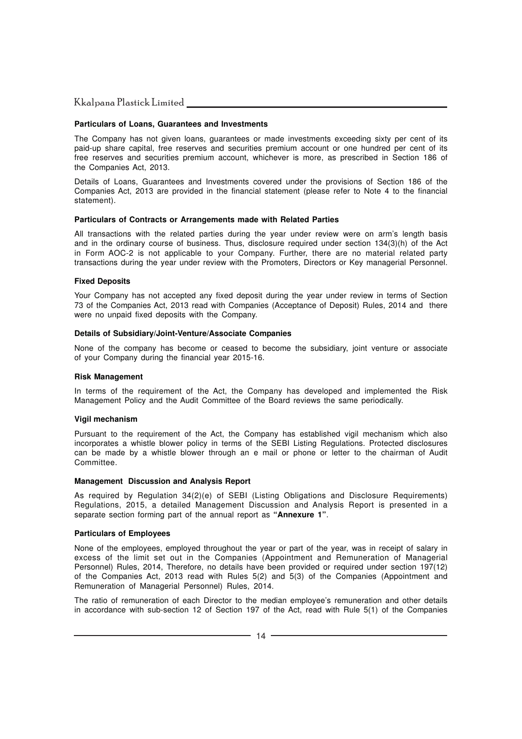#### Particulars of Loans, Guarantees and Investments

The Company has not given loans, guarantees or made investments exceeding sixty per cent of its paid-up share capital, free reserves and securities premium account or one hundred per cent of its free reserves and securities premium account, whichever is more, as prescribed in Section 186 of the Companies Act, 2013.

Details of Loans, Guarantees and Investments covered under the provisions of Section 186 of the Companies Act, 2013 are provided in the financial statement (please refer to Note 4 to the financial statement).

#### Particulars of Contracts or Arrangements made with Related Parties

All transactions with the related parties during the year under review were on arm's length basis and in the ordinary course of business. Thus, disclosure required under section 134(3)(h) of the Act in Form AOC-2 is not applicable to your Company. Further, there are no material related party transactions during the year under review with the Promoters, Directors or Key managerial Personnel.

#### Fixed Deposits

Your Company has not accepted any fixed deposit during the year under review in terms of Section 73 of the Companies Act, 2013 read with Companies (Acceptance of Deposit) Rules, 2014 and there were no unpaid fixed deposits with the Company.

#### Details of Subsidiary/Joint-Venture/Associate Companies

None of the company has become or ceased to become the subsidiary, joint venture or associate of your Company during the financial year 2015-16.

#### Risk Management

In terms of the requirement of the Act, the Company has developed and implemented the Risk Management Policy and the Audit Committee of the Board reviews the same periodically.

#### Vigil mechanism

Pursuant to the requirement of the Act, the Company has established vigil mechanism which also incorporates a whistle blower policy in terms of the SEBI Listing Regulations. Protected disclosures can be made by a whistle blower through an e mail or phone or letter to the chairman of Audit Committee.

#### Management Discussion and Analysis Report

As required by Regulation 34(2)(e) of SEBI (Listing Obligations and Disclosure Requirements) Regulations, 2015, a detailed Management Discussion and Analysis Report is presented in a separate section forming part of the annual report as **"Annexure 1"**.

#### Particulars of Employees

None of the employees, employed throughout the year or part of the year, was in receipt of salary in excess of the limit set out in the Companies (Appointment and Remuneration of Managerial Personnel) Rules, 2014, Therefore, no details have been provided or required under section 197(12) of the Companies Act, 2013 read with Rules 5(2) and 5(3) of the Companies (Appointment and Remuneration of Managerial Personnel) Rules, 2014.

The ratio of remuneration of each Director to the median employee's remuneration and other details in accordance with sub-section 12 of Section 197 of the Act, read with Rule 5(1) of the Companies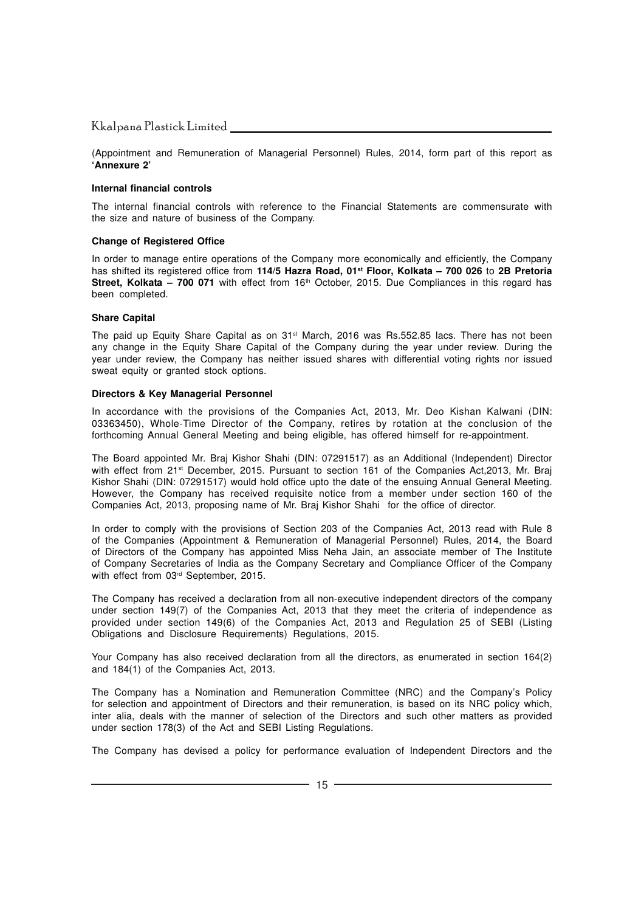(Appointment and Remuneration of Managerial Personnel) Rules, 2014, form part of this report as **'Annexure 2'**

**Internal financial controls**

The internal financial controls with reference to the Financial Statements are commensurate with the size and nature of business of the Company.

**Change of Registered Office**

In order to manage entire operations of the Company more economically and efficiently, the Company has shifted its registered office from **114/5 Hazra Road, 01st Floor, Kolkata – 700 026** to **2B Pretoria Street, Kolkata – 700 071** with effect from 16th October, 2015. Due Compliances in this regard has been completed.

**Share Capital**

The paid up Equity Share Capital as on 31st March, 2016 was Rs.552.85 lacs. There has not been any change in the Equity Share Capital of the Company during the year under review. During the year under review, the Company has neither issued shares with differential voting rights nor issued sweat equity or granted stock options.

**Directors & Key Managerial Personnel**

In accordance with the provisions of the Companies Act, 2013, Mr. Deo Kishan Kalwani (DIN: 03363450), Whole-Time Director of the Company, retires by rotation at the conclusion of the forthcoming Annual General Meeting and being eligible, has offered himself for re-appointment.

The Board appointed Mr. Braj Kishor Shahi (DIN: 07291517) as an Additional (Independent) Director with effect from 21st December, 2015. Pursuant to section 161 of the Companies Act,2013, Mr. Braj Kishor Shahi (DIN: 07291517) would hold office upto the date of the ensuing Annual General Meeting. However, the Company has received requisite notice from a member under section 160 of the Companies Act, 2013, proposing name of Mr. Braj Kishor Shahi for the office of director.

In order to comply with the provisions of Section 203 of the Companies Act, 2013 read with Rule 8 of the Companies (Appointment & Remuneration of Managerial Personnel) Rules, 2014, the Board of Directors of the Company has appointed Miss Neha Jain, an associate member of The Institute of Company Secretaries of India as the Company Secretary and Compliance Officer of the Company with effect from 03rd September, 2015.

The Company has received a declaration from all non-executive independent directors of the company under section 149(7) of the Companies Act, 2013 that they meet the criteria of independence as provided under section 149(6) of the Companies Act, 2013 and Regulation 25 of SEBI (Listing Obligations and Disclosure Requirements) Regulations, 2015.

Your Company has also received declaration from all the directors, as enumerated in section 164(2) and 184(1) of the Companies Act, 2013.

The Company has a Nomination and Remuneration Committee (NRC) and the Company's Policy for selection and appointment of Directors and their remuneration, is based on its NRC policy which, inter alia, deals with the manner of selection of the Directors and such other matters as provided under section 178(3) of the Act and SEBI Listing Regulations.

The Company has devised a policy for performance evaluation of Independent Directors and the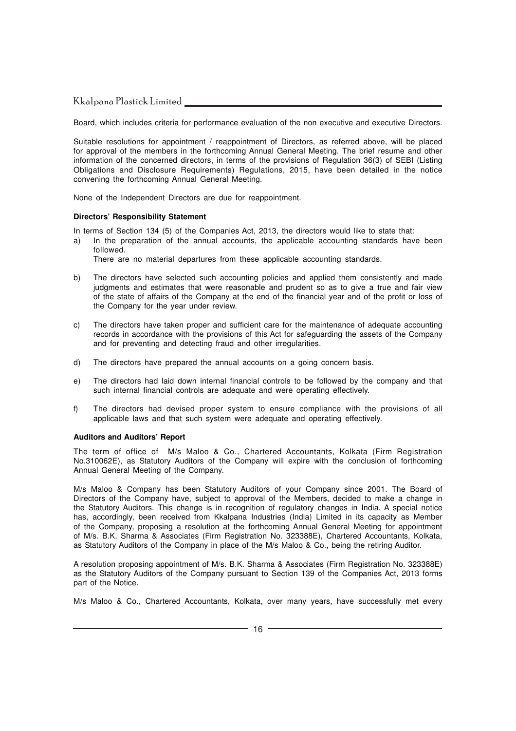Board, which includes criteria for performance evaluation of the non executive and executive Directors.

Suitable resolutions for appointment / reappointment of Directors, as referred above, will be placed for approval of the members in the forthcoming Annual General Meeting. The brief resume and other information of the concerned directors, in terms of the provisions of Regulation 36(3) of SEBI (Listing Obligations and Disclosure Requirements) Regulations, 2015, have been detailed in the notice convening the forthcoming Annual General Meeting.

None of the Independent Directors are due for reappointment.

**Directors' Responsibility Statement**

In terms of Section 134 (5) of the Companies Act, 2013, the directors would like to state that:

a) In the preparation of the annual accounts, the applicable accounting standards have been followed.
   There are no material departures from these applicable accounting standards.

b) The directors have selected such accounting policies and applied them consistently and made judgments and estimates that were reasonable and prudent so as to give a true and fair view of the state of affairs of the Company at the end of the financial year and of the profit or loss of the Company for the year under review.

c) The directors have taken proper and sufficient care for the maintenance of adequate accounting records in accordance with the provisions of this Act for safeguarding the assets of the Company and for preventing and detecting fraud and other irregularities.

d) The directors have prepared the annual accounts on a going concern basis.

e) The directors had laid down internal financial controls to be followed by the company and that such internal financial controls are adequate and were operating effectively.

f) The directors had devised proper system to ensure compliance with the provisions of all applicable laws and that such system were adequate and operating effectively.

**Auditors and Auditors' Report**

The term of office of M/s Maloo & Co., Chartered Accountants, Kolkata (Firm Registration No.310062E), as Statutory Auditors of the Company will expire with the conclusion of forthcoming Annual General Meeting of the Company.

M/s Maloo & Company has been Statutory Auditors of your Company since 2001. The Board of Directors of the Company have, subject to approval of the Members, decided to make a change in the Statutory Auditors. This change is in recognition of regulatory changes in India. A special notice has, accordingly, been received from Kkalpana Industries (India) Limited in its capacity as Member of the Company, proposing a resolution at the forthcoming Annual General Meeting for appointment of M/s. B.K. Sharma & Associates (Firm Registration No. 323388E), Chartered Accountants, Kolkata, as Statutory Auditors of the Company in place of the M/s Maloo & Co., being the retiring Auditor.

A resolution proposing appointment of M/s. B.K. Sharma & Associates (Firm Registration No. 323388E) as the Statutory Auditors of the Company pursuant to Section 139 of the Companies Act, 2013 forms part of the Notice.

M/s Maloo & Co., Chartered Accountants, Kolkata, over many years, have successfully met every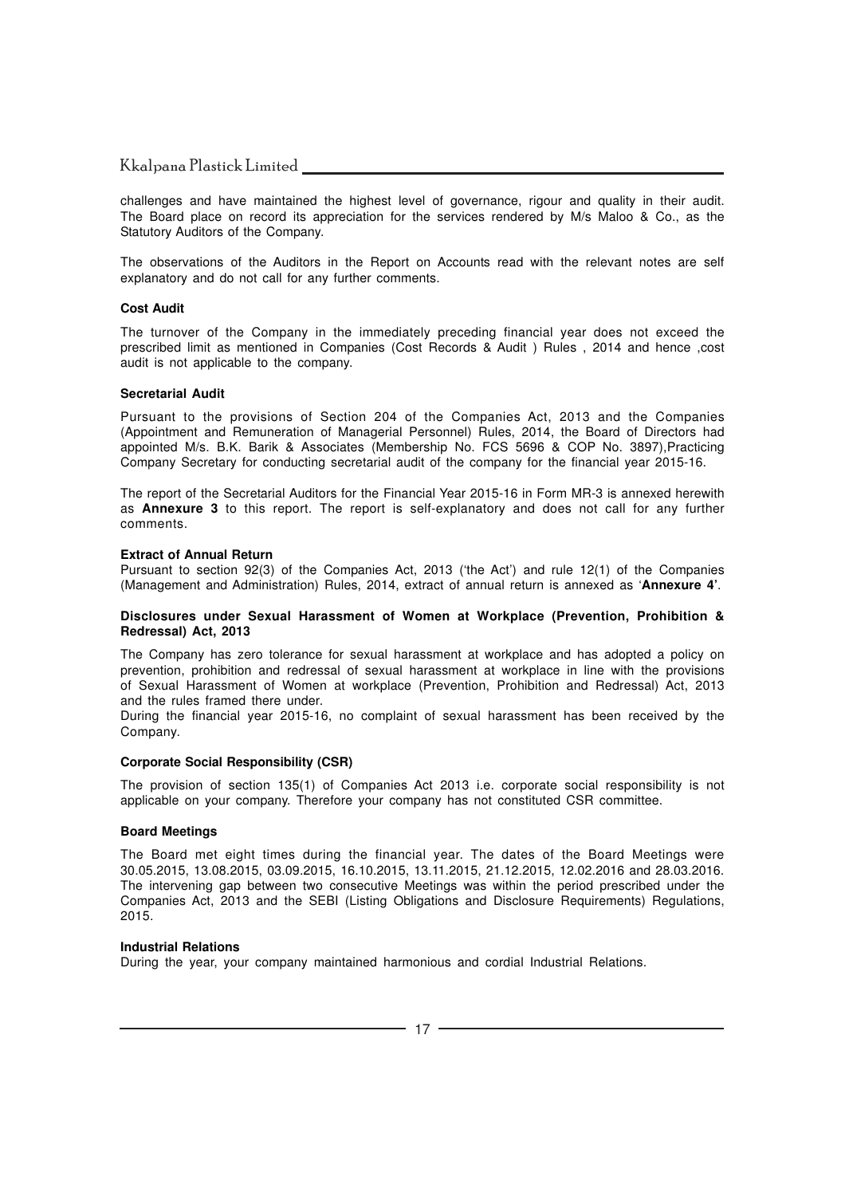challenges and have maintained the highest level of governance, rigour and quality in their audit. The Board place on record its appreciation for the services rendered by M/s Maloo & Co., as the Statutory Auditors of the Company.

The observations of the Auditors in the Report on Accounts read with the relevant notes are self explanatory and do not call for any further comments.

**Cost Audit**

The turnover of the Company in the immediately preceding financial year does not exceed the prescribed limit as mentioned in Companies (Cost Records & Audit ) Rules , 2014 and hence ,cost audit is not applicable to the company.

**Secretarial Audit**

Pursuant to the provisions of Section 204 of the Companies Act, 2013 and the Companies (Appointment and Remuneration of Managerial Personnel) Rules, 2014, the Board of Directors had appointed M/s. B.K. Barik & Associates (Membership No. FCS 5696 & COP No. 3897),Practicing Company Secretary for conducting secretarial audit of the company for the financial year 2015-16.

The report of the Secretarial Auditors for the Financial Year 2015-16 in Form MR-3 is annexed herewith as **Annexure 3** to this report. The report is self-explanatory and does not call for any further comments.

**Extract of Annual Return**

Pursuant to section 92(3) of the Companies Act, 2013 ('the Act') and rule 12(1) of the Companies (Management and Administration) Rules, 2014, extract of annual return is annexed as '**Annexure 4**'.

**Disclosures under Sexual Harassment of Women at Workplace (Prevention, Prohibition & Redressal) Act, 2013**

The Company has zero tolerance for sexual harassment at workplace and has adopted a policy on prevention, prohibition and redressal of sexual harassment at workplace in line with the provisions of Sexual Harassment of Women at workplace (Prevention, Prohibition and Redressal) Act, 2013 and the rules framed there under.

During the financial year 2015-16, no complaint of sexual harassment has been received by the Company.

**Corporate Social Responsibility (CSR)**

The provision of section 135(1) of Companies Act 2013 i.e. corporate social responsibility is not applicable on your company. Therefore your company has not constituted CSR committee.

**Board Meetings**

The Board met eight times during the financial year. The dates of the Board Meetings were 30.05.2015, 13.08.2015, 03.09.2015, 16.10.2015, 13.11.2015, 21.12.2015, 12.02.2016 and 28.03.2016. The intervening gap between two consecutive Meetings was within the period prescribed under the Companies Act, 2013 and the SEBI (Listing Obligations and Disclosure Requirements) Regulations, 2015.

**Industrial Relations**

During the year, your company maintained harmonious and cordial Industrial Relations.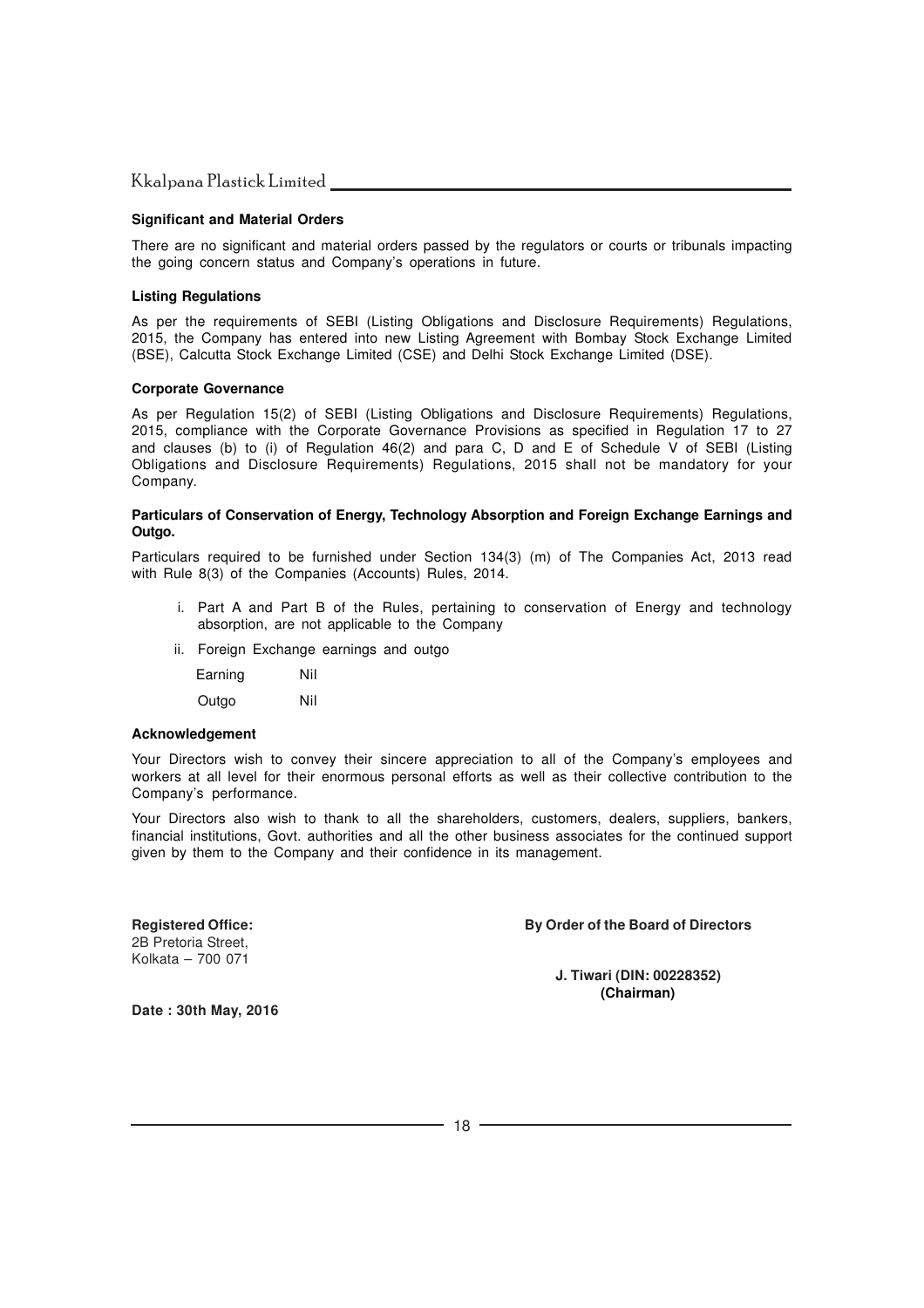**Significant and Material Orders**

There are no significant and material orders passed by the regulators or courts or tribunals impacting the going concern status and Company's operations in future.

**Listing Regulations**

As per the requirements of SEBI (Listing Obligations and Disclosure Requirements) Regulations, 2015, the Company has entered into new Listing Agreement with Bombay Stock Exchange Limited (BSE), Calcutta Stock Exchange Limited (CSE) and Delhi Stock Exchange Limited (DSE).

**Corporate Governance**

As per Regulation 15(2) of SEBI (Listing Obligations and Disclosure Requirements) Regulations, 2015, compliance with the Corporate Governance Provisions as specified in Regulation 17 to 27 and clauses (b) to (i) of Regulation 46(2) and para C, D and E of Schedule V of SEBI (Listing Obligations and Disclosure Requirements) Regulations, 2015 shall not be mandatory for your Company.

**Particulars of Conservation of Energy, Technology Absorption and Foreign Exchange Earnings and Outgo.**

Particulars required to be furnished under Section 134(3) (m) of The Companies Act, 2013 read with Rule 8(3) of the Companies (Accounts) Rules, 2014.

i. Part A and Part B of the Rules, pertaining to conservation of Energy and technology absorption, are not applicable to the Company

ii. Foreign Exchange earnings and outgo

| Earning | Nil |
|---|---|
| Outgo | Nil |

**Acknowledgement**

Your Directors wish to convey their sincere appreciation to all of the Company's employees and workers at all level for their enormous personal efforts as well as their collective contribution to the Company's performance.

Your Directors also wish to thank to all the shareholders, customers, dealers, suppliers, bankers, financial institutions, Govt. authorities and all the other business associates for the continued support given by them to the Company and their confidence in its management.

**Registered Office:**
2B Pretoria Street,
Kolkata – 700 071

**By Order of the Board of Directors**

**J. Tiwari (DIN: 00228352)**
**(Chairman)**

**Date : 30th May, 2016**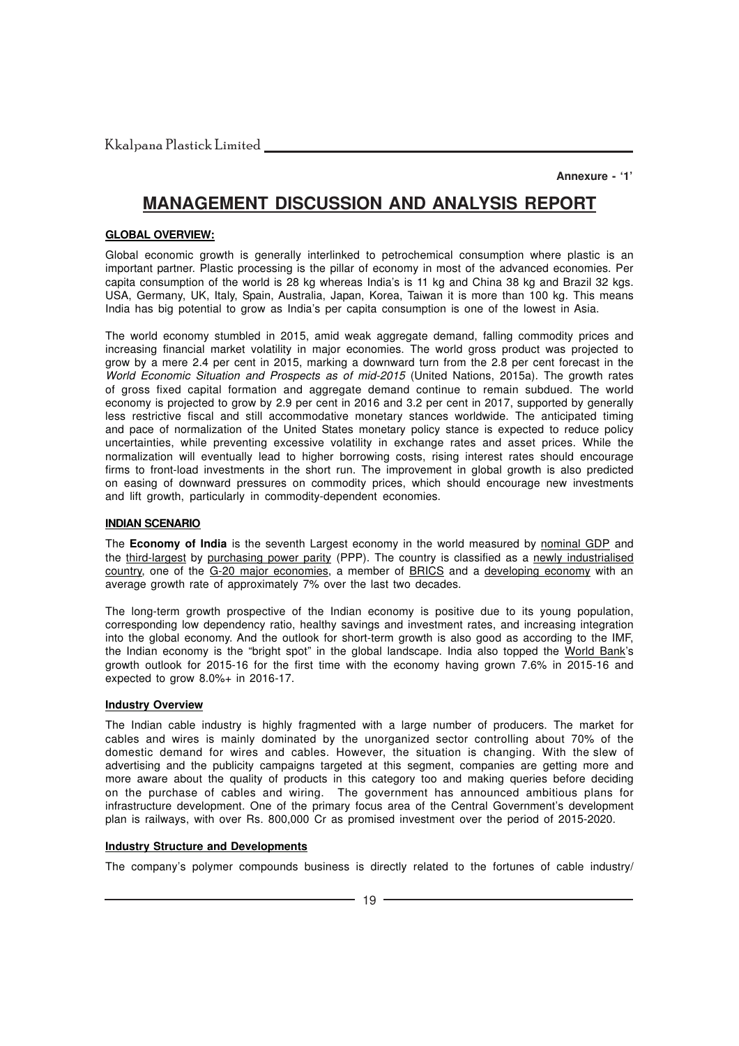Annexure - '1'

# MANAGEMENT DISCUSSION AND ANALYSIS REPORT

**GLOBAL OVERVIEW:**

Global economic growth is generally interlinked to petrochemical consumption where plastic is an important partner. Plastic processing is the pillar of economy in most of the advanced economies. Per capita consumption of the world is 28 kg whereas India's is 11 kg and China 38 kg and Brazil 32 kgs. USA, Germany, UK, Italy, Spain, Australia, Japan, Korea, Taiwan it is more than 100 kg. This means India has big potential to grow as India's per capita consumption is one of the lowest in Asia.

The world economy stumbled in 2015, amid weak aggregate demand, falling commodity prices and increasing financial market volatility in major economies. The world gross product was projected to grow by a mere 2.4 per cent in 2015, marking a downward turn from the 2.8 per cent forecast in the *World Economic Situation and Prospects as of mid-2015* (United Nations, 2015a). The growth rates of gross fixed capital formation and aggregate demand continue to remain subdued. The world economy is projected to grow by 2.9 per cent in 2016 and 3.2 per cent in 2017, supported by generally less restrictive fiscal and still accommodative monetary stances worldwide. The anticipated timing and pace of normalization of the United States monetary policy stance is expected to reduce policy uncertainties, while preventing excessive volatility in exchange rates and asset prices. While the normalization will eventually lead to higher borrowing costs, rising interest rates should encourage firms to front-load investments in the short run. The improvement in global growth is also predicted on easing of downward pressures on commodity prices, which should encourage new investments and lift growth, particularly in commodity-dependent economies.

**INDIAN SCENARIO**

The **Economy of India** is the seventh Largest economy in the world measured by nominal GDP and the third-largest by purchasing power parity (PPP). The country is classified as a newly industrialised country, one of the G-20 major economies, a member of BRICS and a developing economy with an average growth rate of approximately 7% over the last two decades.

The long-term growth prospective of the Indian economy is positive due to its young population, corresponding low dependency ratio, healthy savings and investment rates, and increasing integration into the global economy. And the outlook for short-term growth is also good as according to the IMF, the Indian economy is the "bright spot" in the global landscape. India also topped the World Bank's growth outlook for 2015-16 for the first time with the economy having grown 7.6% in 2015-16 and expected to grow 8.0%+ in 2016-17.

**Industry Overview**

The Indian cable industry is highly fragmented with a large number of producers. The market for cables and wires is mainly dominated by the unorganized sector controlling about 70% of the domestic demand for wires and cables. However, the situation is changing. With the slew of advertising and the publicity campaigns targeted at this segment, companies are getting more and more aware about the quality of products in this category too and making queries before deciding on the purchase of cables and wiring. The government has announced ambitious plans for infrastructure development. One of the primary focus area of the Central Government's development plan is railways, with over Rs. 800,000 Cr as promised investment over the period of 2015-2020.

**Industry Structure and Developments**

The company's polymer compounds business is directly related to the fortunes of cable industry/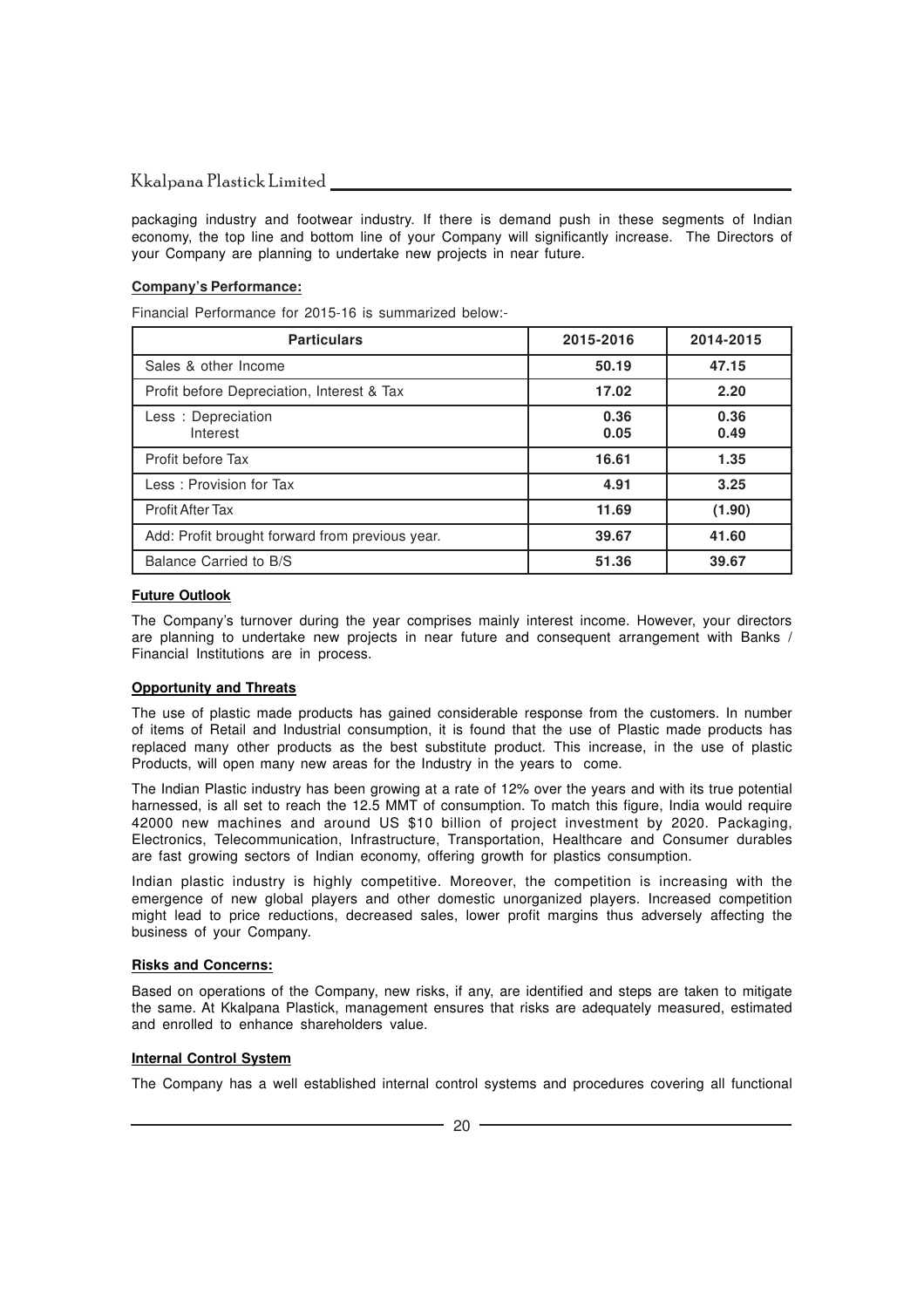packaging industry and footwear industry. If there is demand push in these segments of Indian economy, the top line and bottom line of your Company will significantly increase. The Directors of your Company are planning to undertake new projects in near future.

**Company's Performance:**

Financial Performance for 2015-16 is summarized below:-

| Particulars | 2015-2016 | 2014-2015 |
|---|---|---|
| Sales & other Income | **50.19** | **47.15** |
| Profit before Depreciation, Interest & Tax | **17.02** | **2.20** |
| Less : Depreciation<br>Interest | **0.36**<br>**0.05** | **0.36**<br>**0.49** |
| Profit before Tax | **16.61** | **1.35** |
| Less : Provision for Tax | **4.91** | **3.25** |
| Profit After Tax | **11.69** | **(1.90)** |
| Add: Profit brought forward from previous year. | **39.67** | **41.60** |
| Balance Carried to B/S | **51.36** | **39.67** |

**Future Outlook**

The Company's turnover during the year comprises mainly interest income. However, your directors are planning to undertake new projects in near future and consequent arrangement with Banks / Financial Institutions are in process.

**Opportunity and Threats**

The use of plastic made products has gained considerable response from the customers. In number of items of Retail and Industrial consumption, it is found that the use of Plastic made products has replaced many other products as the best substitute product. This increase, in the use of plastic Products, will open many new areas for the Industry in the years to come.

The Indian Plastic industry has been growing at a rate of 12% over the years and with its true potential harnessed, is all set to reach the 12.5 MMT of consumption. To match this figure, India would require 42000 new machines and around US $10 billion of project investment by 2020. Packaging, Electronics, Telecommunication, Infrastructure, Transportation, Healthcare and Consumer durables are fast growing sectors of Indian economy, offering growth for plastics consumption.

Indian plastic industry is highly competitive. Moreover, the competition is increasing with the emergence of new global players and other domestic unorganized players. Increased competition might lead to price reductions, decreased sales, lower profit margins thus adversely affecting the business of your Company.

**Risks and Concerns:**

Based on operations of the Company, new risks, if any, are identified and steps are taken to mitigate the same. At Kkalpana Plastick, management ensures that risks are adequately measured, estimated and enrolled to enhance shareholders value.

**Internal Control System**

The Company has a well established internal control systems and procedures covering all functional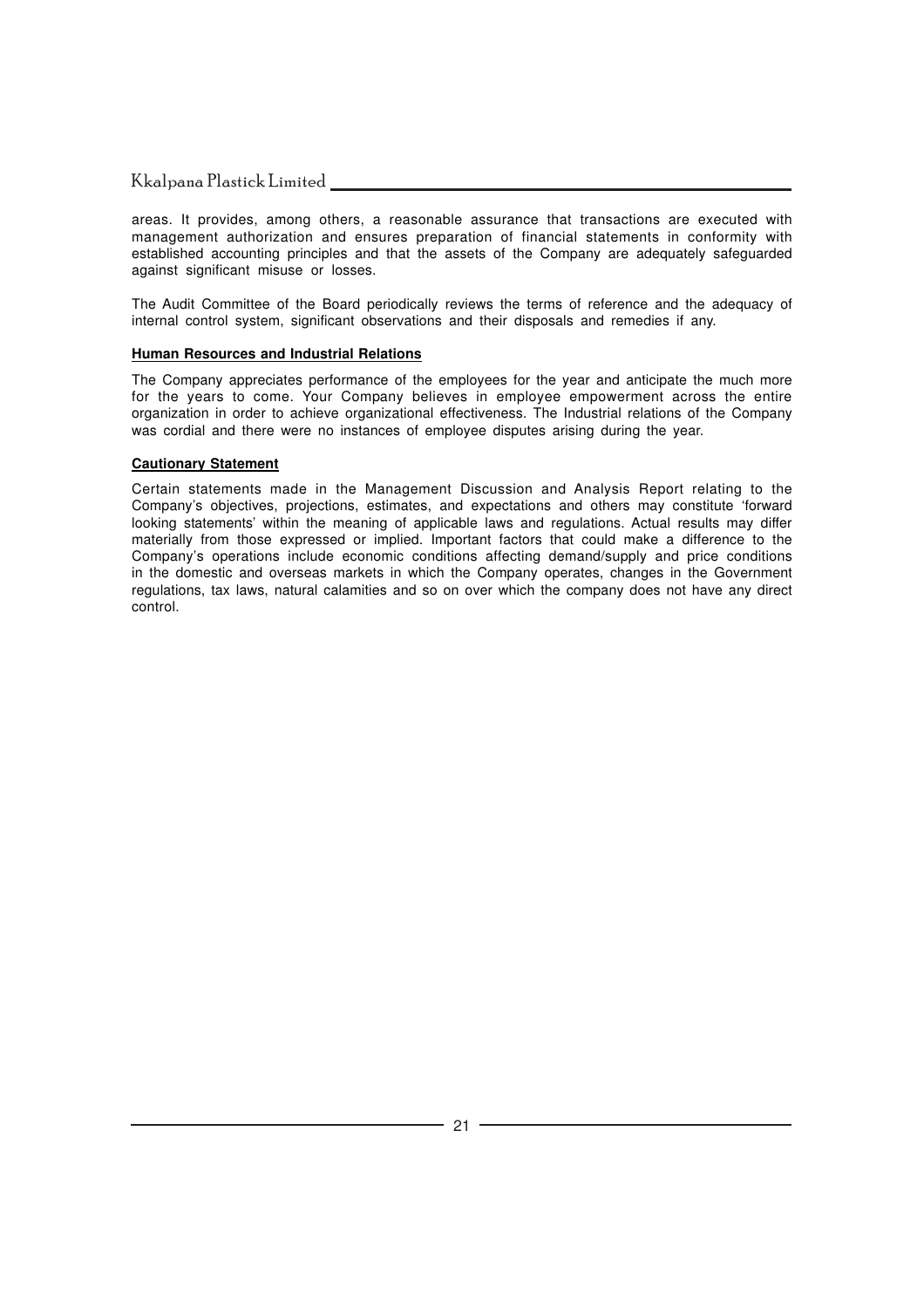areas. It provides, among others, a reasonable assurance that transactions are executed with management authorization and ensures preparation of financial statements in conformity with established accounting principles and that the assets of the Company are adequately safeguarded against significant misuse or losses.

The Audit Committee of the Board periodically reviews the terms of reference and the adequacy of internal control system, significant observations and their disposals and remedies if any.

**Human Resources and Industrial Relations**

The Company appreciates performance of the employees for the year and anticipate the much more for the years to come. Your Company believes in employee empowerment across the entire organization in order to achieve organizational effectiveness. The Industrial relations of the Company was cordial and there were no instances of employee disputes arising during the year.

**Cautionary Statement**

Certain statements made in the Management Discussion and Analysis Report relating to the Company's objectives, projections, estimates, and expectations and others may constitute 'forward looking statements' within the meaning of applicable laws and regulations. Actual results may differ materially from those expressed or implied. Important factors that could make a difference to the Company's operations include economic conditions affecting demand/supply and price conditions in the domestic and overseas markets in which the Company operates, changes in the Government regulations, tax laws, natural calamities and so on over which the company does not have any direct control.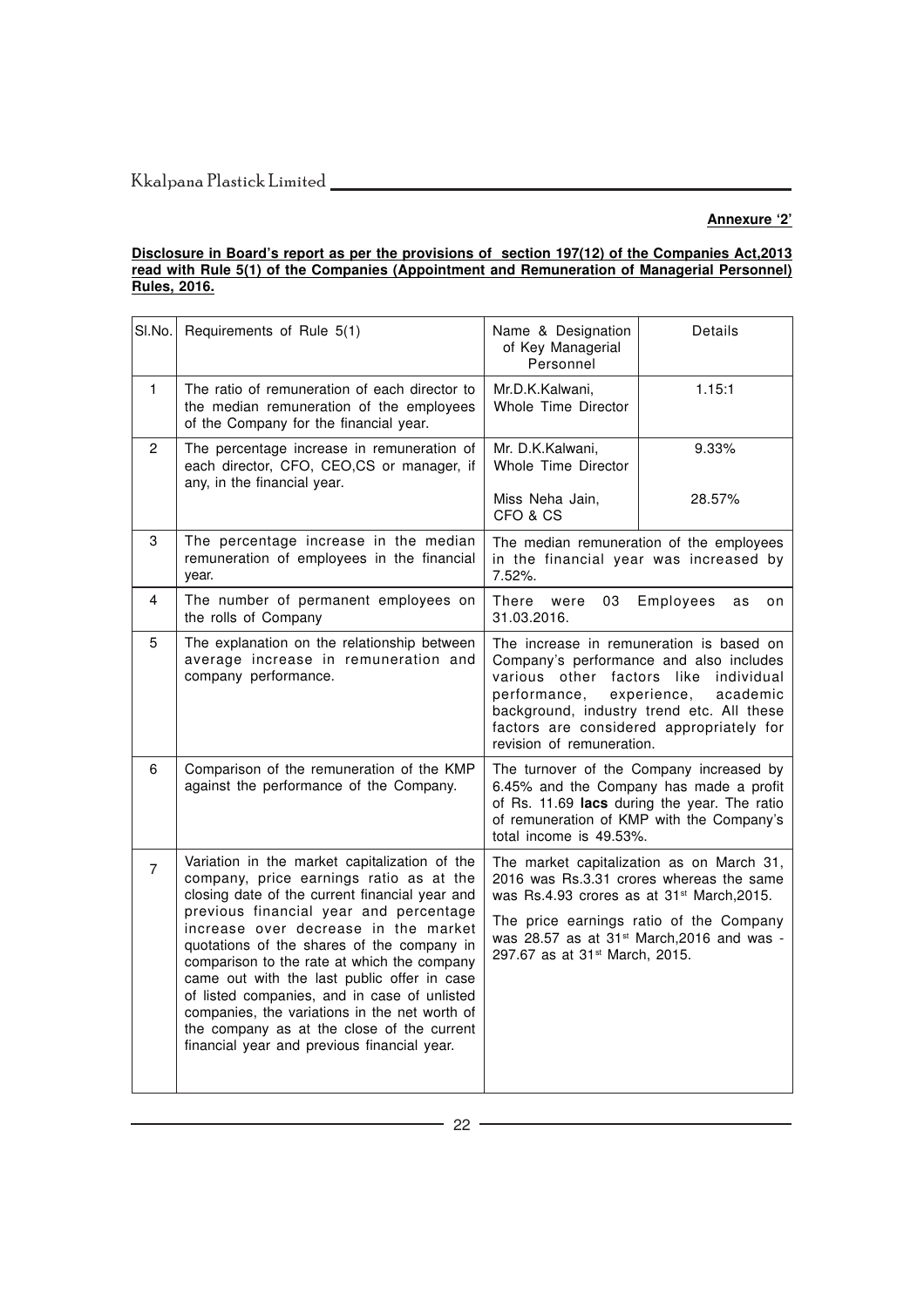**Annexure '2'**

**Disclosure in Board's report as per the provisions of section 197(12) of the Companies Act,2013 read with Rule 5(1) of the Companies (Appointment and Remuneration of Managerial Personnel) Rules, 2016.**

| Sl.No. | Requirements of Rule 5(1) | Name & Designation of Key Managerial Personnel | Details |
|---|---|---|---|
| 1 | The ratio of remuneration of each director to the median remuneration of the employees of the Company for the financial year. | Mr.D.K.Kalwani, Whole Time Director | 1.15:1 |
| 2 | The percentage increase in remuneration of each director, CFO, CEO,CS or manager, if any, in the financial year. | Mr. D.K.Kalwani, Whole Time Director<br>Miss Neha Jain, CFO & CS | 9.33%<br>28.57% |
| 3 | The percentage increase in the median remuneration of employees in the financial year. | The median remuneration of the employees in the financial year was increased by 7.52%. | |
| 4 | The number of permanent employees on the rolls of Company | There were 03 Employees as on 31.03.2016. | |
| 5 | The explanation on the relationship between average increase in remuneration and company performance. | The increase in remuneration is based on Company's performance and also includes various other factors like individual performance, experience, academic background, industry trend etc. All these factors are considered appropriately for revision of remuneration. | |
| 6 | Comparison of the remuneration of the KMP against the performance of the Company. | The turnover of the Company increased by 6.45% and the Company has made a profit of Rs. 11.69 **lacs** during the year. The ratio of remuneration of KMP with the Company's total income is 49.53%. | |
| 7 | Variation in the market capitalization of the company, price earnings ratio as at the closing date of the current financial year and previous financial year and percentage increase over decrease in the market quotations of the shares of the company in comparison to the rate at which the company came out with the last public offer in case of listed companies, and in case of unlisted companies, the variations in the net worth of the company as at the close of the current financial year and previous financial year. | The market capitalization as on March 31, 2016 was Rs.3.31 crores whereas the same was Rs.4.93 crores as at 31st March,2015.<br>The price earnings ratio of the Company was 28.57 as at 31st March,2016 and was -297.67 as at 31st March, 2015. | |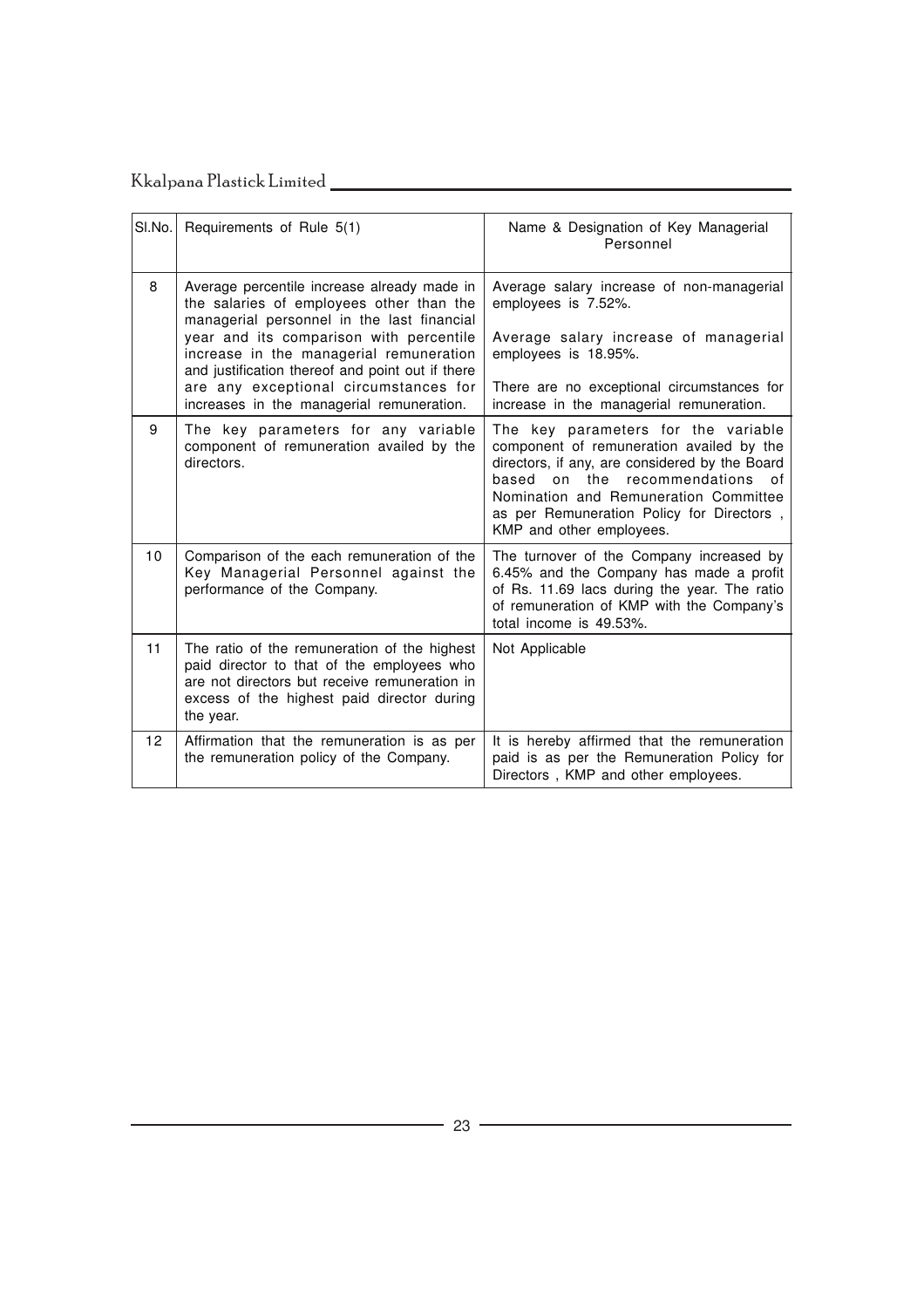| Sl.No. | Requirements of Rule 5(1) | Name & Designation of Key Managerial Personnel |
|---|---|---|
| 8 | Average percentile increase already made in the salaries of employees other than the managerial personnel in the last financial year and its comparison with percentile increase in the managerial remuneration and justification thereof and point out if there are any exceptional circumstances for increases in the managerial remuneration. | Average salary increase of non-managerial employees is 7.52%.<br><br>Average salary increase of managerial employees is 18.95%.<br><br>There are no exceptional circumstances for increase in the managerial remuneration. |
| 9 | The key parameters for any variable component of remuneration availed by the directors. | The key parameters for the variable component of remuneration availed by the directors, if any, are considered by the Board based on the recommendations of Nomination and Remuneration Committee as per Remuneration Policy for Directors , KMP and other employees. |
| 10 | Comparison of the each remuneration of the Key Managerial Personnel against the performance of the Company. | The turnover of the Company increased by 6.45% and the Company has made a profit of Rs. 11.69 lacs during the year. The ratio of remuneration of KMP with the Company's total income is 49.53%. |
| 11 | The ratio of the remuneration of the highest paid director to that of the employees who are not directors but receive remuneration in excess of the highest paid director during the year. | Not Applicable |
| 12 | Affirmation that the remuneration is as per the remuneration policy of the Company. | It is hereby affirmed that the remuneration paid is as per the Remuneration Policy for Directors , KMP and other employees. |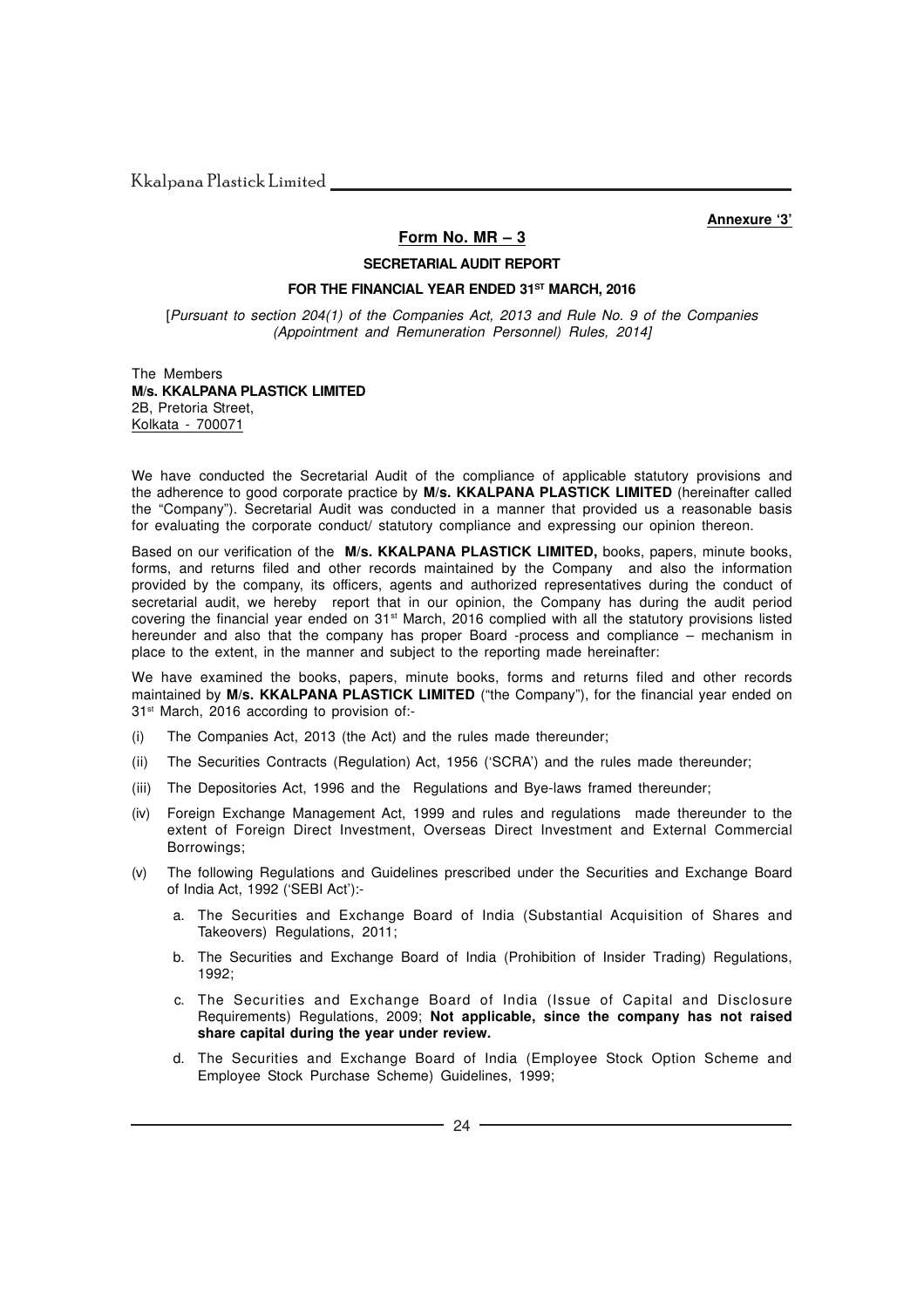**Annexure '3'**

## Form No. MR – 3

### SECRETARIAL AUDIT REPORT

### FOR THE FINANCIAL YEAR ENDED 31ST MARCH, 2016

[*Pursuant to section 204(1) of the Companies Act, 2013 and Rule No. 9 of the Companies (Appointment and Remuneration Personnel) Rules, 2014]*

The Members
**M/s. KKALPANA PLASTICK LIMITED**
2B, Pretoria Street,
Kolkata - 700071

We have conducted the Secretarial Audit of the compliance of applicable statutory provisions and the adherence to good corporate practice by **M/s. KKALPANA PLASTICK LIMITED** (hereinafter called the "Company"). Secretarial Audit was conducted in a manner that provided us a reasonable basis for evaluating the corporate conduct/ statutory compliance and expressing our opinion thereon.

Based on our verification of the **M/s. KKALPANA PLASTICK LIMITED,** books, papers, minute books, forms, and returns filed and other records maintained by the Company and also the information provided by the company, its officers, agents and authorized representatives during the conduct of secretarial audit, we hereby report that in our opinion, the Company has during the audit period covering the financial year ended on 31st March, 2016 complied with all the statutory provisions listed hereunder and also that the company has proper Board -process and compliance – mechanism in place to the extent, in the manner and subject to the reporting made hereinafter:

We have examined the books, papers, minute books, forms and returns filed and other records maintained by **M/s. KKALPANA PLASTICK LIMITED** ("the Company"), for the financial year ended on 31st March, 2016 according to provision of:-

(i) The Companies Act, 2013 (the Act) and the rules made thereunder;

(ii) The Securities Contracts (Regulation) Act, 1956 ('SCRA') and the rules made thereunder;

(iii) The Depositories Act, 1996 and the Regulations and Bye-laws framed thereunder;

(iv) Foreign Exchange Management Act, 1999 and rules and regulations made thereunder to the extent of Foreign Direct Investment, Overseas Direct Investment and External Commercial Borrowings;

(v) The following Regulations and Guidelines prescribed under the Securities and Exchange Board of India Act, 1992 ('SEBI Act'):-

   a. The Securities and Exchange Board of India (Substantial Acquisition of Shares and Takeovers) Regulations, 2011;

   b. The Securities and Exchange Board of India (Prohibition of Insider Trading) Regulations, 1992;

   c. The Securities and Exchange Board of India (Issue of Capital and Disclosure Requirements) Regulations, 2009; **Not applicable, since the company has not raised share capital during the year under review.**

   d. The Securities and Exchange Board of India (Employee Stock Option Scheme and Employee Stock Purchase Scheme) Guidelines, 1999;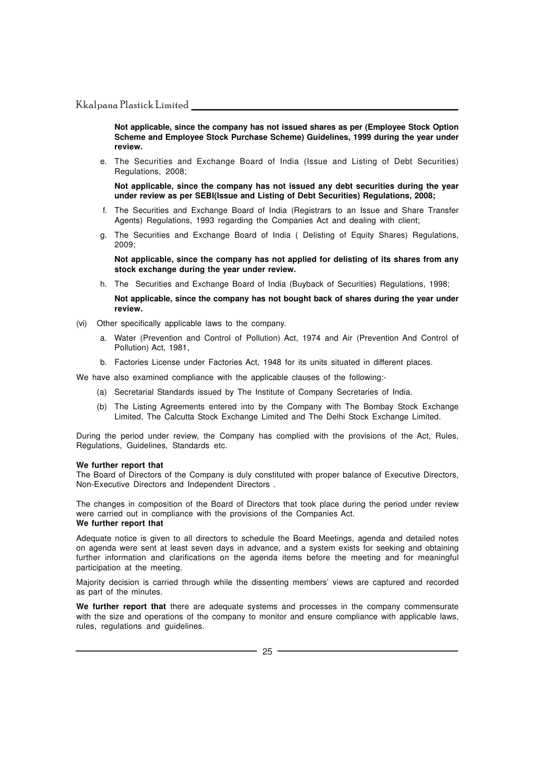**Not applicable, since the company has not issued shares as per (Employee Stock Option Scheme and Employee Stock Purchase Scheme) Guidelines, 1999 during the year under review.**

e. The Securities and Exchange Board of India (Issue and Listing of Debt Securities) Regulations, 2008;

**Not applicable, since the company has not issued any debt securities during the year under review as per SEBI(Issue and Listing of Debt Securities) Regulations, 2008;**

f. The Securities and Exchange Board of India (Registrars to an Issue and Share Transfer Agents) Regulations, 1993 regarding the Companies Act and dealing with client;

g. The Securities and Exchange Board of India ( Delisting of Equity Shares) Regulations, 2009;

**Not applicable, since the company has not applied for delisting of its shares from any stock exchange during the year under review.**

h. The Securities and Exchange Board of India (Buyback of Securities) Regulations, 1998;

**Not applicable, since the company has not bought back of shares during the year under review.**

(vi) Other specifically applicable laws to the company.

a. Water (Prevention and Control of Pollution) Act, 1974 and Air (Prevention And Control of Pollution) Act, 1981,

b. Factories License under Factories Act, 1948 for its units situated in different places.

We have also examined compliance with the applicable clauses of the following:-

(a) Secretarial Standards issued by The Institute of Company Secretaries of India.

(b) The Listing Agreements entered into by the Company with The Bombay Stock Exchange Limited, The Calcutta Stock Exchange Limited and The Delhi Stock Exchange Limited.

During the period under review, the Company has complied with the provisions of the Act, Rules, Regulations, Guidelines, Standards etc.

**We further report that**

The Board of Directors of the Company is duly constituted with proper balance of Executive Directors, Non-Executive Directors and Independent Directors .

The changes in composition of the Board of Directors that took place during the period under review were carried out in compliance with the provisions of the Companies Act.

**We further report that**

Adequate notice is given to all directors to schedule the Board Meetings, agenda and detailed notes on agenda were sent at least seven days in advance, and a system exists for seeking and obtaining further information and clarifications on the agenda items before the meeting and for meaningful participation at the meeting.

Majority decision is carried through while the dissenting members' views are captured and recorded as part of the minutes.

**We further report that** there are adequate systems and processes in the company commensurate with the size and operations of the company to monitor and ensure compliance with applicable laws, rules, regulations and guidelines.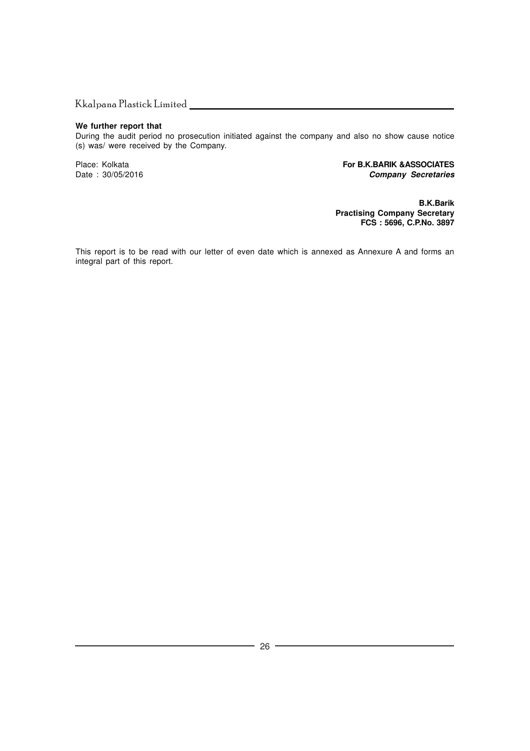**We further report that**

During the audit period no prosecution initiated against the company and also no show cause notice (s) was/ were received by the Company.

Place: Kolkata

Date : 30/05/2016

**For B.K.BARIK &ASSOCIATES**

***Company Secretaries***

**B.K.Barik**

**Practising Company Secretary**

**FCS : 5696, C.P.No. 3897**

This report is to be read with our letter of even date which is annexed as Annexure A and forms an integral part of this report.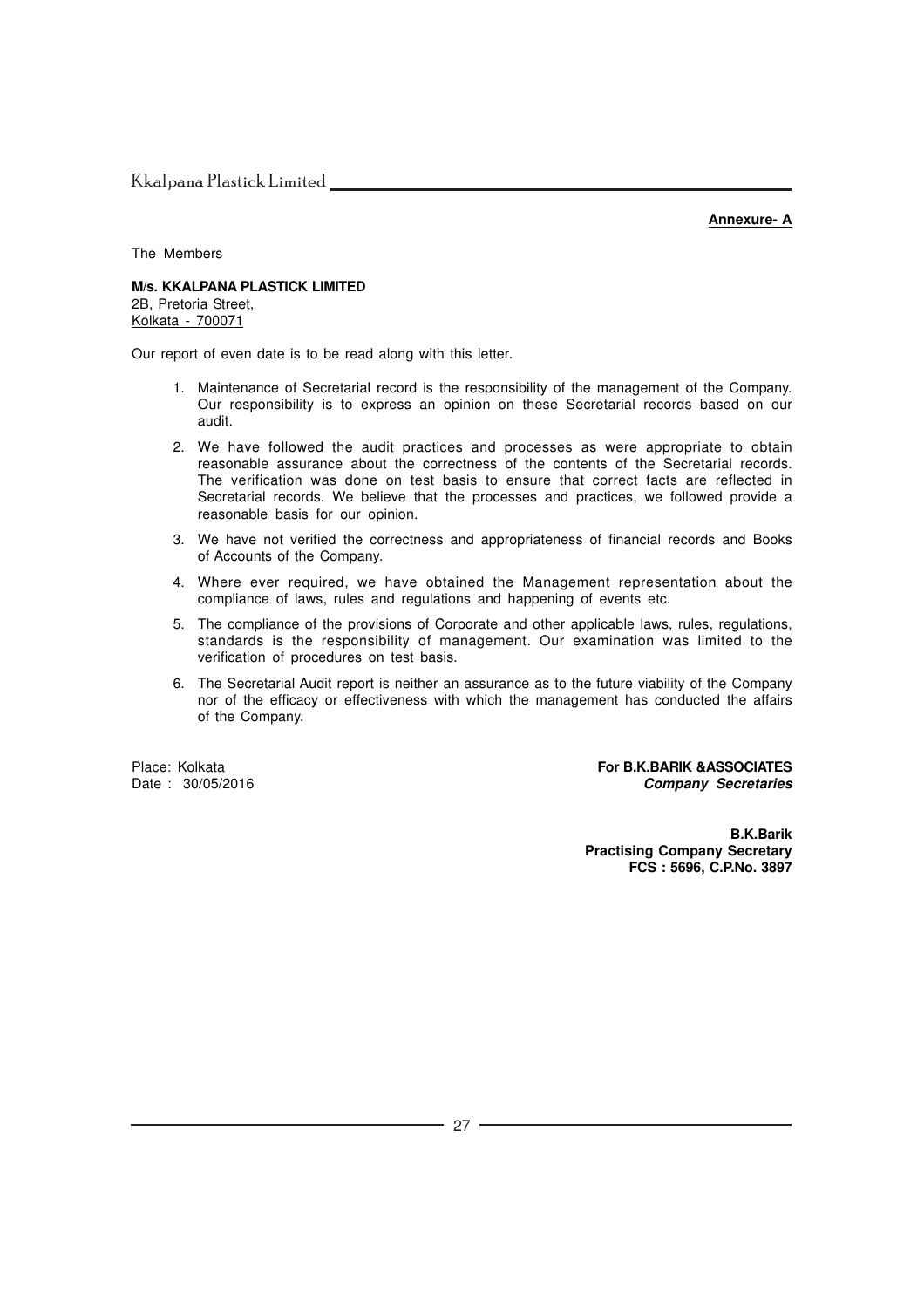**Annexure- A**

The Members

**M/s. KKALPANA PLASTICK LIMITED**
2B, Pretoria Street,
Kolkata - 700071

Our report of even date is to be read along with this letter.

1. Maintenance of Secretarial record is the responsibility of the management of the Company. Our responsibility is to express an opinion on these Secretarial records based on our audit.
2. We have followed the audit practices and processes as were appropriate to obtain reasonable assurance about the correctness of the contents of the Secretarial records. The verification was done on test basis to ensure that correct facts are reflected in Secretarial records. We believe that the processes and practices, we followed provide a reasonable basis for our opinion.
3. We have not verified the correctness and appropriateness of financial records and Books of Accounts of the Company.
4. Where ever required, we have obtained the Management representation about the compliance of laws, rules and regulations and happening of events etc.
5. The compliance of the provisions of Corporate and other applicable laws, rules, regulations, standards is the responsibility of management. Our examination was limited to the verification of procedures on test basis.
6. The Secretarial Audit report is neither an assurance as to the future viability of the Company nor of the efficacy or effectiveness with which the management has conducted the affairs of the Company.

Place: Kolkata
Date : 30/05/2016

**For B.K.BARIK &ASSOCIATES**
***Company Secretaries***

**B.K.Barik**
**Practising Company Secretary**
**FCS : 5696, C.P.No. 3897**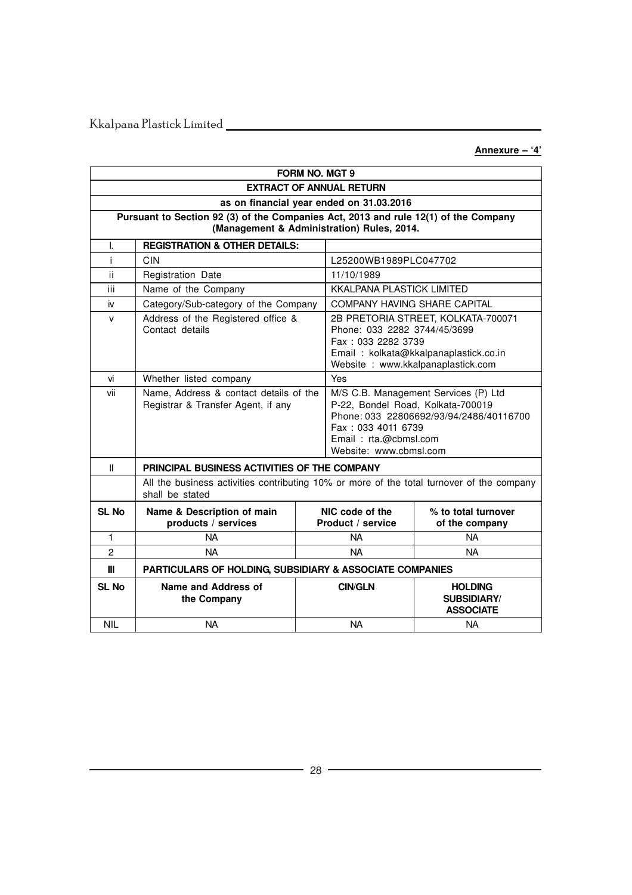**Annexure – '4'**

| FORM NO. MGT 9 | | | |
|---|---|---|---|
| **EXTRACT OF ANNUAL RETURN** | | | |
| **as on financial year ended on 31.03.2016** | | | |
| **Pursuant to Section 92 (3) of the Companies Act, 2013 and rule 12(1) of the Company (Management & Administration) Rules, 2014.** | | | |
| I. | **REGISTRATION & OTHER DETAILS:** | | |
| i | CIN | L25200WB1989PLC047702 | |
| ii | Registration Date | 11/10/1989 | |
| iii | Name of the Company | KKALPANA PLASTICK LIMITED | |
| iv | Category/Sub-category of the Company | COMPANY HAVING SHARE CAPITAL | |
| v | Address of the Registered office & Contact details | 2B PRETORIA STREET, KOLKATA-700071<br>Phone: 033 2282 3744/45/3699<br>Fax : 033 2282 3739<br>Email : kolkata@kkalpanaplastick.co.in<br>Website : www.kkalpanaplastick.com | |
| vi | Whether listed company | Yes | |
| vii | Name, Address & contact details of the Registrar & Transfer Agent, if any | M/S C.B. Management Services (P) Ltd<br>P-22, Bondel Road, Kolkata-700019<br>Phone: 033 22806692/93/94/2486/40116700<br>Fax : 033 4011 6739<br>Email : rta.@cbmsl.com<br>Website: www.cbmsl.com | |
| II | **PRINCIPAL BUSINESS ACTIVITIES OF THE COMPANY** | | |
| | All the business activities contributing 10% or more of the total turnover of the company shall be stated | | |
| **SL No** | **Name & Description of main products / services** | **NIC code of the Product / service** | **% to total turnover of the company** |
| 1 | NA | NA | NA |
| 2 | NA | NA | NA |
| III | **PARTICULARS OF HOLDING, SUBSIDIARY & ASSOCIATE COMPANIES** | | |
| **SL No** | **Name and Address of the Company** | **CIN/GLN** | **HOLDING SUBSIDIARY/ ASSOCIATE** |
| NIL | NA | NA | NA |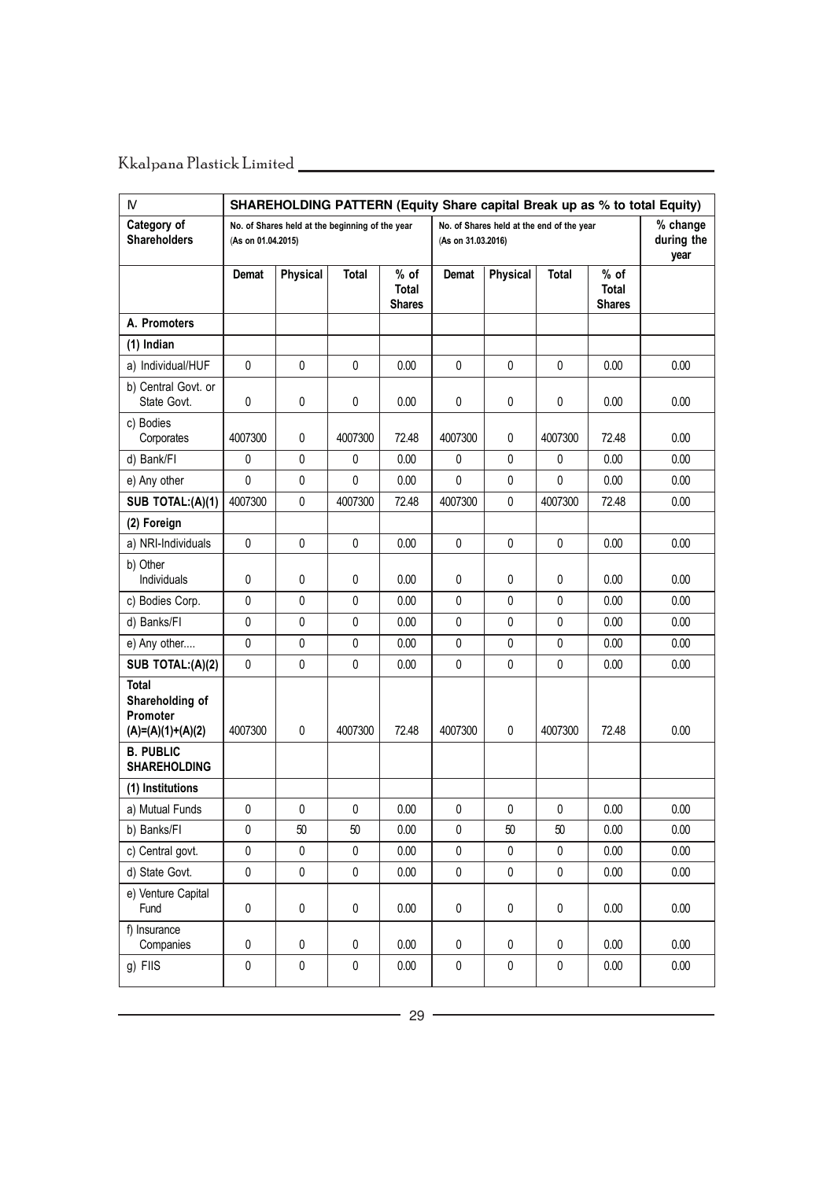| IV | SHAREHOLDING PATTERN (Equity Share capital Break up as % to total Equity) | | | | | | | | |
|---|---|---|---|---|---|---|---|---|---|
| Category of Shareholders | No. of Shares held at the beginning of the year (As on 01.04.2015) | | | | No. of Shares held at the end of the year (As on 31.03.2016) | | | | % change during the year |
| | Demat | Physical | Total | % of Total Shares | Demat | Physical | Total | % of Total Shares | |
| **A. Promoters** | | | | | | | | | |
| **(1) Indian** | | | | | | | | | |
| a) Individual/HUF | 0 | 0 | 0 | 0.00 | 0 | 0 | 0 | 0.00 | 0.00 |
| b) Central Govt. or State Govt. | 0 | 0 | 0 | 0.00 | 0 | 0 | 0 | 0.00 | 0.00 |
| c) Bodies Corporates | 4007300 | 0 | 4007300 | 72.48 | 4007300 | 0 | 4007300 | 72.48 | 0.00 |
| d) Bank/FI | 0 | 0 | 0 | 0.00 | 0 | 0 | 0 | 0.00 | 0.00 |
| e) Any other | 0 | 0 | 0 | 0.00 | 0 | 0 | 0 | 0.00 | 0.00 |
| **SUB TOTAL:(A)(1)** | 4007300 | 0 | 4007300 | 72.48 | 4007300 | 0 | 4007300 | 72.48 | 0.00 |
| **(2) Foreign** | | | | | | | | | |
| a) NRI-Individuals | 0 | 0 | 0 | 0.00 | 0 | 0 | 0 | 0.00 | 0.00 |
| b) Other Individuals | 0 | 0 | 0 | 0.00 | 0 | 0 | 0 | 0.00 | 0.00 |
| c) Bodies Corp. | 0 | 0 | 0 | 0.00 | 0 | 0 | 0 | 0.00 | 0.00 |
| d) Banks/FI | 0 | 0 | 0 | 0.00 | 0 | 0 | 0 | 0.00 | 0.00 |
| e) Any other.... | 0 | 0 | 0 | 0.00 | 0 | 0 | 0 | 0.00 | 0.00 |
| **SUB TOTAL:(A)(2)** | 0 | 0 | 0 | 0.00 | 0 | 0 | 0 | 0.00 | 0.00 |
| **Total Shareholding of Promoter (A)=(A)(1)+(A)(2)** | 4007300 | 0 | 4007300 | 72.48 | 4007300 | 0 | 4007300 | 72.48 | 0.00 |
| **B. PUBLIC SHAREHOLDING** | | | | | | | | | |
| **(1) Institutions** | | | | | | | | | |
| a) Mutual Funds | 0 | 0 | 0 | 0.00 | 0 | 0 | 0 | 0.00 | 0.00 |
| b) Banks/FI | 0 | 50 | 50 | 0.00 | 0 | 50 | 50 | 0.00 | 0.00 |
| c) Central govt. | 0 | 0 | 0 | 0.00 | 0 | 0 | 0 | 0.00 | 0.00 |
| d) State Govt. | 0 | 0 | 0 | 0.00 | 0 | 0 | 0 | 0.00 | 0.00 |
| e) Venture Capital Fund | 0 | 0 | 0 | 0.00 | 0 | 0 | 0 | 0.00 | 0.00 |
| f) Insurance Companies | 0 | 0 | 0 | 0.00 | 0 | 0 | 0 | 0.00 | 0.00 |
| g) FIIS | 0 | 0 | 0 | 0.00 | 0 | 0 | 0 | 0.00 | 0.00 |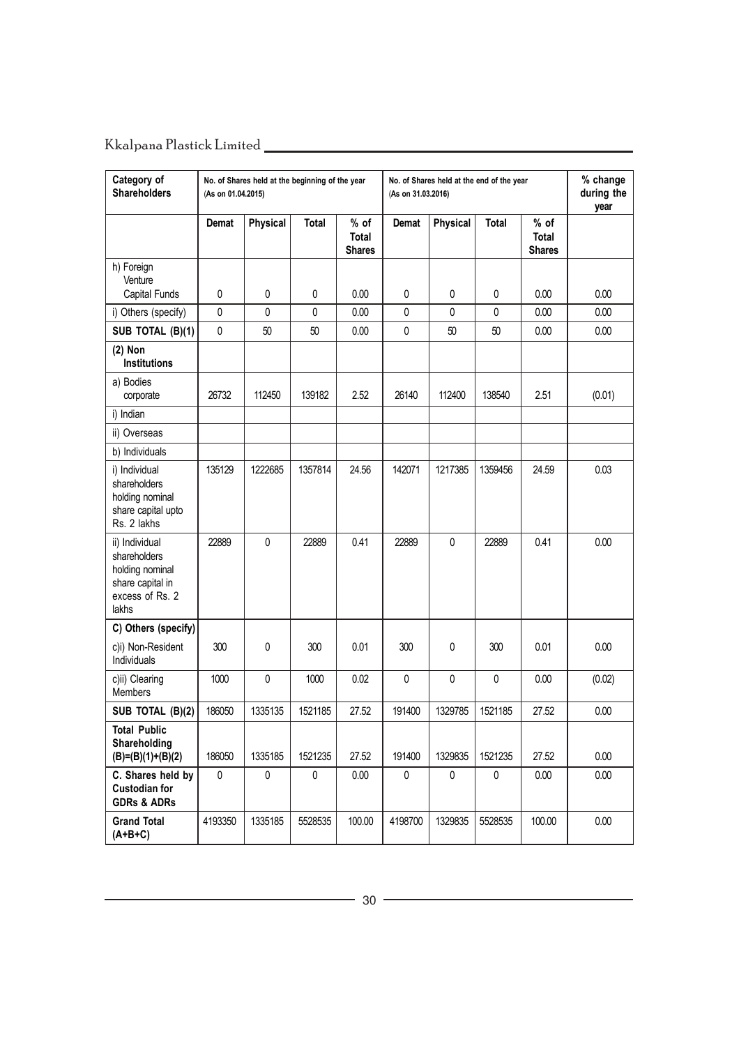| Category of Shareholders | No. of Shares held at the beginning of the year (As on 01.04.2015) | | | | No. of Shares held at the end of the year (As on 31.03.2016) | | | | % change during the year |
|---|---|---|---|---|---|---|---|---|---|
| | Demat | Physical | Total | % of Total Shares | Demat | Physical | Total | % of Total Shares | |
| h) Foreign Venture Capital Funds | 0 | 0 | 0 | 0.00 | 0 | 0 | 0 | 0.00 | 0.00 |
| i) Others (specify) | 0 | 0 | 0 | 0.00 | 0 | 0 | 0 | 0.00 | 0.00 |
| **SUB TOTAL (B)(1)** | 0 | 50 | 50 | 0.00 | 0 | 50 | 50 | 0.00 | 0.00 |
| **(2) Non Institutions** | | | | | | | | | |
| a) Bodies corporate | 26732 | 112450 | 139182 | 2.52 | 26140 | 112400 | 138540 | 2.51 | (0.01) |
| i) Indian | | | | | | | | | |
| ii) Overseas | | | | | | | | | |
| b) Individuals | | | | | | | | | |
| i) Individual shareholders holding nominal share capital upto Rs. 2 lakhs | 135129 | 1222685 | 1357814 | 24.56 | 142071 | 1217385 | 1359456 | 24.59 | 0.03 |
| ii) Individual shareholders holding nominal share capital in excess of Rs. 2 lakhs | 22889 | 0 | 22889 | 0.41 | 22889 | 0 | 22889 | 0.41 | 0.00 |
| **C) Others (specify)** | | | | | | | | | |
| c)i) Non-Resident Individuals | 300 | 0 | 300 | 0.01 | 300 | 0 | 300 | 0.01 | 0.00 |
| c)ii) Clearing Members | 1000 | 0 | 1000 | 0.02 | 0 | 0 | 0 | 0.00 | (0.02) |
| **SUB TOTAL (B)(2)** | 186050 | 1335135 | 1521185 | 27.52 | 191400 | 1329785 | 1521185 | 27.52 | 0.00 |
| **Total Public Shareholding (B)=(B)(1)+(B)(2)** | 186050 | 1335185 | 1521235 | 27.52 | 191400 | 1329835 | 1521235 | 27.52 | 0.00 |
| **C. Shares held by Custodian for GDRs & ADRs** | 0 | 0 | 0 | 0.00 | 0 | 0 | 0 | 0.00 | 0.00 |
| **Grand Total (A+B+C)** | 4193350 | 1335185 | 5528535 | 100.00 | 4198700 | 1329835 | 5528535 | 100.00 | 0.00 |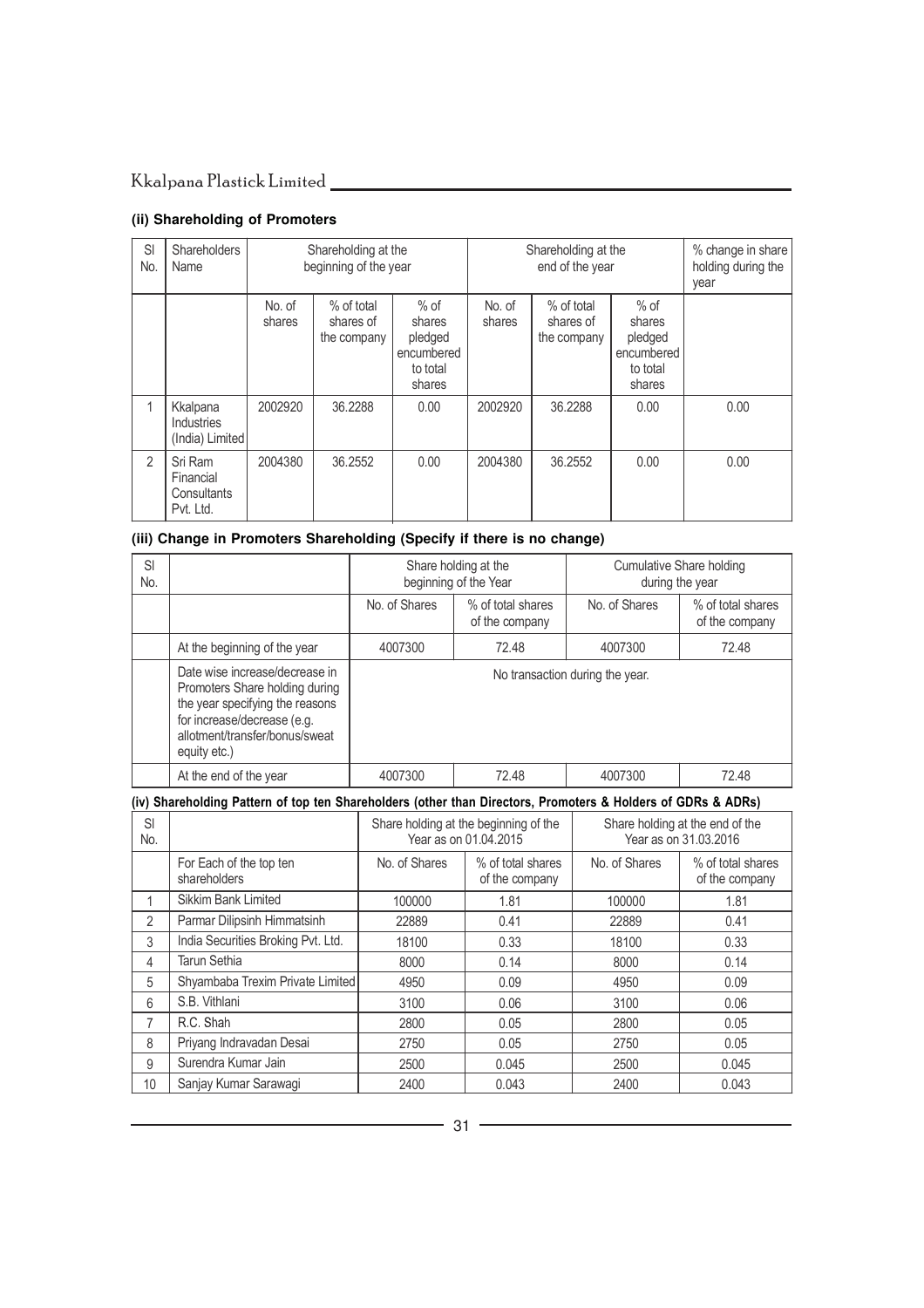### (ii) Shareholding of Promoters

| Sl No. | Shareholders Name | Shareholding at the beginning of the year | | | Shareholding at the end of the year | | | % change in share holding during the year |
|---|---|---|---|---|---|---|---|---|
| | | No. of shares | % of total shares of the company | % of shares pledged encumbered to total shares | No. of shares | % of total shares of the company | % of shares pledged encumbered to total shares | |
| 1 | Kkalpana Industries (India) Limited | 2002920 | 36.2288 | 0.00 | 2002920 | 36.2288 | 0.00 | 0.00 |
| 2 | Sri Ram Financial Consultants Pvt. Ltd. | 2004380 | 36.2552 | 0.00 | 2004380 | 36.2552 | 0.00 | 0.00 |

### (iii) Change in Promoters Shareholding (Specify if there is no change)

| Sl No. | | Share holding at the beginning of the Year | | Cumulative Share holding during the year | |
|---|---|---|---|---|---|
| | | No. of Shares | % of total shares of the company | No. of Shares | % of total shares of the company |
| | At the beginning of the year | 4007300 | 72.48 | 4007300 | 72.48 |
| | Date wise increase/decrease in Promoters Share holding during the year specifying the reasons for increase/decrease (e.g. allotment/transfer/bonus/sweat equity etc.) | No transaction during the year. | | | |
| | At the end of the year | 4007300 | 72.48 | 4007300 | 72.48 |

### (iv) Shareholding Pattern of top ten Shareholders (other than Directors, Promoters & Holders of GDRs & ADRs)

| Sl No. | | Share holding at the beginning of the Year as on 01.04.2015 | | Share holding at the end of the Year as on 31.03.2016 | |
|---|---|---|---|---|---|
| | For Each of the top ten shareholders | No. of Shares | % of total shares of the company | No. of Shares | % of total shares of the company |
| 1 | Sikkim Bank Limited | 100000 | 1.81 | 100000 | 1.81 |
| 2 | Parmar Dilipsinh Himmatsinh | 22889 | 0.41 | 22889 | 0.41 |
| 3 | India Securities Broking Pvt. Ltd. | 18100 | 0.33 | 18100 | 0.33 |
| 4 | Tarun Sethia | 8000 | 0.14 | 8000 | 0.14 |
| 5 | Shyambaba Trexim Private Limited | 4950 | 0.09 | 4950 | 0.09 |
| 6 | S.B. Vithlani | 3100 | 0.06 | 3100 | 0.06 |
| 7 | R.C. Shah | 2800 | 0.05 | 2800 | 0.05 |
| 8 | Priyang Indravadan Desai | 2750 | 0.05 | 2750 | 0.05 |
| 9 | Surendra Kumar Jain | 2500 | 0.045 | 2500 | 0.045 |
| 10 | Sanjay Kumar Sarawagi | 2400 | 0.043 | 2400 | 0.043 |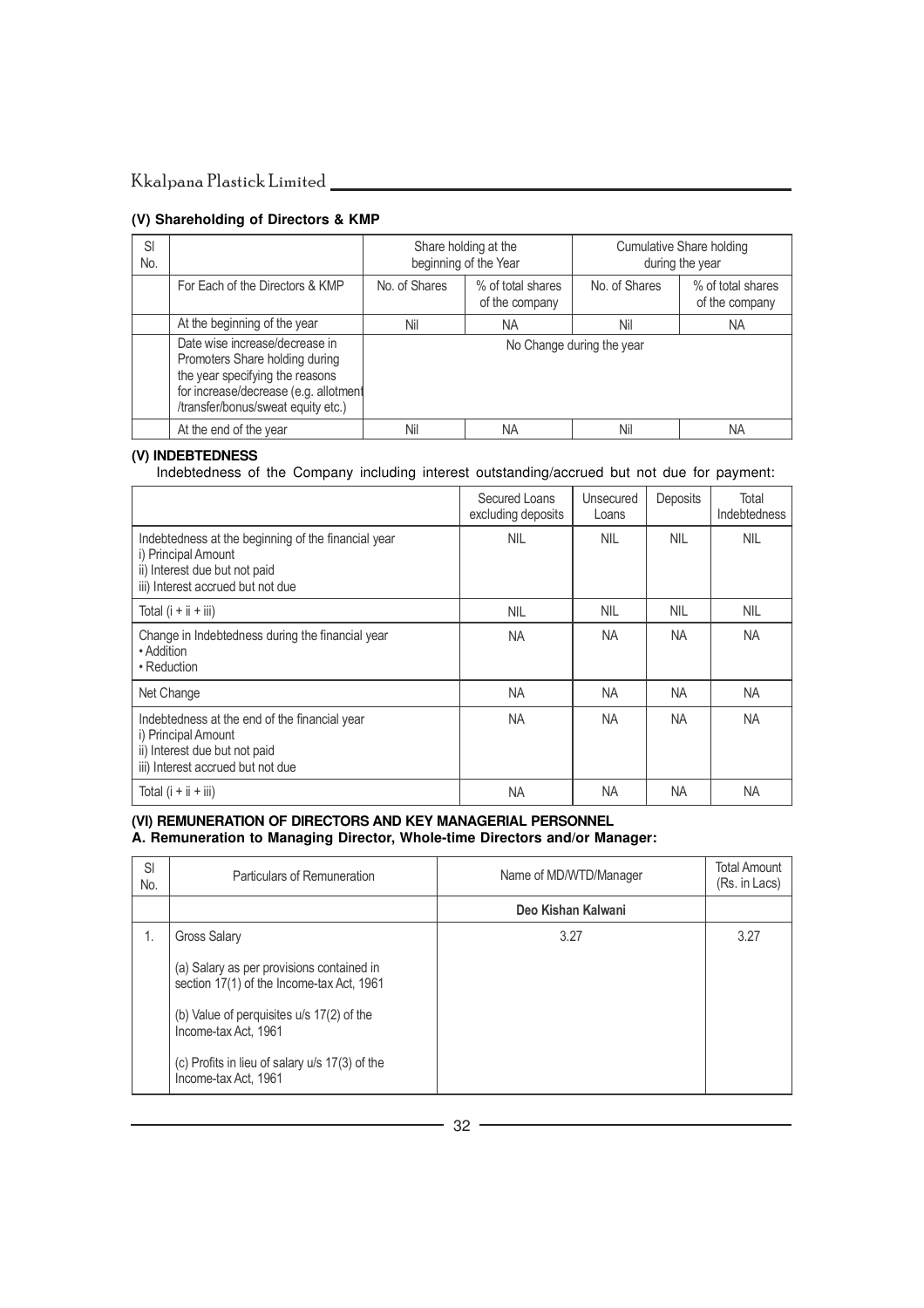### (V) Shareholding of Directors & KMP

| Sl No. | | Share holding at the beginning of the Year | | Cumulative Share holding during the year | |
|---|---|---|---|---|---|
| | For Each of the Directors & KMP | No. of Shares | % of total shares of the company | No. of Shares | % of total shares of the company |
| | At the beginning of the year | Nil | NA | Nil | NA |
| | Date wise increase/decrease in Promoters Share holding during the year specifying the reasons for increase/decrease (e.g. allotment /transfer/bonus/sweat equity etc.) | No Change during the year | | | |
| | At the end of the year | Nil | NA | Nil | NA |

### (V) INDEBTEDNESS

Indebtedness of the Company including interest outstanding/accrued but not due for payment:

| | Secured Loans excluding deposits | Unsecured Loans | Deposits | Total Indebtedness |
|---|---|---|---|---|
| Indebtedness at the beginning of the financial year<br>i) Principal Amount<br>ii) Interest due but not paid<br>iii) Interest accrued but not due | NIL | NIL | NIL | NIL |
| Total (i + ii + iii) | NIL | NIL | NIL | NIL |
| Change in Indebtedness during the financial year<br>• Addition<br>• Reduction | NA | NA | NA | NA |
| Net Change | NA | NA | NA | NA |
| Indebtedness at the end of the financial year<br>i) Principal Amount<br>ii) Interest due but not paid<br>iii) Interest accrued but not due | NA | NA | NA | NA |
| Total (i + ii + iii) | NA | NA | NA | NA |

### (VI) REMUNERATION OF DIRECTORS AND KEY MANAGERIAL PERSONNEL

### A. Remuneration to Managing Director, Whole-time Directors and/or Manager:

| Sl No. | Particulars of Remuneration | Name of MD/WTD/Manager | Total Amount (Rs. in Lacs) |
|---|---|---|---|
| | | **Deo Kishan Kalwani** | |
| 1. | Gross Salary<br>(a) Salary as per provisions contained in section 17(1) of the Income-tax Act, 1961<br>(b) Value of perquisites u/s 17(2) of the Income-tax Act, 1961<br>(c) Profits in lieu of salary u/s 17(3) of the Income-tax Act, 1961 | 3.27 | 3.27 |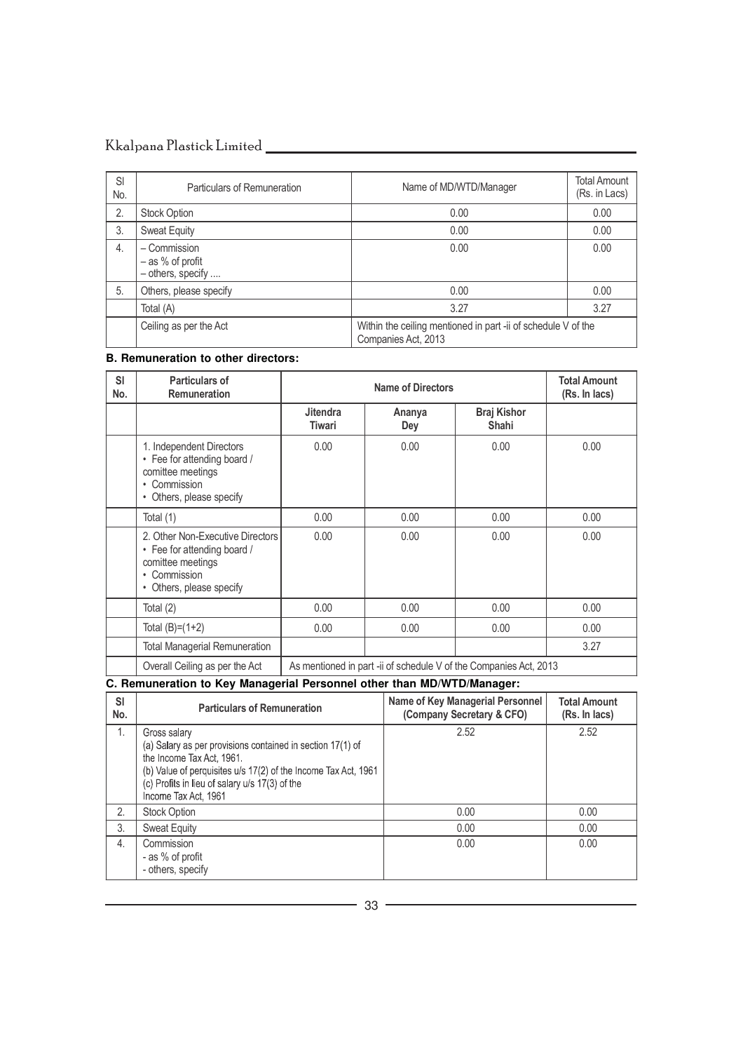| Sl No. | Particulars of Remuneration | Name of MD/WTD/Manager | Total Amount (Rs. in Lacs) |
|---|---|---|---|
| 2. | Stock Option | 0.00 | 0.00 |
| 3. | Sweat Equity | 0.00 | 0.00 |
| 4. | – Commission<br>– as % of profit<br>– others, specify .... | 0.00 | 0.00 |
| 5. | Others, please specify | 0.00 | 0.00 |
| | Total (A) | 3.27 | 3.27 |
| | Ceiling as per the Act | Within the ceiling mentioned in part -ii of schedule V of the Companies Act, 2013 | |

**B. Remuneration to other directors:**

| Sl No. | Particulars of Remuneration | Name of Directors | | | Total Amount (Rs. In lacs) |
|---|---|---|---|---|---|
| | | **Jitendra Tiwari** | **Ananya Dey** | **Braj Kishor Shahi** | |
| | 1. Independent Directors<br>• Fee for attending board / comittee meetings<br>• Commission<br>• Others, please specify | 0.00 | 0.00 | 0.00 | 0.00 |
| | Total (1) | 0.00 | 0.00 | 0.00 | 0.00 |
| | 2. Other Non-Executive Directors<br>• Fee for attending board / comittee meetings<br>• Commission<br>• Others, please specify | 0.00 | 0.00 | 0.00 | 0.00 |
| | Total (2) | 0.00 | 0.00 | 0.00 | 0.00 |
| | Total (B)=(1+2) | 0.00 | 0.00 | 0.00 | 0.00 |
| | Total Managerial Remuneration | | | | 3.27 |
| | Overall Ceiling as per the Act | As mentioned in part -ii of schedule V of the Companies Act, 2013 | | | |

**C. Remuneration to Key Managerial Personnel other than MD/WTD/Manager:**

| Sl No. | Particulars of Remuneration | Name of Key Managerial Personnel (Company Secretary & CFO) | Total Amount (Rs. In lacs) |
|---|---|---|---|
| 1. | Gross salary<br>(a) Salary as per provisions contained in section 17(1) of the Income Tax Act, 1961.<br>(b) Value of perquisites u/s 17(2) of the Income Tax Act, 1961<br>(c) Profits in lieu of salary u/s 17(3) of the Income Tax Act, 1961 | 2.52 | 2.52 |
| 2. | Stock Option | 0.00 | 0.00 |
| 3. | Sweat Equity | 0.00 | 0.00 |
| 4. | Commission<br>- as % of profit<br>- others, specify | 0.00 | 0.00 |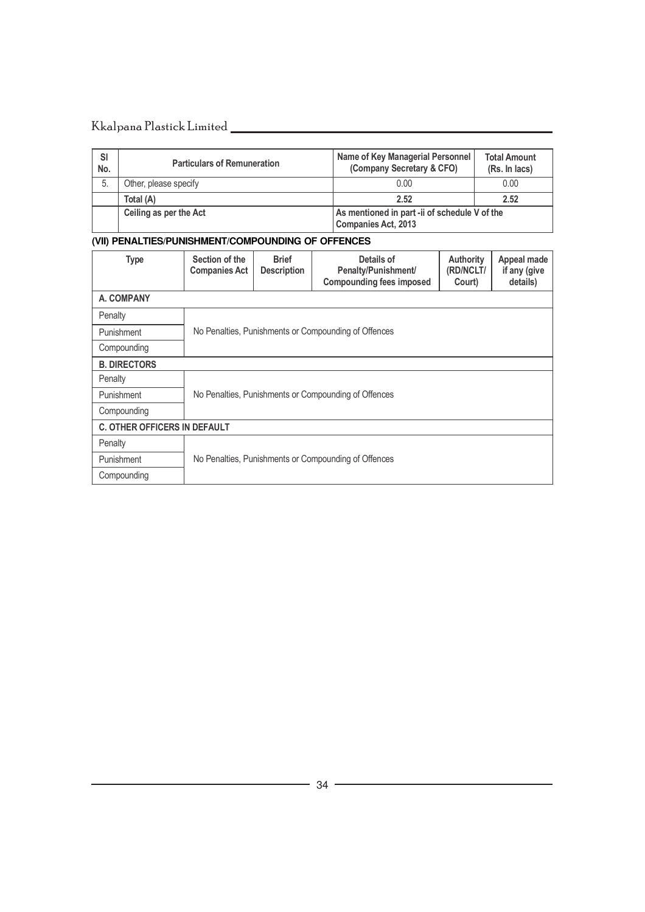| Sl No. | Particulars of Remuneration | Name of Key Managerial Personnel (Company Secretary & CFO) | Total Amount (Rs. In lacs) |
|---|---|---|---|
| 5. | Other, please specify | 0.00 | 0.00 |
| | **Total (A)** | **2.52** | **2.52** |
| | **Ceiling as per the Act** | **As mentioned in part -ii of schedule V of the Companies Act, 2013** | |

### (VII) PENALTIES/PUNISHMENT/COMPOUNDING OF OFFENCES

| Type | Section of the Companies Act | Brief Description | Details of Penalty/Punishment/ Compounding fees imposed | Authority (RD/NCLT/ Court) | Appeal made if any (give details) |
|---|---|---|---|---|---|
| **A. COMPANY** | | | | | |
| Penalty | No Penalties, Punishments or Compounding of Offences | | | | |
| Punishment | | | | | |
| Compounding | | | | | |
| **B. DIRECTORS** | | | | | |
| Penalty | No Penalties, Punishments or Compounding of Offences | | | | |
| Punishment | | | | | |
| Compounding | | | | | |
| **C. OTHER OFFICERS IN DEFAULT** | | | | | |
| Penalty | No Penalties, Punishments or Compounding of Offences | | | | |
| Punishment | | | | | |
| Compounding | | | | | |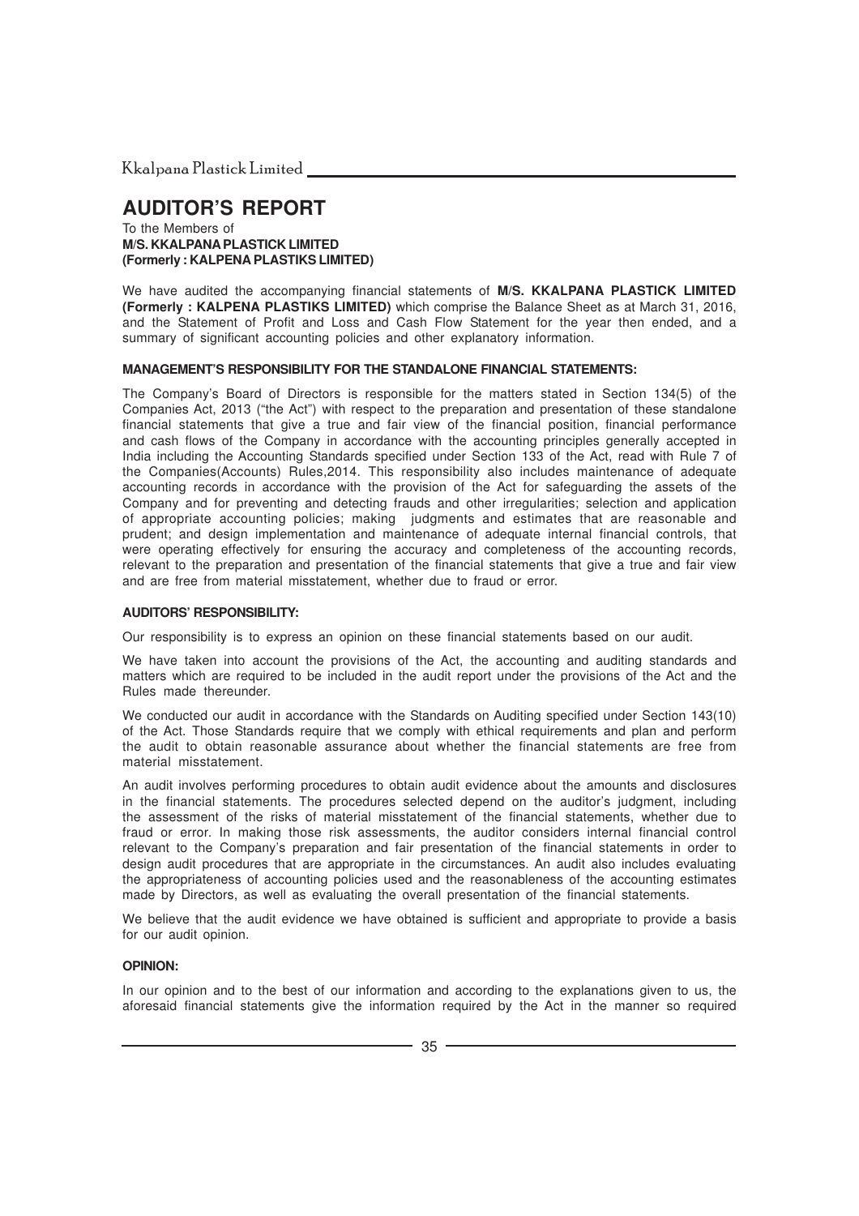# AUDITOR'S REPORT

To the Members of
**M/S. KKALPANA PLASTICK LIMITED**
**(Formerly : KALPENA PLASTIKS LIMITED)**

We have audited the accompanying financial statements of **M/S. KKALPANA PLASTICK LIMITED (Formerly : KALPENA PLASTIKS LIMITED)** which comprise the Balance Sheet as at March 31, 2016, and the Statement of Profit and Loss and Cash Flow Statement for the year then ended, and a summary of significant accounting policies and other explanatory information.

### MANAGEMENT'S RESPONSIBILITY FOR THE STANDALONE FINANCIAL STATEMENTS:

The Company's Board of Directors is responsible for the matters stated in Section 134(5) of the Companies Act, 2013 ("the Act") with respect to the preparation and presentation of these standalone financial statements that give a true and fair view of the financial position, financial performance and cash flows of the Company in accordance with the accounting principles generally accepted in India including the Accounting Standards specified under Section 133 of the Act, read with Rule 7 of the Companies(Accounts) Rules,2014. This responsibility also includes maintenance of adequate accounting records in accordance with the provision of the Act for safeguarding the assets of the Company and for preventing and detecting frauds and other irregularities; selection and application of appropriate accounting policies; making judgments and estimates that are reasonable and prudent; and design implementation and maintenance of adequate internal financial controls, that were operating effectively for ensuring the accuracy and completeness of the accounting records, relevant to the preparation and presentation of the financial statements that give a true and fair view and are free from material misstatement, whether due to fraud or error.

### AUDITORS' RESPONSIBILITY:

Our responsibility is to express an opinion on these financial statements based on our audit.

We have taken into account the provisions of the Act, the accounting and auditing standards and matters which are required to be included in the audit report under the provisions of the Act and the Rules made thereunder.

We conducted our audit in accordance with the Standards on Auditing specified under Section 143(10) of the Act. Those Standards require that we comply with ethical requirements and plan and perform the audit to obtain reasonable assurance about whether the financial statements are free from material misstatement.

An audit involves performing procedures to obtain audit evidence about the amounts and disclosures in the financial statements. The procedures selected depend on the auditor's judgment, including the assessment of the risks of material misstatement of the financial statements, whether due to fraud or error. In making those risk assessments, the auditor considers internal financial control relevant to the Company's preparation and fair presentation of the financial statements in order to design audit procedures that are appropriate in the circumstances. An audit also includes evaluating the appropriateness of accounting policies used and the reasonableness of the accounting estimates made by Directors, as well as evaluating the overall presentation of the financial statements.

We believe that the audit evidence we have obtained is sufficient and appropriate to provide a basis for our audit opinion.

### OPINION:

In our opinion and to the best of our information and according to the explanations given to us, the aforesaid financial statements give the information required by the Act in the manner so required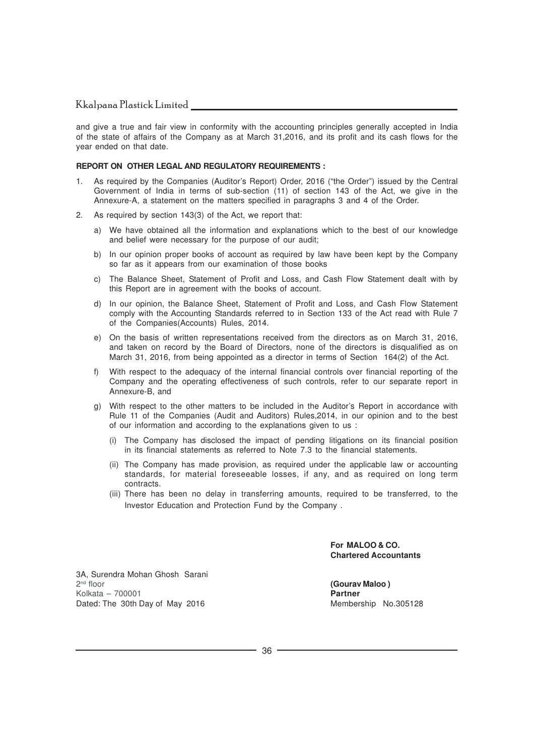and give a true and fair view in conformity with the accounting principles generally accepted in India of the state of affairs of the Company as at March 31,2016, and its profit and its cash flows for the year ended on that date.

**REPORT ON OTHER LEGAL AND REGULATORY REQUIREMENTS :**

1. As required by the Companies (Auditor's Report) Order, 2016 ("the Order") issued by the Central Government of India in terms of sub-section (11) of section 143 of the Act, we give in the Annexure-A, a statement on the matters specified in paragraphs 3 and 4 of the Order.

2. As required by section 143(3) of the Act, we report that:

   a) We have obtained all the information and explanations which to the best of our knowledge and belief were necessary for the purpose of our audit;

   b) In our opinion proper books of account as required by law have been kept by the Company so far as it appears from our examination of those books

   c) The Balance Sheet, Statement of Profit and Loss, and Cash Flow Statement dealt with by this Report are in agreement with the books of account.

   d) In our opinion, the Balance Sheet, Statement of Profit and Loss, and Cash Flow Statement comply with the Accounting Standards referred to in Section 133 of the Act read with Rule 7 of the Companies(Accounts) Rules, 2014.

   e) On the basis of written representations received from the directors as on March 31, 2016, and taken on record by the Board of Directors, none of the directors is disqualified as on March 31, 2016, from being appointed as a director in terms of Section 164(2) of the Act.

   f) With respect to the adequacy of the internal financial controls over financial reporting of the Company and the operating effectiveness of such controls, refer to our separate report in Annexure-B, and

   g) With respect to the other matters to be included in the Auditor's Report in accordance with Rule 11 of the Companies (Audit and Auditors) Rules,2014, in our opinion and to the best of our information and according to the explanations given to us :

      (i) The Company has disclosed the impact of pending litigations on its financial position in its financial statements as referred to Note 7.3 to the financial statements.

      (ii) The Company has made provision, as required under the applicable law or accounting standards, for material foreseeable losses, if any, and as required on long term contracts.

      (iii) There has been no delay in transferring amounts, required to be transferred, to the Investor Education and Protection Fund by the Company .

**For MALOO & CO.**
**Chartered Accountants**

3A, Surendra Mohan Ghosh Sarani
2nd floor
Kolkata – 700001
Dated: The 30th Day of May 2016

**(Gourav Maloo )**
**Partner**
Membership No.305128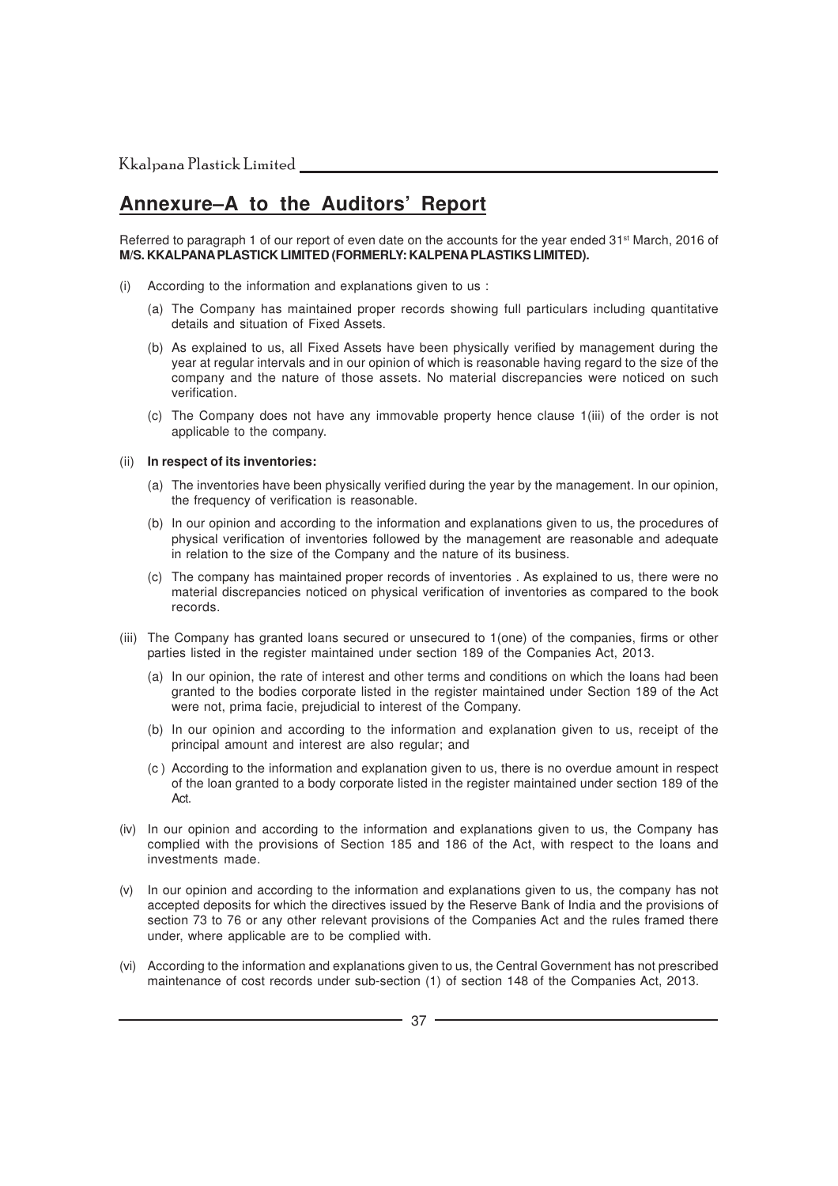# Annexure–A to the Auditors' Report

Referred to paragraph 1 of our report of even date on the accounts for the year ended 31st March, 2016 of **M/S. KKALPANA PLASTICK LIMITED (FORMERLY: KALPENA PLASTIKS LIMITED).**

(i) According to the information and explanations given to us :

(a) The Company has maintained proper records showing full particulars including quantitative details and situation of Fixed Assets.

(b) As explained to us, all Fixed Assets have been physically verified by management during the year at regular intervals and in our opinion of which is reasonable having regard to the size of the company and the nature of those assets. No material discrepancies were noticed on such verification.

(c) The Company does not have any immovable property hence clause 1(iii) of the order is not applicable to the company.

(ii) **In respect of its inventories:**

(a) The inventories have been physically verified during the year by the management. In our opinion, the frequency of verification is reasonable.

(b) In our opinion and according to the information and explanations given to us, the procedures of physical verification of inventories followed by the management are reasonable and adequate in relation to the size of the Company and the nature of its business.

(c) The company has maintained proper records of inventories . As explained to us, there were no material discrepancies noticed on physical verification of inventories as compared to the book records.

(iii) The Company has granted loans secured or unsecured to 1(one) of the companies, firms or other parties listed in the register maintained under section 189 of the Companies Act, 2013.

(a) In our opinion, the rate of interest and other terms and conditions on which the loans had been granted to the bodies corporate listed in the register maintained under Section 189 of the Act were not, prima facie, prejudicial to interest of the Company.

(b) In our opinion and according to the information and explanation given to us, receipt of the principal amount and interest are also regular; and

(c ) According to the information and explanation given to us, there is no overdue amount in respect of the loan granted to a body corporate listed in the register maintained under section 189 of the Act.

(iv) In our opinion and according to the information and explanations given to us, the Company has complied with the provisions of Section 185 and 186 of the Act, with respect to the loans and investments made.

(v) In our opinion and according to the information and explanations given to us, the company has not accepted deposits for which the directives issued by the Reserve Bank of India and the provisions of section 73 to 76 or any other relevant provisions of the Companies Act and the rules framed there under, where applicable are to be complied with.

(vi) According to the information and explanations given to us, the Central Government has not prescribed maintenance of cost records under sub-section (1) of section 148 of the Companies Act, 2013.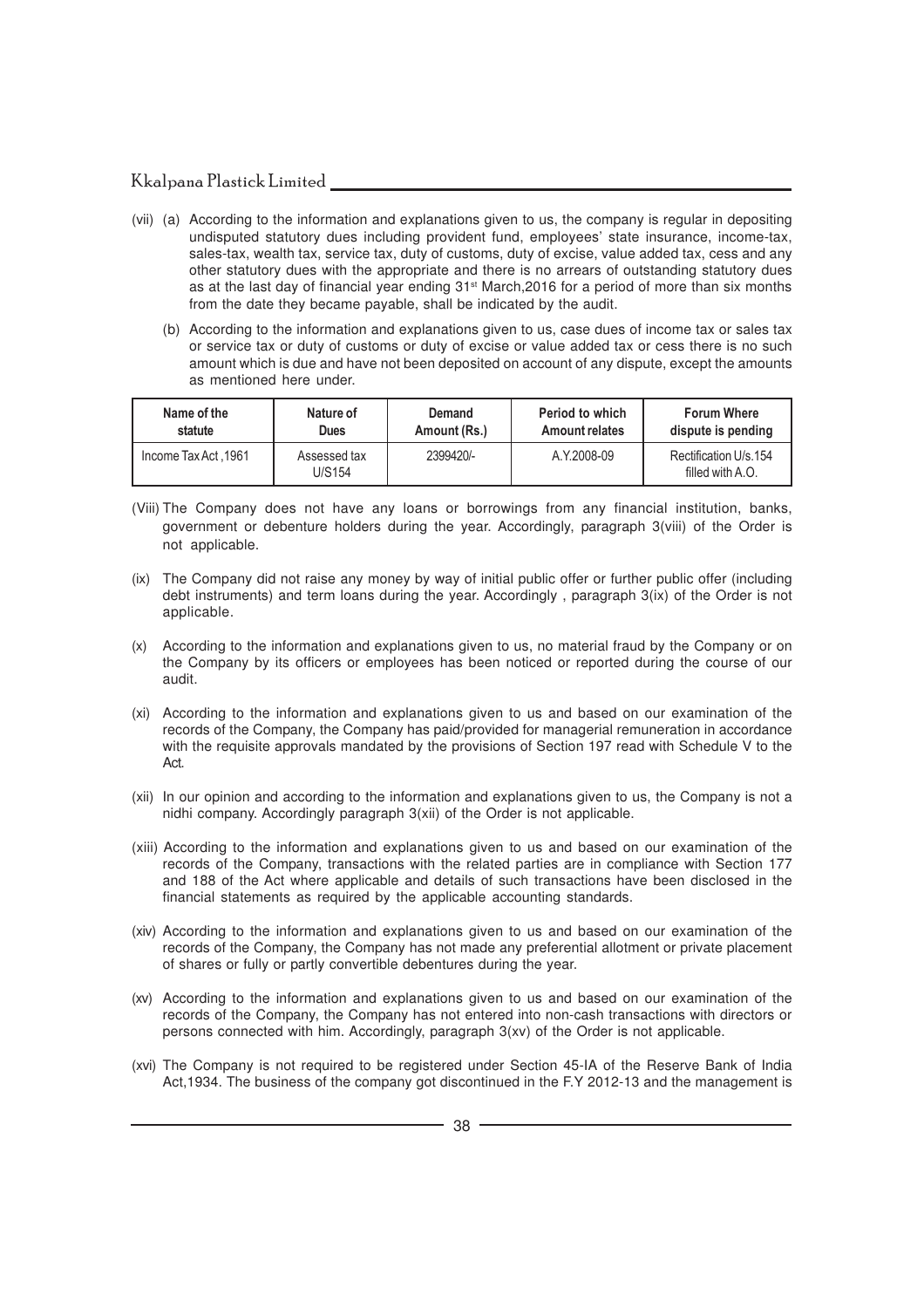(vii) (a) According to the information and explanations given to us, the company is regular in depositing undisputed statutory dues including provident fund, employees' state insurance, income-tax, sales-tax, wealth tax, service tax, duty of customs, duty of excise, value added tax, cess and any other statutory dues with the appropriate and there is no arrears of outstanding statutory dues as at the last day of financial year ending 31st March,2016 for a period of more than six months from the date they became payable, shall be indicated by the audit.

(b) According to the information and explanations given to us, case dues of income tax or sales tax or service tax or duty of customs or duty of excise or value added tax or cess there is no such amount which is due and have not been deposited on account of any dispute, except the amounts as mentioned here under.

| Name of the statute | Nature of Dues | Demand Amount (Rs.) | Period to which Amount relates | Forum Where dispute is pending |
|---|---|---|---|---|
| Income Tax Act ,1961 | Assessed tax U/S154 | 2399420/- | A.Y.2008-09 | Rectification U/s.154 filled with A.O. |

(Viii) The Company does not have any loans or borrowings from any financial institution, banks, government or debenture holders during the year. Accordingly, paragraph 3(viii) of the Order is not applicable.

(ix) The Company did not raise any money by way of initial public offer or further public offer (including debt instruments) and term loans during the year. Accordingly , paragraph 3(ix) of the Order is not applicable.

(x) According to the information and explanations given to us, no material fraud by the Company or on the Company by its officers or employees has been noticed or reported during the course of our audit.

(xi) According to the information and explanations given to us and based on our examination of the records of the Company, the Company has paid/provided for managerial remuneration in accordance with the requisite approvals mandated by the provisions of Section 197 read with Schedule V to the Act.

(xii) In our opinion and according to the information and explanations given to us, the Company is not a nidhi company. Accordingly paragraph 3(xii) of the Order is not applicable.

(xiii) According to the information and explanations given to us and based on our examination of the records of the Company, transactions with the related parties are in compliance with Section 177 and 188 of the Act where applicable and details of such transactions have been disclosed in the financial statements as required by the applicable accounting standards.

(xiv) According to the information and explanations given to us and based on our examination of the records of the Company, the Company has not made any preferential allotment or private placement of shares or fully or partly convertible debentures during the year.

(xv) According to the information and explanations given to us and based on our examination of the records of the Company, the Company has not entered into non-cash transactions with directors or persons connected with him. Accordingly, paragraph 3(xv) of the Order is not applicable.

(xvi) The Company is not required to be registered under Section 45-IA of the Reserve Bank of India Act,1934. The business of the company got discontinued in the F.Y 2012-13 and the management is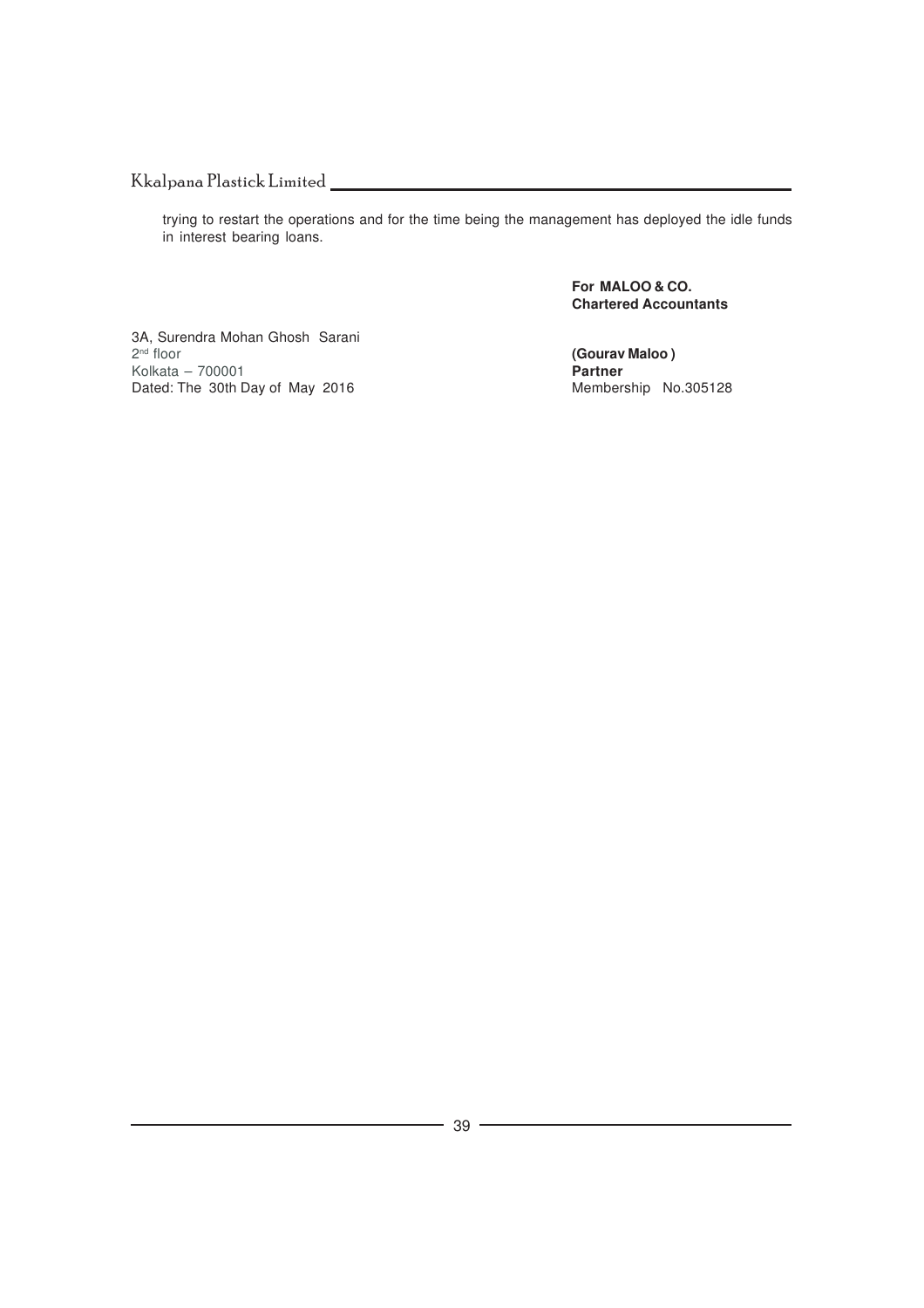trying to restart the operations and for the time being the management has deployed the idle funds in interest bearing loans.

**For MALOO & CO.**
**Chartered Accountants**

3A, Surendra Mohan Ghosh Sarani
2nd floor
Kolkata – 700001
Dated: The 30th Day of May 2016

**(Gourav Maloo )**
**Partner**
Membership No.305128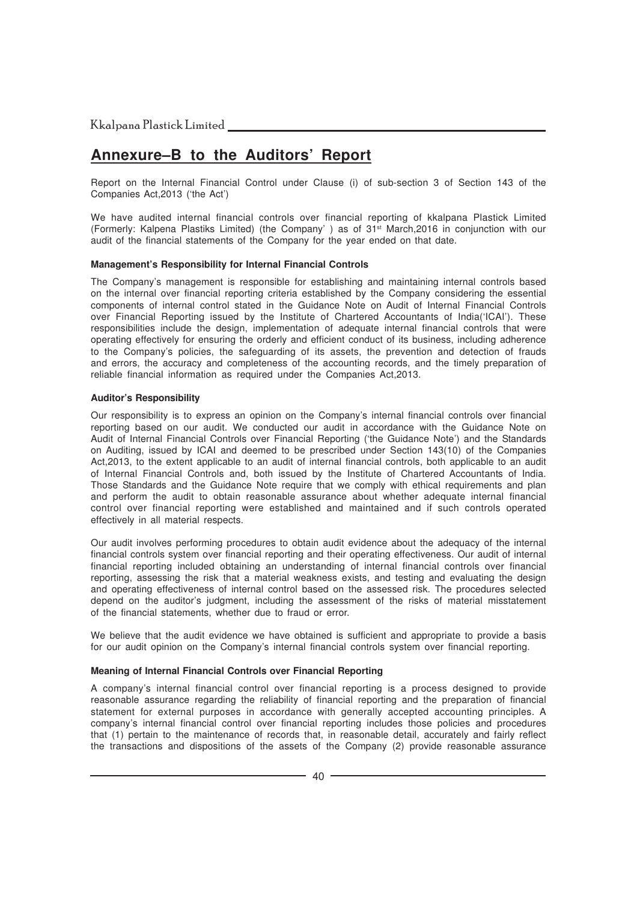# Annexure–B to the Auditors' Report

Report on the Internal Financial Control under Clause (i) of sub-section 3 of Section 143 of the Companies Act,2013 ('the Act')

We have audited internal financial controls over financial reporting of kkalpana Plastick Limited (Formerly: Kalpena Plastiks Limited) (the Company' ) as of 31st March,2016 in conjunction with our audit of the financial statements of the Company for the year ended on that date.

**Management's Responsibility for Internal Financial Controls**

The Company's management is responsible for establishing and maintaining internal controls based on the internal over financial reporting criteria established by the Company considering the essential components of internal control stated in the Guidance Note on Audit of Internal Financial Controls over Financial Reporting issued by the Institute of Chartered Accountants of India('ICAI'). These responsibilities include the design, implementation of adequate internal financial controls that were operating effectively for ensuring the orderly and efficient conduct of its business, including adherence to the Company's policies, the safeguarding of its assets, the prevention and detection of frauds and errors, the accuracy and completeness of the accounting records, and the timely preparation of reliable financial information as required under the Companies Act,2013.

**Auditor's Responsibility**

Our responsibility is to express an opinion on the Company's internal financial controls over financial reporting based on our audit. We conducted our audit in accordance with the Guidance Note on Audit of Internal Financial Controls over Financial Reporting ('the Guidance Note') and the Standards on Auditing, issued by ICAI and deemed to be prescribed under Section 143(10) of the Companies Act,2013, to the extent applicable to an audit of internal financial controls, both applicable to an audit of Internal Financial Controls and, both issued by the Institute of Chartered Accountants of India. Those Standards and the Guidance Note require that we comply with ethical requirements and plan and perform the audit to obtain reasonable assurance about whether adequate internal financial control over financial reporting were established and maintained and if such controls operated effectively in all material respects.

Our audit involves performing procedures to obtain audit evidence about the adequacy of the internal financial controls system over financial reporting and their operating effectiveness. Our audit of internal financial reporting included obtaining an understanding of internal financial controls over financial reporting, assessing the risk that a material weakness exists, and testing and evaluating the design and operating effectiveness of internal control based on the assessed risk. The procedures selected depend on the auditor's judgment, including the assessment of the risks of material misstatement of the financial statements, whether due to fraud or error.

We believe that the audit evidence we have obtained is sufficient and appropriate to provide a basis for our audit opinion on the Company's internal financial controls system over financial reporting.

**Meaning of Internal Financial Controls over Financial Reporting**

A company's internal financial control over financial reporting is a process designed to provide reasonable assurance regarding the reliability of financial reporting and the preparation of financial statement for external purposes in accordance with generally accepted accounting principles. A company's internal financial control over financial reporting includes those policies and procedures that (1) pertain to the maintenance of records that, in reasonable detail, accurately and fairly reflect the transactions and dispositions of the assets of the Company (2) provide reasonable assurance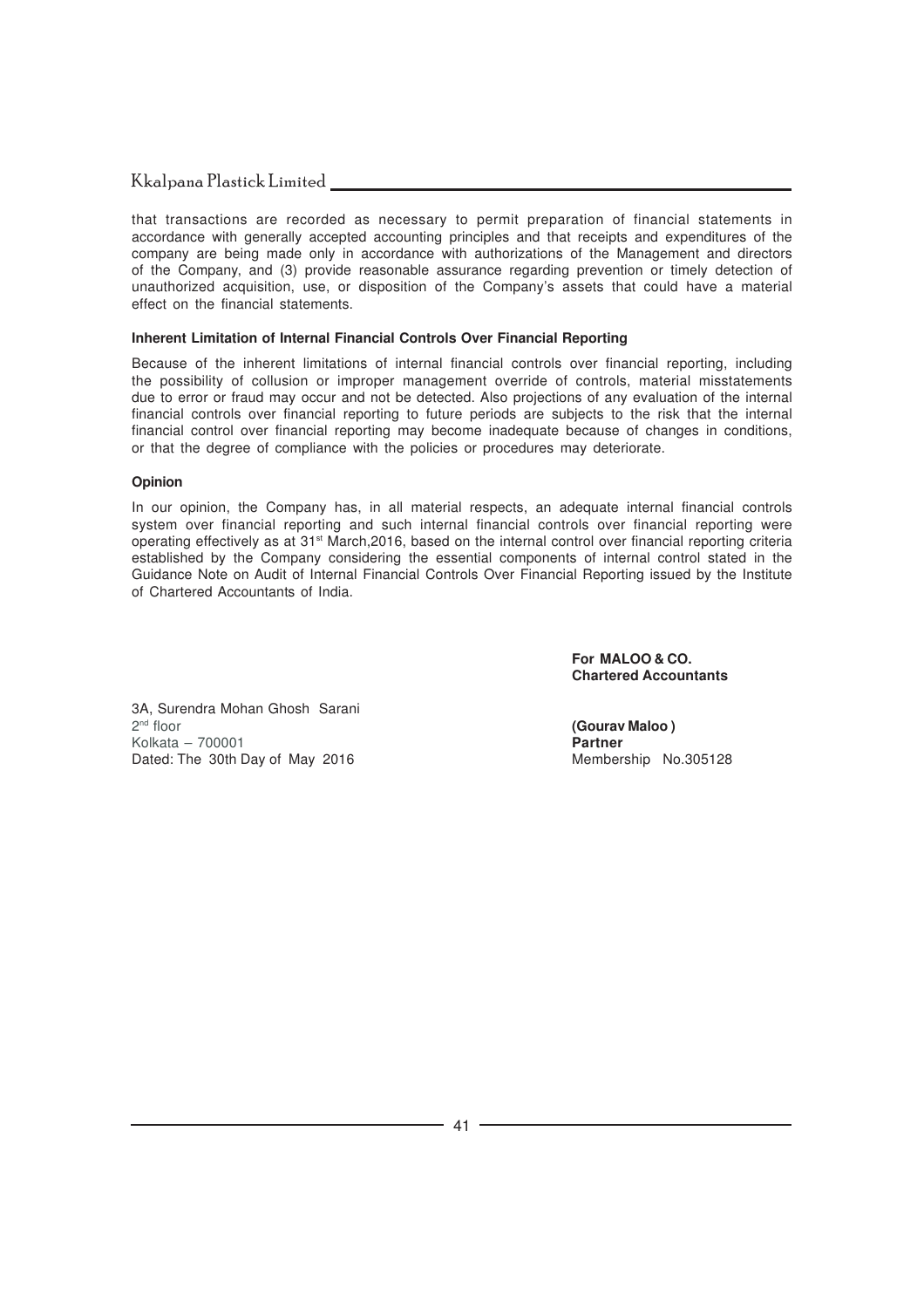that transactions are recorded as necessary to permit preparation of financial statements in accordance with generally accepted accounting principles and that receipts and expenditures of the company are being made only in accordance with authorizations of the Management and directors of the Company, and (3) provide reasonable assurance regarding prevention or timely detection of unauthorized acquisition, use, or disposition of the Company's assets that could have a material effect on the financial statements.

**Inherent Limitation of Internal Financial Controls Over Financial Reporting**

Because of the inherent limitations of internal financial controls over financial reporting, including the possibility of collusion or improper management override of controls, material misstatements due to error or fraud may occur and not be detected. Also projections of any evaluation of the internal financial controls over financial reporting to future periods are subjects to the risk that the internal financial control over financial reporting may become inadequate because of changes in conditions, or that the degree of compliance with the policies or procedures may deteriorate.

**Opinion**

In our opinion, the Company has, in all material respects, an adequate internal financial controls system over financial reporting and such internal financial controls over financial reporting were operating effectively as at 31st March,2016, based on the internal control over financial reporting criteria established by the Company considering the essential components of internal control stated in the Guidance Note on Audit of Internal Financial Controls Over Financial Reporting issued by the Institute of Chartered Accountants of India.

**For MALOO & CO.**
**Chartered Accountants**

3A, Surendra Mohan Ghosh Sarani
2nd floor
Kolkata – 700001
Dated: The 30th Day of May 2016

**(Gourav Maloo )**
**Partner**
Membership No.305128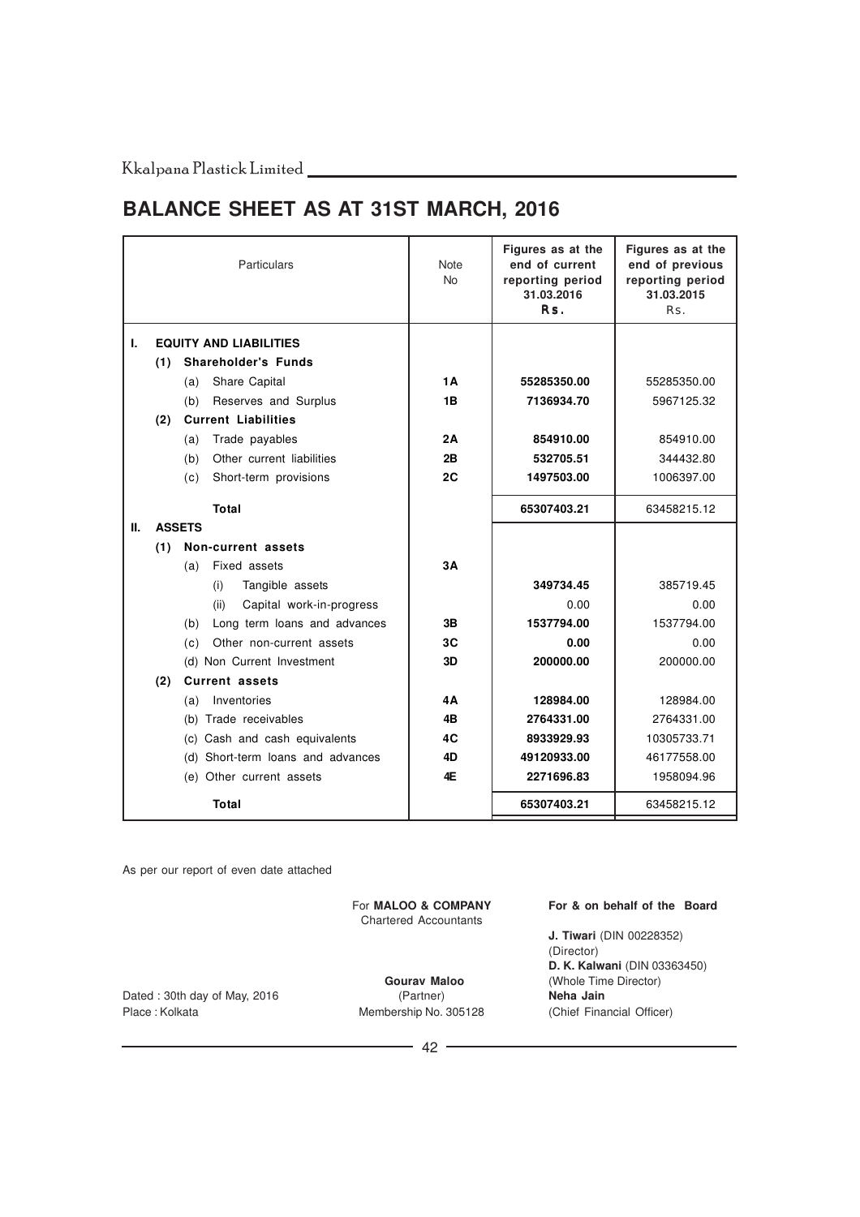# BALANCE SHEET AS AT 31ST MARCH, 2016

| Particulars | Note No | Figures as at the end of current reporting period 31.03.2016 Rs. | Figures as at the end of previous reporting period 31.03.2015 Rs. |
|---|---|---|---|
| **I. EQUITY AND LIABILITIES** | | | |
| **(1) Shareholder's Funds** | | | |
| (a) Share Capital | **1A** | **55285350.00** | 55285350.00 |
| (b) Reserves and Surplus | **1B** | **7136934.70** | 5967125.32 |
| **(2) Current Liabilities** | | | |
| (a) Trade payables | **2A** | **854910.00** | 854910.00 |
| (b) Other current liabilities | **2B** | **532705.51** | 344432.80 |
| (c) Short-term provisions | **2C** | **1497503.00** | 1006397.00 |
| **Total** | | **65307403.21** | 63458215.12 |
| **II. ASSETS** | | | |
| **(1) Non-current assets** | | | |
| (a) Fixed assets | **3A** | | |
| (i) Tangible assets | | **349734.45** | 385719.45 |
| (ii) Capital work-in-progress | | 0.00 | 0.00 |
| (b) Long term loans and advances | **3B** | **1537794.00** | 1537794.00 |
| (c) Other non-current assets | **3C** | **0.00** | 0.00 |
| (d) Non Current Investment | **3D** | **200000.00** | 200000.00 |
| **(2) Current assets** | | | |
| (a) Inventories | **4A** | **128984.00** | 128984.00 |
| (b) Trade receivables | **4B** | **2764331.00** | 2764331.00 |
| (c) Cash and cash equivalents | **4C** | **8933929.93** | 10305733.71 |
| (d) Short-term loans and advances | **4D** | **49120933.00** | 46177558.00 |
| (e) Other current assets | **4E** | **2271696.83** | 1958094.96 |
| **Total** | | **65307403.21** | 63458215.12 |

As per our report of even date attached

For **MALOO & COMPANY**
Chartered Accountants

**Gourav Maloo**
(Partner)
Membership No. 305128

Dated : 30th day of May, 2016
Place : Kolkata

**For & on behalf of the Board**

**J. Tiwari** (DIN 00228352)
(Director)

**D. K. Kalwani** (DIN 03363450)
(Whole Time Director)

**Neha Jain**
(Chief Financial Officer)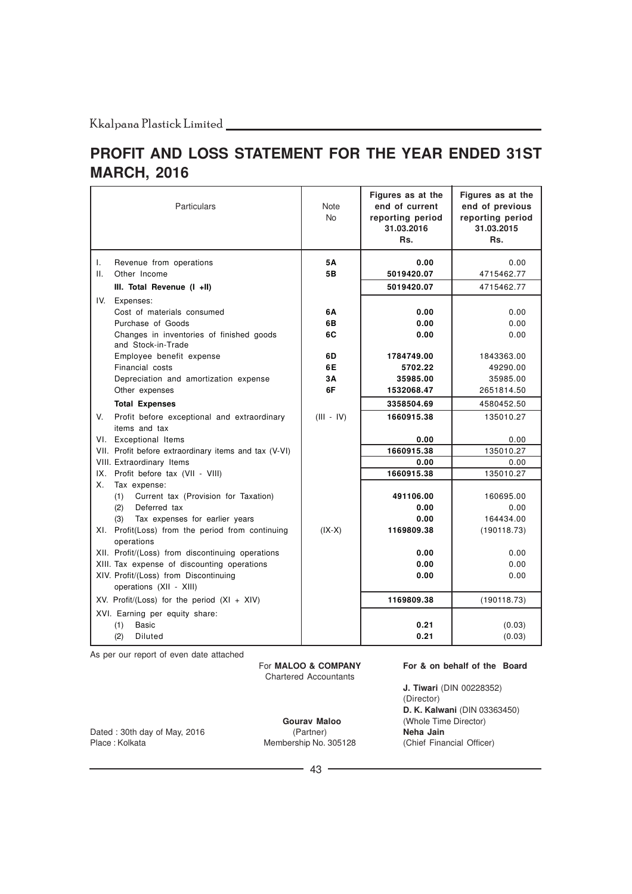# PROFIT AND LOSS STATEMENT FOR THE YEAR ENDED 31ST MARCH, 2016

| Particulars | Note No | Figures as at the end of current reporting period 31.03.2016 Rs. | Figures as at the end of previous reporting period 31.03.2015 Rs. |
|---|---|---|---|
| I. Revenue from operations | 5A | **0.00** | 0.00 |
| II. Other Income | 5B | **5019420.07** | 4715462.77 |
| **III. Total Revenue (I +II)** | | **5019420.07** | 4715462.77 |
| IV. Expenses: | | | |
| Cost of materials consumed | 6A | **0.00** | 0.00 |
| Purchase of Goods | 6B | **0.00** | 0.00 |
| Changes in inventories of finished goods and Stock-in-Trade | 6C | **0.00** | 0.00 |
| Employee benefit expense | 6D | **1784749.00** | 1843363.00 |
| Financial costs | 6E | **5702.22** | 49290.00 |
| Depreciation and amortization expense | 3A | **35985.00** | 35985.00 |
| Other expenses | 6F | **1532068.47** | 2651814.50 |
| **Total Expenses** | | **3358504.69** | 4580452.50 |
| V. Profit before exceptional and extraordinary items and tax | (III - IV) | **1660915.38** | 135010.27 |
| VI. Exceptional Items | | **0.00** | 0.00 |
| VII. Profit before extraordinary items and tax (V-VI) | | **1660915.38** | 135010.27 |
| VIII. Extraordinary Items | | **0.00** | 0.00 |
| IX. Profit before tax (VII - VIII) | | **1660915.38** | 135010.27 |
| X. Tax expense: | | | |
| (1) Current tax (Provision for Taxation) | | **491106.00** | 160695.00 |
| (2) Deferred tax | | **0.00** | 0.00 |
| (3) Tax expenses for earlier years | | **0.00** | 164434.00 |
| XI. Profit(Loss) from the period from continuing operations | (IX-X) | **1169809.38** | (190118.73) |
| XII. Profit/(Loss) from discontinuing operations | | **0.00** | 0.00 |
| XIII. Tax expense of discounting operations | | **0.00** | 0.00 |
| XIV. Profit/(Loss) from Discontinuing operations (XII - XIII) | | **0.00** | 0.00 |
| XV. Profit/(Loss) for the period (XI + XIV) | | **1169809.38** | (190118.73) |
| XVI. Earning per equity share: | | | |
| (1) Basic | | **0.21** | (0.03) |
| (2) Diluted | | **0.21** | (0.03) |

As per our report of even date attached

For **MALOO & COMPANY**
Chartered Accountants

**Gourav Maloo**
(Partner)
Membership No. 305128

Dated : 30th day of May, 2016
Place : Kolkata

**For & on behalf of the Board**

**J. Tiwari** (DIN 00228352)
(Director)

**D. K. Kalwani** (DIN 03363450)
(Whole Time Director)

**Neha Jain**
(Chief Financial Officer)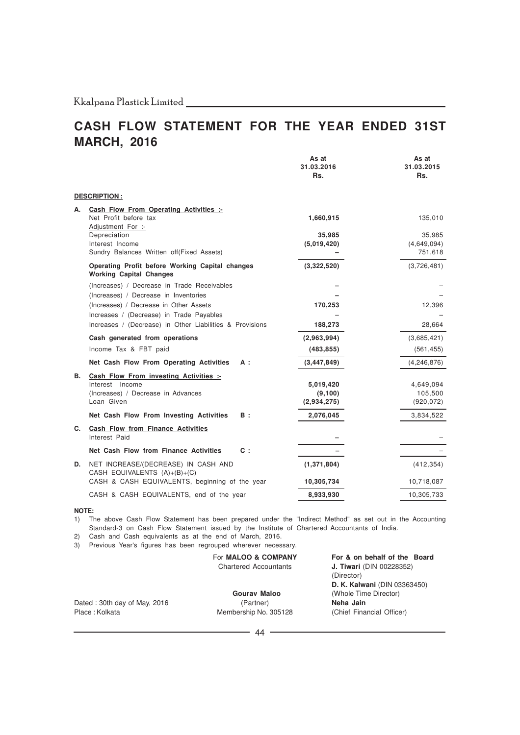# CASH FLOW STATEMENT FOR THE YEAR ENDED 31ST MARCH, 2016

| | | As at 31.03.2016 Rs. | As at 31.03.2015 Rs. |
|---|---|---|---|
| | **DESCRIPTION :** | | |
| **A.** | **Cash Flow From Operating Activities :-** | | |
| | Net Profit before tax | **1,660,915** | 135,010 |
| | Adjustment For :- | | |
| | Depreciation | **35,985** | 35,985 |
| | Interest Income | **(5,019,420)** | (4,649,094) |
| | Sundry Balances Written off(Fixed Assets) | **–** | 751,618 |
| | **Operating Profit before Working Capital changes Working Capital Changes** | **(3,322,520)** | (3,726,481) |
| | (Increases) / Decrease in Trade Receivables | **–** | – |
| | (Increases) / Decrease in Inventories | **–** | – |
| | (Increases) / Decrease in Other Assets | **170,253** | 12,396 |
| | Increases / (Decrease) in Trade Payables | – | – |
| | Increases / (Decrease) in Other Liabilities & Provisions | **188,273** | 28,664 |
| | **Cash generated from operations** | **(2,963,994)** | (3,685,421) |
| | Income Tax & FBT paid | **(483,855)** | (561,455) |
| | **Net Cash Flow From Operating Activities A :** | **(3,447,849)** | (4,246,876) |
| **B.** | **Cash Flow From investing Activities :-** | | |
| | Interest Income | **5,019,420** | 4,649,094 |
| | (Increases) / Decrease in Advances | **(9,100)** | 105,500 |
| | Loan Given | **(2,934,275)** | (920,072) |
| | **Net Cash Flow From Investing Activities B :** | **2,076,045** | 3,834,522 |
| **C.** | **Cash Flow from Finance Activities** | | |
| | Interest Paid | **–** | – |
| | **Net Cash Flow from Finance Activities C :** | **–** | – |
| **D.** | NET INCREASE/(DECREASE) IN CASH AND CASH EQUIVALENTS (A)+(B)+(C) | **(1,371,804)** | (412,354) |
| | CASH & CASH EQUIVALENTS, beginning of the year | **10,305,734** | 10,718,087 |
| | CASH & CASH EQUIVALENTS, end of the year | **8,933,930** | 10,305,733 |

**NOTE:**

1) The above Cash Flow Statement has been prepared under the "Indirect Method" as set out in the Accounting Standard-3 on Cash Flow Statement issued by the Institute of Chartered Accountants of India.
2) Cash and Cash equivalents as at the end of March, 2016.
3) Previous Year's figures has been regrouped wherever necessary.

For **MALOO & COMPANY**
Chartered Accountants

**Gourav Maloo**
(Partner)
Membership No. 305128

Dated : 30th day of May, 2016
Place : Kolkata

**For & on behalf of the Board**
**J. Tiwari** (DIN 00228352)
(Director)
**D. K. Kalwani** (DIN 03363450)
(Whole Time Director)
**Neha Jain**
(Chief Financial Officer)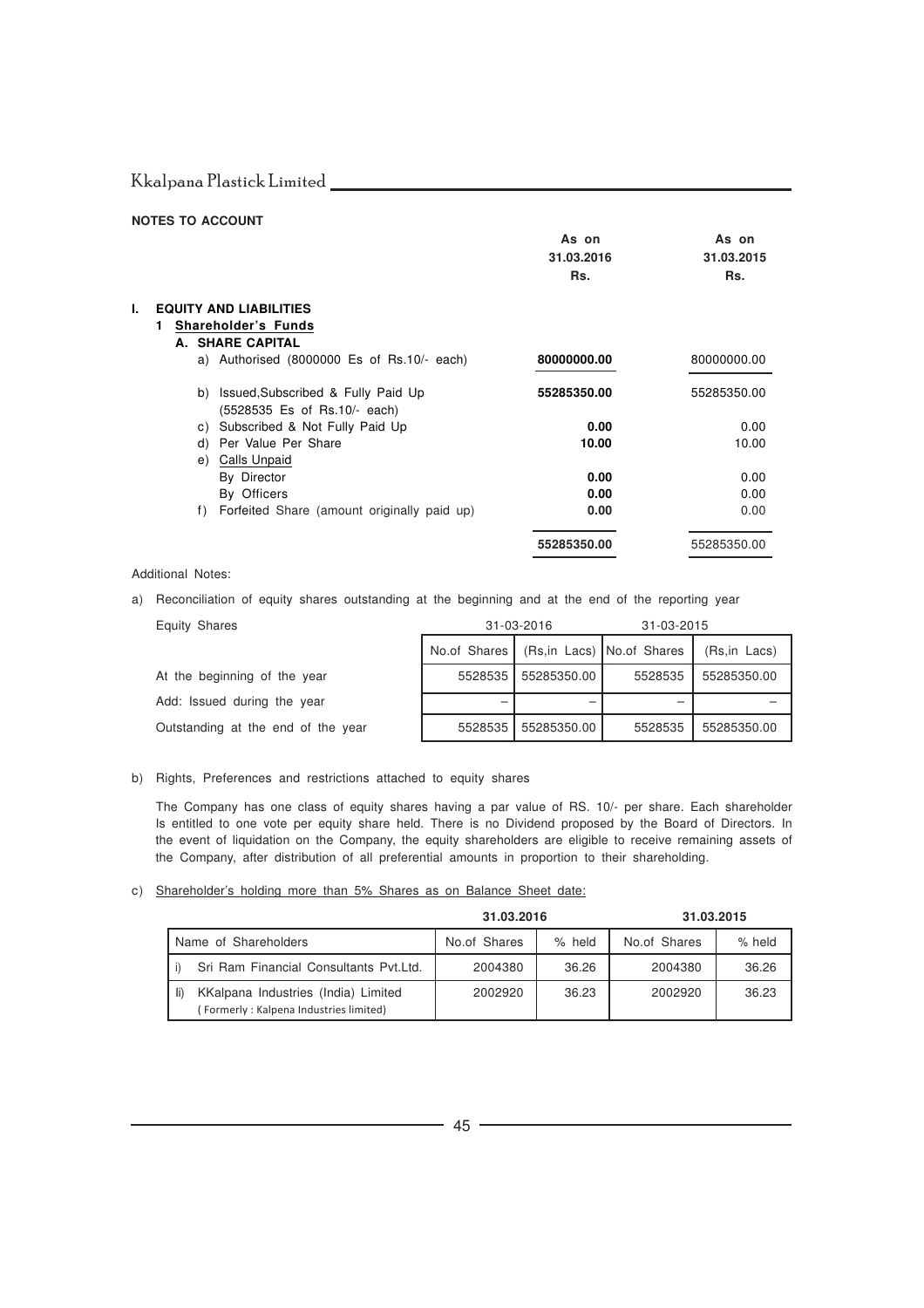**NOTES TO ACCOUNT**

| | As on 31.03.2016 Rs. | As on 31.03.2015 Rs. |
|---|---|---|
| **I. EQUITY AND LIABILITIES** | | |
| **1 Shareholder's Funds** | | |
| **A. SHARE CAPITAL** | | |
| a) Authorised (8000000 Es of Rs.10/- each) | **80000000.00** | 80000000.00 |
| b) Issued,Subscribed & Fully Paid Up (5528535 Es of Rs.10/- each) | **55285350.00** | 55285350.00 |
| c) Subscribed & Not Fully Paid Up | **0.00** | 0.00 |
| d) Per Value Per Share | **10.00** | 10.00 |
| e) Calls Unpaid | | |
| By Director | **0.00** | 0.00 |
| By Officers | **0.00** | 0.00 |
| f) Forfeited Share (amount originally paid up) | **0.00** | 0.00 |
| | **55285350.00** | 55285350.00 |

Additional Notes:

a) Reconciliation of equity shares outstanding at the beginning and at the end of the reporting year

| Equity Shares | 31-03-2016 | | 31-03-2015 | |
|---|---|---|---|---|
| | No.of Shares | (Rs,in Lacs) | No.of Shares | (Rs,in Lacs) |
| At the beginning of the year | 5528535 | 55285350.00 | 5528535 | 55285350.00 |
| Add: Issued during the year | – | – | – | – |
| Outstanding at the end of the year | 5528535 | 55285350.00 | 5528535 | 55285350.00 |

b) Rights, Preferences and restrictions attached to equity shares

The Company has one class of equity shares having a par value of RS. 10/- per share. Each shareholder Is entitled to one vote per equity share held. There is no Dividend proposed by the Board of Directors. In the event of liquidation on the Company, the equity shareholders are eligible to receive remaining assets of the Company, after distribution of all preferential amounts in proportion to their shareholding.

c) Shareholder's holding more than 5% Shares as on Balance Sheet date:

| | Name of Shareholders | 31.03.2016 No.of Shares | 31.03.2016 % held | 31.03.2015 No.of Shares | 31.03.2015 % held |
|---|---|---|---|---|---|
| i) | Sri Ram Financial Consultants Pvt.Ltd. | 2004380 | 36.26 | 2004380 | 36.26 |
| Ii) | KKalpana Industries (India) Limited (Formerly : Kalpena Industries limited) | 2002920 | 36.23 | 2002920 | 36.23 |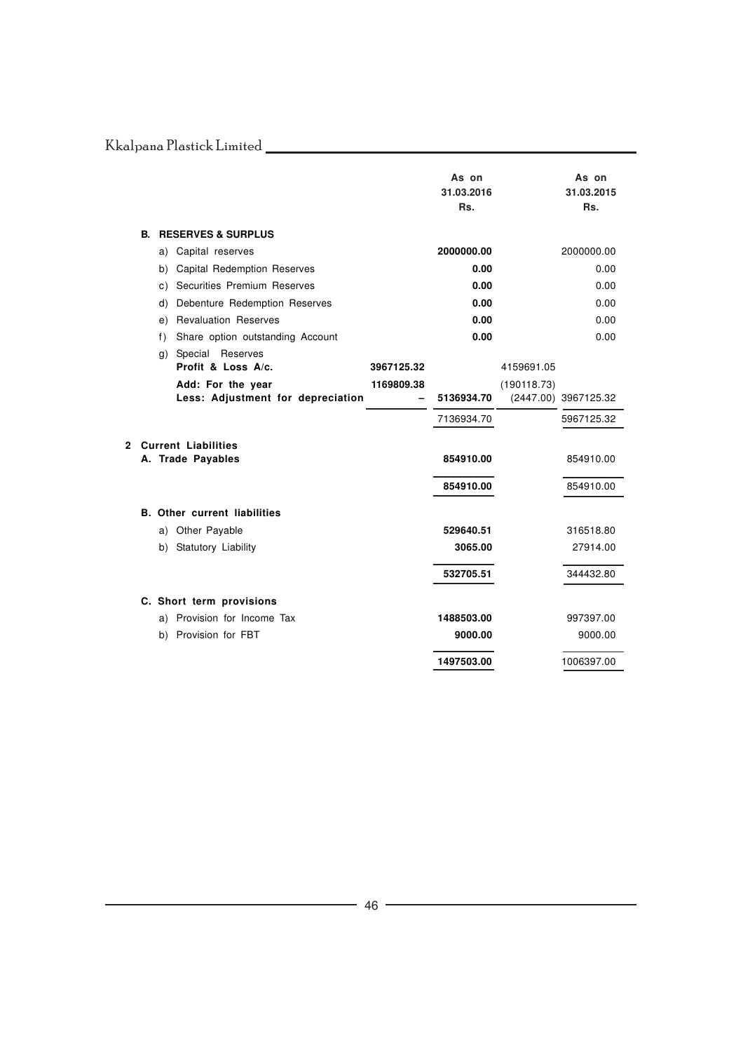| | | As on 31.03.2016 Rs. | | As on 31.03.2015 Rs. |
|---|---|---|---|---|
| **B. RESERVES & SURPLUS** | | | | |
| a) Capital reserves | | **2000000.00** | | 2000000.00 |
| b) Capital Redemption Reserves | | **0.00** | | 0.00 |
| c) Securities Premium Reserves | | **0.00** | | 0.00 |
| d) Debenture Redemption Reserves | | **0.00** | | 0.00 |
| e) Revaluation Reserves | | **0.00** | | 0.00 |
| f) Share option outstanding Account | | **0.00** | | 0.00 |
| g) Special Reserves | | | | |
| **Profit & Loss A/c.** | **3967125.32** | | 4159691.05 | |
| **Add: For the year** | **1169809.38** | | (190118.73) | |
| **Less: Adjustment for depreciation** | **–** | **5136934.70** | (2447.00) | 3967125.32 |
| | | 7136934.70 | | 5967125.32 |
| **2 Current Liabilities** | | | | |
| **A. Trade Payables** | | **854910.00** | | 854910.00 |
| | | **854910.00** | | 854910.00 |
| **B. Other current liabilities** | | | | |
| a) Other Payable | | **529640.51** | | 316518.80 |
| b) Statutory Liability | | **3065.00** | | 27914.00 |
| | | **532705.51** | | 344432.80 |
| **C. Short term provisions** | | | | |
| a) Provision for Income Tax | | **1488503.00** | | 997397.00 |
| b) Provision for FBT | | **9000.00** | | 9000.00 |
| | | **1497503.00** | | 1006397.00 |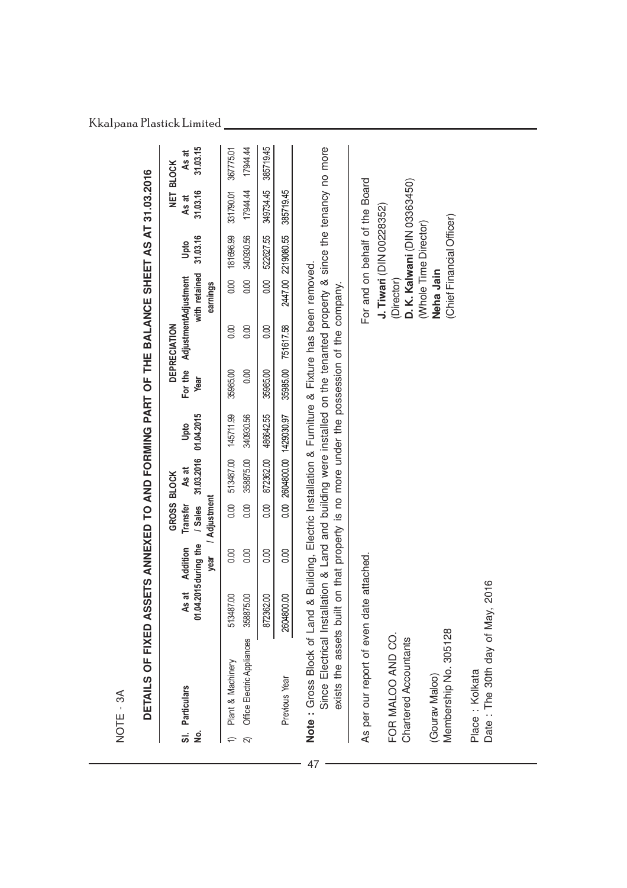NOTE - 3A

## DETAILS OF FIXED ASSETS ANNEXED TO AND FORMING PART OF THE BALANCE SHEET AS AT 31.03.2016

| Sl. No. | Particulars | GROSS BLOCK | | | | DEPRECIATION | | | | | NET BLOCK | |
|---|---|---|---|---|---|---|---|---|---|---|---|---|
| | | As at 01.04.2015 | Addition during the year | Transfer / Sales / Adjustment | As at 31.03.2016 | Upto 01.04.2015 | For the Year | Adjustment | Adjustment with retained earnings | Upto 31.03.16 | As at 31.03.16 | As at 31.03.15 |
| 1) | Plant & Machinery | 513487.00 | 0.00 | 0.00 | 513487.00 | 145711.99 | 35985.00 | 0.00 | 0.00 | 181696.99 | 331790.01 | 367775.01 |
| 2) | Office Electric Appliances | 358875.00 | 0.00 | 0.00 | 358875.00 | 340930.56 | 0.00 | 0.00 | 0.00 | 340930.56 | 17944.44 | 17944.44 |
| | | 872362.00 | 0.00 | 0.00 | 872362.00 | 486642.55 | 35985.00 | 0.00 | 0.00 | 522627.55 | 349734.45 | 385719.45 |
| | Previous Year | 2604800.00 | 0.00 | 0.00 | 2604800.00 | 1429030.97 | 35985.00 | 751617.58 | 2447.00 | 2219080.55 | 385719.45 | |

**Note :** Gross Block of Land & Building, Electric Installation & Furniture & Fixture has been removed. Since Electrical Installation & Land and building were installed on the tenanted property & since the tenancy no more exists the assets built on that property is no more under the possession of the company.

As per our report of even date attached.

FOR MALOO AND CO.
Chartered Accountants

(Gourav Maloo)
Membership No. 305128

Place : Kolkata
Date : The 30th day of May, 2016

For and on behalf of the Board

**J. Tiwari** (DIN 00228352)
(Director)

**D. K. Kalwani** (DIN 03363450)
(Whole Time Director)

**Neha Jain**
(Chief Financial Officer)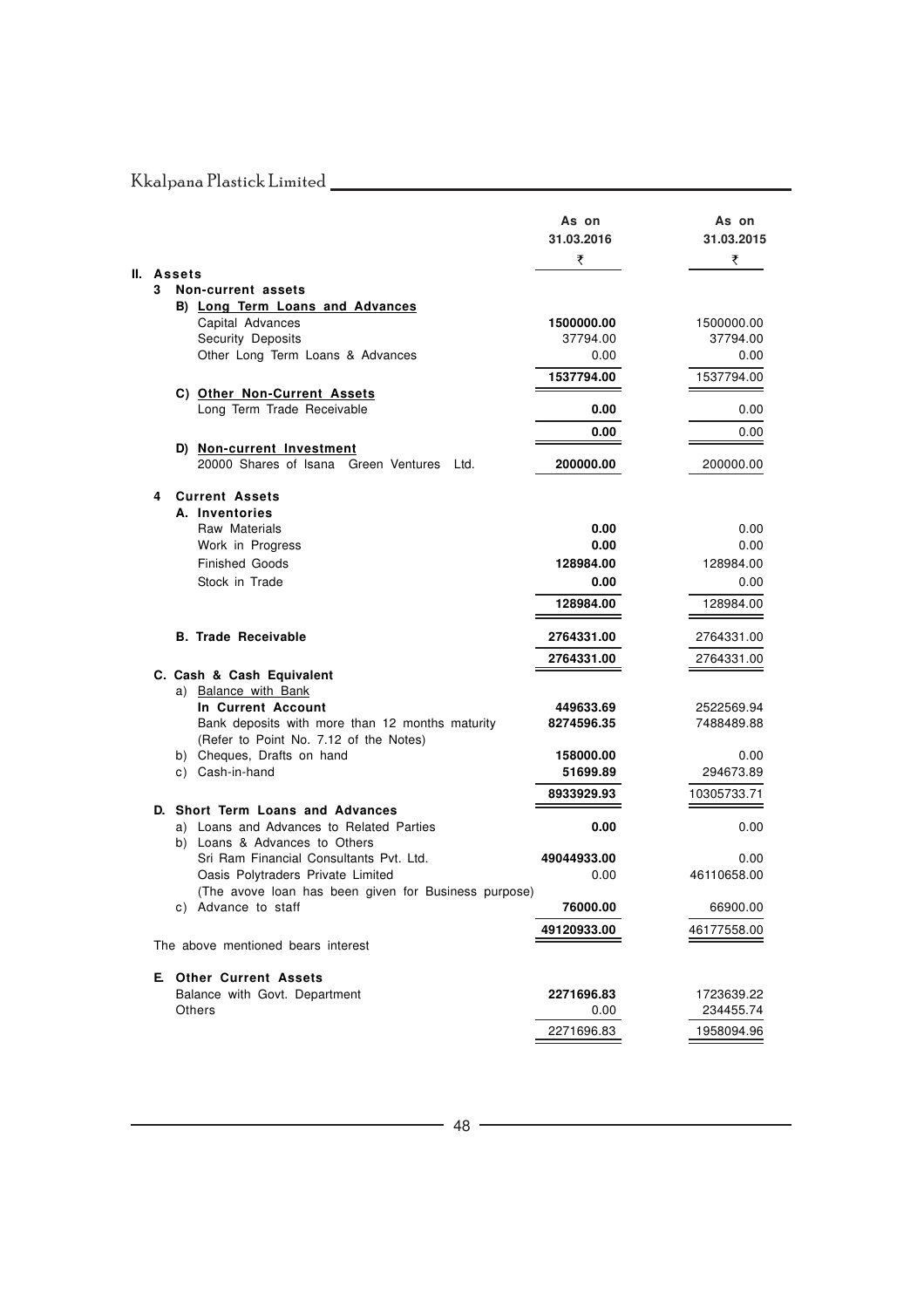| | As on 31.03.2016 ₹ | As on 31.03.2015 ₹ |
|---|---|---|
| **II. Assets** | | |
| **3 Non-current assets** | | |
| **B) Long Term Loans and Advances** | | |
| Capital Advances | **1500000.00** | 1500000.00 |
| Security Deposits | 37794.00 | 37794.00 |
| Other Long Term Loans & Advances | 0.00 | 0.00 |
| | **1537794.00** | 1537794.00 |
| **C) Other Non-Current Assets** | | |
| Long Term Trade Receivable | **0.00** | 0.00 |
| | **0.00** | 0.00 |
| **D) Non-current Investment** | | |
| 20000 Shares of Isana Green Ventures Ltd. | **200000.00** | 200000.00 |
| **4 Current Assets** | | |
| **A. Inventories** | | |
| Raw Materials | **0.00** | 0.00 |
| Work in Progress | **0.00** | 0.00 |
| Finished Goods | **128984.00** | 128984.00 |
| Stock in Trade | **0.00** | 0.00 |
| | **128984.00** | 128984.00 |
| **B. Trade Receivable** | **2764331.00** | 2764331.00 |
| | **2764331.00** | 2764331.00 |
| **C. Cash & Cash Equivalent** | | |
| a) Balance with Bank | | |
| **In Current Account** | **449633.69** | 2522569.94 |
| Bank deposits with more than 12 months maturity (Refer to Point No. 7.12 of the Notes) | **8274596.35** | 7488489.88 |
| b) Cheques, Drafts on hand | **158000.00** | 0.00 |
| c) Cash-in-hand | **51699.89** | 294673.89 |
| | **8933929.93** | 10305733.71 |
| **D. Short Term Loans and Advances** | | |
| a) Loans and Advances to Related Parties | **0.00** | 0.00 |
| b) Loans & Advances to Others | | |
| Sri Ram Financial Consultants Pvt. Ltd. | **49044933.00** | 0.00 |
| Oasis Polytraders Private Limited | 0.00 | 46110658.00 |
| (The avove loan has been given for Business purpose) | | |
| c) Advance to staff | **76000.00** | 66900.00 |
| | **49120933.00** | 46177558.00 |
| The above mentioned bears interest | | |
| **E. Other Current Assets** | | |
| Balance with Govt. Department | **2271696.83** | 1723639.22 |
| Others | 0.00 | 234455.74 |
| | 2271696.83 | 1958094.96 |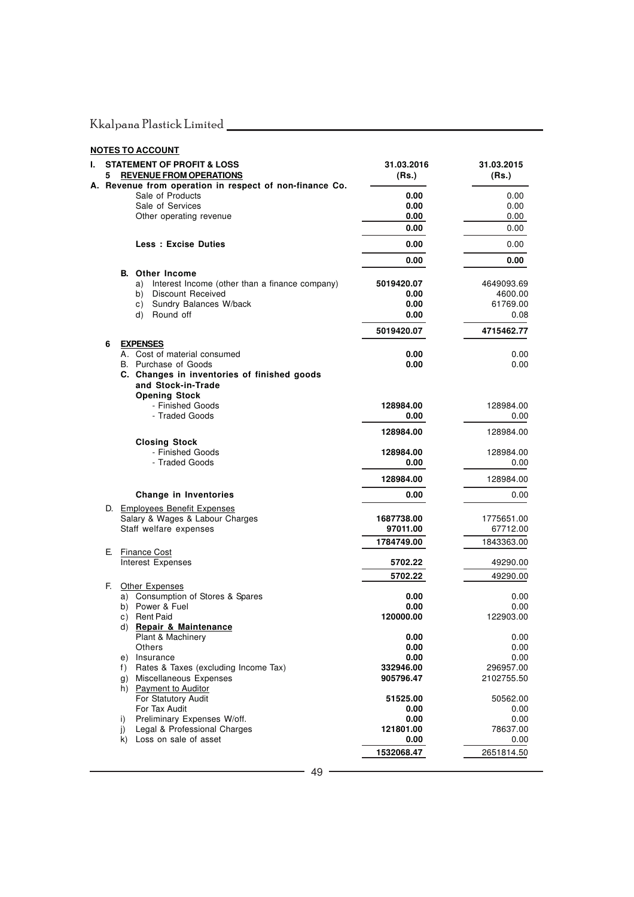**NOTES TO ACCOUNT**

| | 31.03.2016 (Rs.) | 31.03.2015 (Rs.) |
|---|---|---|
| **I. STATEMENT OF PROFIT & LOSS** | | |
| **5 REVENUE FROM OPERATIONS** | | |
| **A. Revenue from operation in respect of non-finance Co.** | | |
| Sale of Products | **0.00** | 0.00 |
| Sale of Services | **0.00** | 0.00 |
| Other operating revenue | **0.00** | 0.00 |
| | **0.00** | 0.00 |
| **Less : Excise Duties** | **0.00** | 0.00 |
| | **0.00** | **0.00** |
| **B. Other Income** | | |
| a) Interest Income (other than a finance company) | **5019420.07** | 4649093.69 |
| b) Discount Received | **0.00** | 4600.00 |
| c) Sundry Balances W/back | **0.00** | 61769.00 |
| d) Round off | **0.00** | 0.08 |
| | **5019420.07** | **4715462.77** |
| **6 EXPENSES** | | |
| A. Cost of material consumed | **0.00** | 0.00 |
| B. Purchase of Goods | **0.00** | 0.00 |
| **C. Changes in inventories of finished goods and Stock-in-Trade** | | |
| **Opening Stock** | | |
| - Finished Goods | **128984.00** | 128984.00 |
| - Traded Goods | **0.00** | 0.00 |
| | **128984.00** | 128984.00 |
| **Closing Stock** | | |
| - Finished Goods | **128984.00** | 128984.00 |
| - Traded Goods | **0.00** | 0.00 |
| | **128984.00** | 128984.00 |
| **Change in Inventories** | **0.00** | 0.00 |
| D. Employees Benefit Expenses | | |
| Salary & Wages & Labour Charges | **1687738.00** | 1775651.00 |
| Staff welfare expenses | **97011.00** | 67712.00 |
| | **1784749.00** | 1843363.00 |
| E. Finance Cost | | |
| Interest Expenses | **5702.22** | 49290.00 |
| | **5702.22** | 49290.00 |
| F. Other Expenses | | |
| a) Consumption of Stores & Spares | **0.00** | 0.00 |
| b) Power & Fuel | **0.00** | 0.00 |
| c) Rent Paid | **120000.00** | 122903.00 |
| d) **Repair & Maintenance** | | |
| Plant & Machinery | **0.00** | 0.00 |
| Others | **0.00** | 0.00 |
| e) Insurance | **0.00** | 0.00 |
| f) Rates & Taxes (excluding Income Tax) | **332946.00** | 296957.00 |
| g) Miscellaneous Expenses | **905796.47** | 2102755.50 |
| h) Payment to Auditor | | |
| For Statutory Audit | **51525.00** | 50562.00 |
| For Tax Audit | **0.00** | 0.00 |
| i) Preliminary Expenses W/off. | **0.00** | 0.00 |
| j) Legal & Professional Charges | **121801.00** | 78637.00 |
| k) Loss on sale of asset | **0.00** | 0.00 |
| | **1532068.47** | 2651814.50 |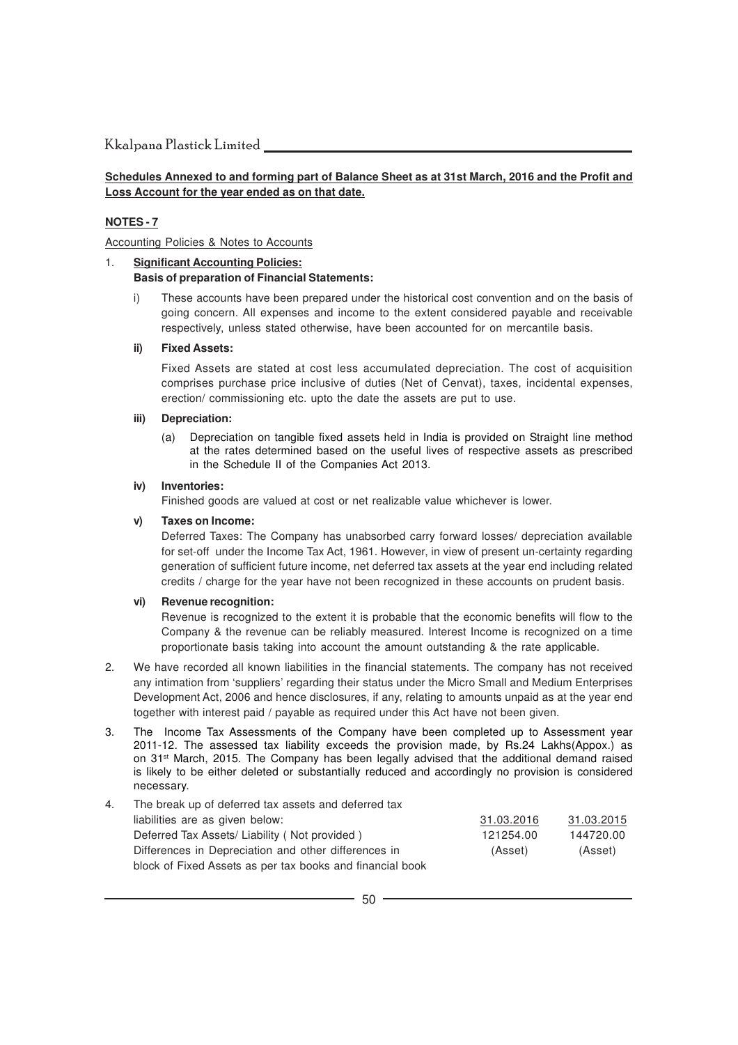**Schedules Annexed to and forming part of Balance Sheet as at 31st March, 2016 and the Profit and Loss Account for the year ended as on that date.**

**NOTES - 7**

Accounting Policies & Notes to Accounts

1. **Significant Accounting Policies:**

   **Basis of preparation of Financial Statements:**

   i) These accounts have been prepared under the historical cost convention and on the basis of going concern. All expenses and income to the extent considered payable and receivable respectively, unless stated otherwise, have been accounted for on mercantile basis.

   **ii) Fixed Assets:**

   Fixed Assets are stated at cost less accumulated depreciation. The cost of acquisition comprises purchase price inclusive of duties (Net of Cenvat), taxes, incidental expenses, erection/ commissioning etc. upto the date the assets are put to use.

   **iii) Depreciation:**

   (a) Depreciation on tangible fixed assets held in India is provided on Straight line method at the rates determined based on the useful lives of respective assets as prescribed in the Schedule II of the Companies Act 2013.

   **iv) Inventories:**

   Finished goods are valued at cost or net realizable value whichever is lower.

   **v) Taxes on Income:**

   Deferred Taxes: The Company has unabsorbed carry forward losses/ depreciation available for set-off under the Income Tax Act, 1961. However, in view of present un-certainty regarding generation of sufficient future income, net deferred tax assets at the year end including related credits / charge for the year have not been recognized in these accounts on prudent basis.

   **vi) Revenue recognition:**

   Revenue is recognized to the extent it is probable that the economic benefits will flow to the Company & the revenue can be reliably measured. Interest Income is recognized on a time proportionate basis taking into account the amount outstanding & the rate applicable.

2. We have recorded all known liabilities in the financial statements. The company has not received any intimation from 'suppliers' regarding their status under the Micro Small and Medium Enterprises Development Act, 2006 and hence disclosures, if any, relating to amounts unpaid as at the year end together with interest paid / payable as required under this Act have not been given.

3. The Income Tax Assessments of the Company have been completed up to Assessment year 2011-12. The assessed tax liability exceeds the provision made, by Rs.24 Lakhs(Appox.) as on 31st March, 2015. The Company has been legally advised that the additional demand raised is likely to be either deleted or substantially reduced and accordingly no provision is considered necessary.

4. The break up of deferred tax assets and deferred tax liabilities are as given below:

| | 31.03.2016 | 31.03.2015 |
|---|---|---|
| Deferred Tax Assets/ Liability ( Not provided ) | 121254.00 | 144720.00 |
| Differences in Depreciation and other differences in block of Fixed Assets as per tax books and financial book | (Asset) | (Asset) |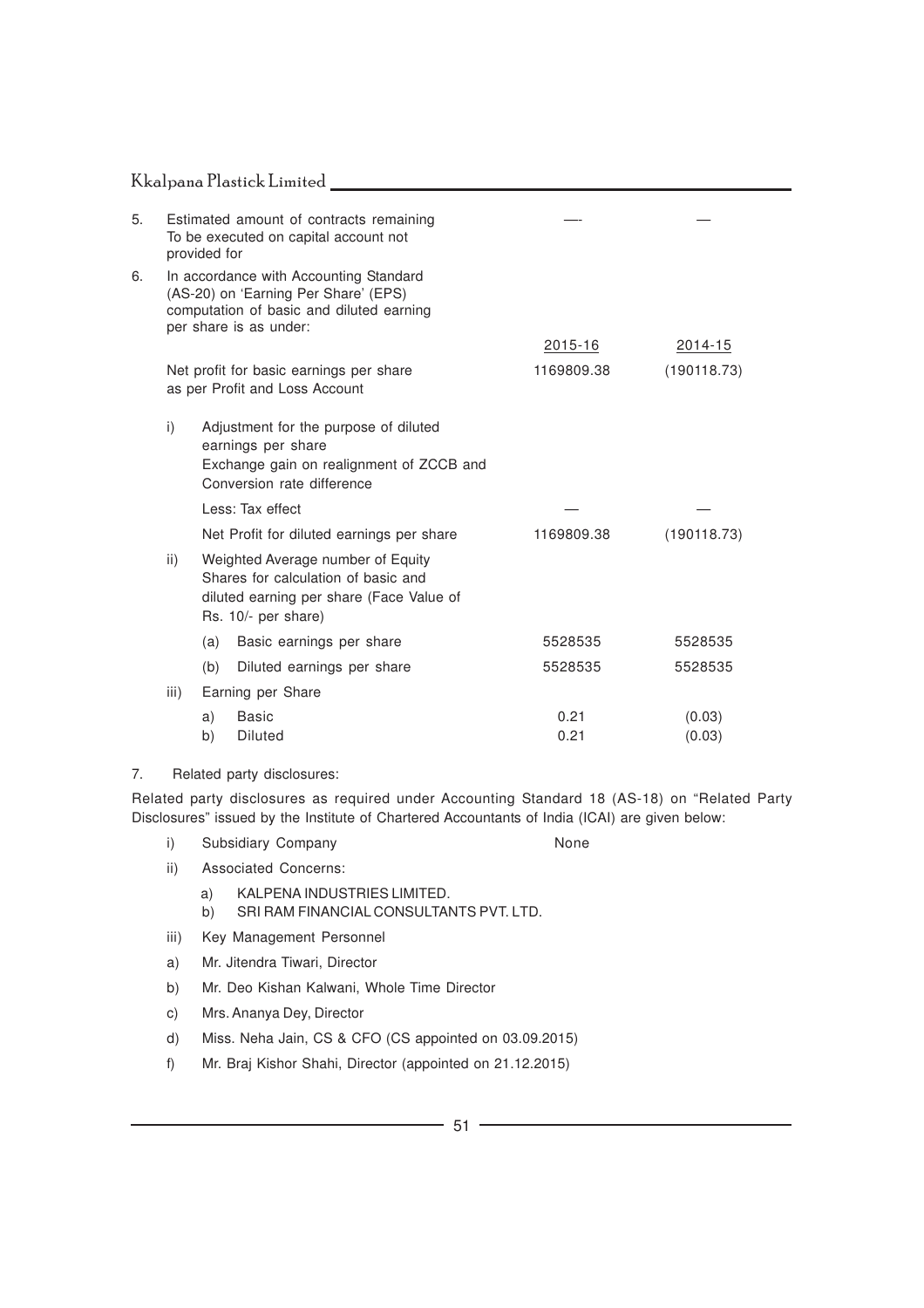| | | | 2015-16 | 2014-15 |
|---|---|---|---|---|
| 5. | Estimated amount of contracts remaining To be executed on capital account not provided for | | —- | — |
| 6. | In accordance with Accounting Standard (AS-20) on 'Earning Per Share' (EPS) computation of basic and diluted earning per share is as under: | | | |
| | Net profit for basic earnings per share as per Profit and Loss Account | | 1169809.38 | (190118.73) |
| | i) | Adjustment for the purpose of diluted earnings per share<br>Exchange gain on realignment of ZCCB and Conversion rate difference | | |
| | | Less: Tax effect | — | — |
| | | Net Profit for diluted earnings per share | 1169809.38 | (190118.73) |
| | ii) | Weighted Average number of Equity Shares for calculation of basic and diluted earning per share (Face Value of Rs. 10/- per share) | | |
| | | (a) Basic earnings per share | 5528535 | 5528535 |
| | | (b) Diluted earnings per share | 5528535 | 5528535 |
| | iii) | Earning per Share | | |
| | | a) Basic | 0.21 | (0.03) |
| | | b) Diluted | 0.21 | (0.03) |

7. Related party disclosures:

Related party disclosures as required under Accounting Standard 18 (AS-18) on "Related Party Disclosures" issued by the Institute of Chartered Accountants of India (ICAI) are given below:

i) Subsidiary Company None

ii) Associated Concerns:

a) KALPENA INDUSTRIES LIMITED.

b) SRI RAM FINANCIAL CONSULTANTS PVT. LTD.

iii) Key Management Personnel

a) Mr. Jitendra Tiwari, Director

b) Mr. Deo Kishan Kalwani, Whole Time Director

c) Mrs. Ananya Dey, Director

d) Miss. Neha Jain, CS & CFO (CS appointed on 03.09.2015)

f) Mr. Braj Kishor Shahi, Director (appointed on 21.12.2015)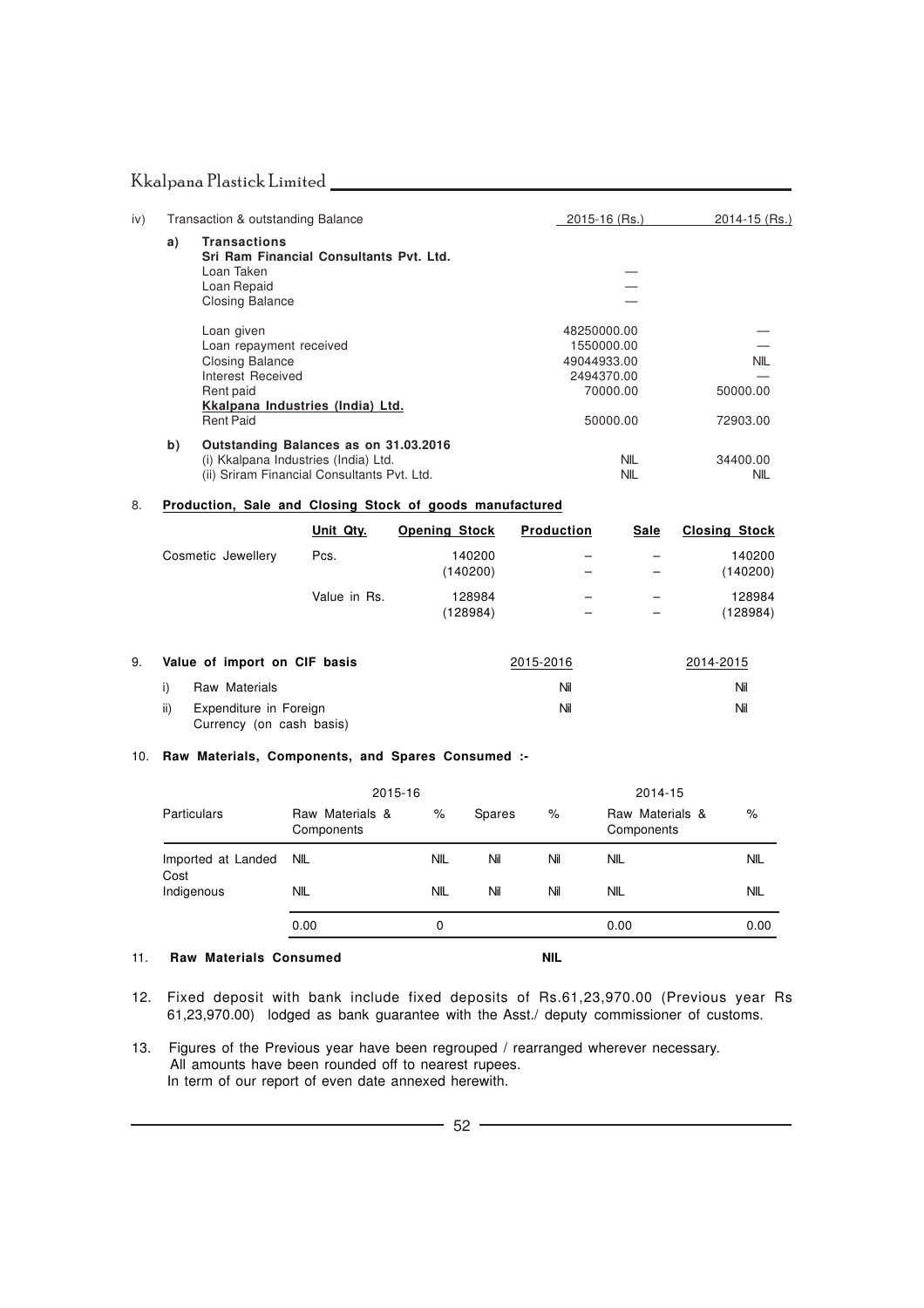| iv) | Transaction & outstanding Balance | 2015-16 (Rs.) | 2014-15 (Rs.) |
|---|---|---|---|
| a) | **Transactions** | | |
| | **Sri Ram Financial Consultants Pvt. Ltd.** | | |
| | Loan Taken | — | |
| | Loan Repaid | — | |
| | Closing Balance | — | |
| | Loan given | 48250000.00 | — |
| | Loan repayment received | 1550000.00 | — |
| | Closing Balance | 49044933.00 | NIL |
| | Interest Received | 2494370.00 | — |
| | Rent paid | 70000.00 | 50000.00 |
| | **Kkalpana Industries (India) Ltd.** | | |
| | Rent Paid | 50000.00 | 72903.00 |
| b) | **Outstanding Balances as on 31.03.2016** | | |
| | (i) Kkalpana Industries (India) Ltd. | NIL | 34400.00 |
| | (ii) Sriram Financial Consultants Pvt. Ltd. | NIL | NIL |

8. **Production, Sale and Closing Stock of goods manufactured**

| | Unit Qty. | Opening Stock | Production | Sale | Closing Stock |
|---|---|---|---|---|---|
| Cosmetic Jewellery | Pcs. | 140200 | – | – | 140200 |
| | | (140200) | – | – | (140200) |
| | Value in Rs. | 128984 | – | – | 128984 |
| | | (128984) | – | – | (128984) |

9. **Value of import on CIF basis**

| | | 2015-2016 | 2014-2015 |
|---|---|---|---|
| i) | Raw Materials | Nil | Nil |
| ii) | Expenditure in Foreign Currency (on cash basis) | Nil | Nil |

10. **Raw Materials, Components, and Spares Consumed :-**

| | 2015-16 | | | | 2014-15 | |
|---|---|---|---|---|---|---|
| Particulars | Raw Materials & Components | % | Spares | % | Raw Materials & Components | % |
| Imported at Landed Cost | NIL | NIL | Nil | Nil | NIL | NIL |
| Indigenous | NIL | NIL | Nil | Nil | NIL | NIL |
| | 0.00 | 0 | | | 0.00 | 0.00 |

11. **Raw Materials Consumed** **NIL**

12. Fixed deposit with bank include fixed deposits of Rs.61,23,970.00 (Previous year Rs 61,23,970.00) lodged as bank guarantee with the Asst./ deputy commissioner of customs.

13. Figures of the Previous year have been regrouped / rearranged wherever necessary.
All amounts have been rounded off to nearest rupees.
In term of our report of even date annexed herewith.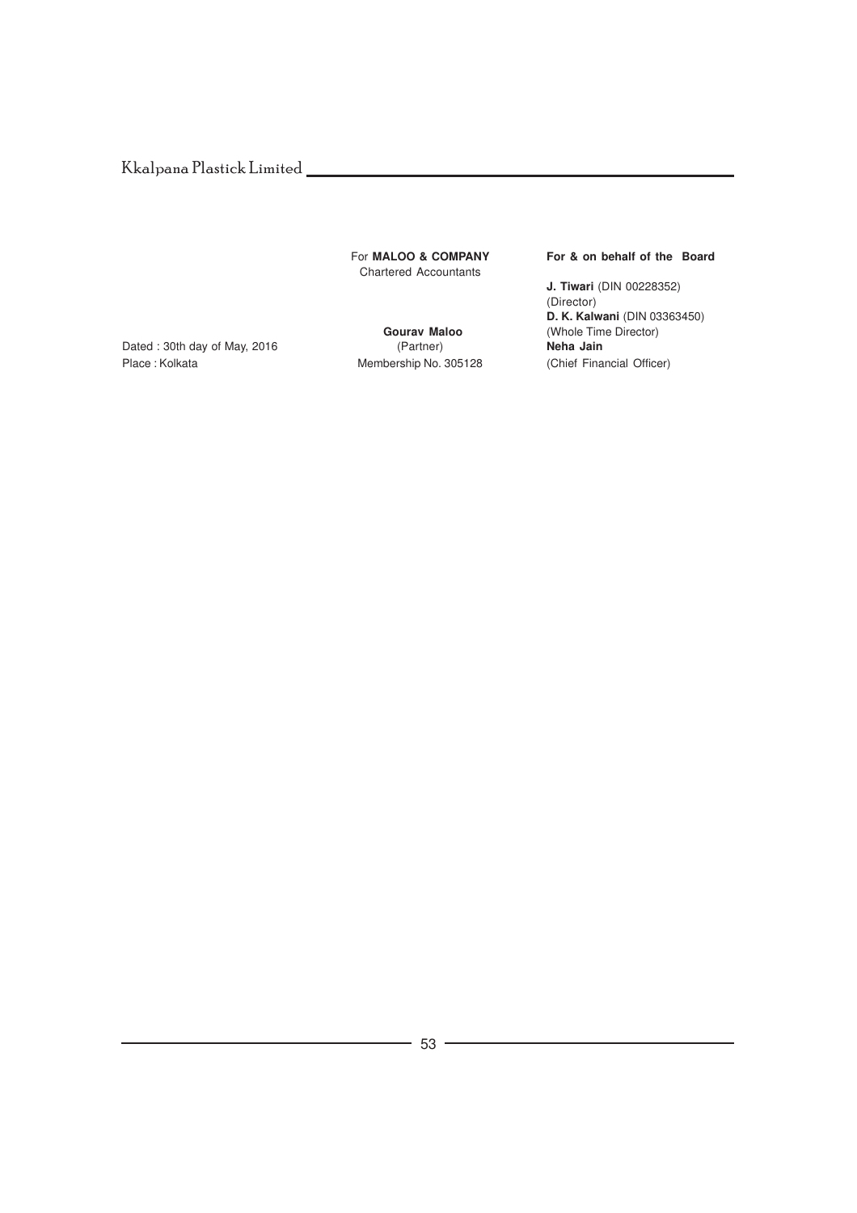| | For **MALOO & COMPANY** | **For & on behalf of the Board** |
|---|---|---|
| | Chartered Accountants | |
| | | **J. Tiwari** (DIN 00228352) |
| | | (Director) |
| | | **D. K. Kalwani** (DIN 03363450) |
| | **Gourav Maloo** | (Whole Time Director) |
| Dated : 30th day of May, 2016 | (Partner) | **Neha Jain** |
| Place : Kolkata | Membership No. 305128 | (Chief Financial Officer) |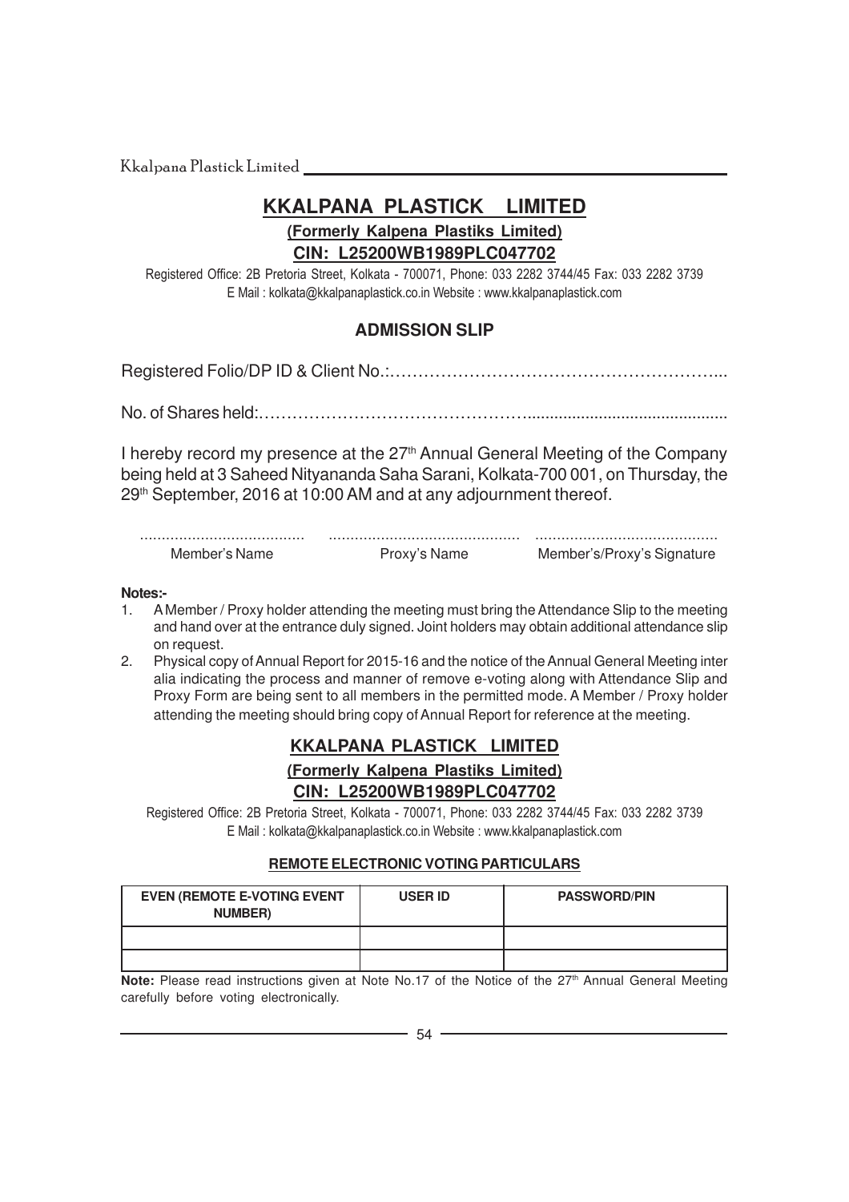# KKALPANA PLASTICK LIMITED

**(Formerly Kalpena Plastiks Limited)**

**CIN: L25200WB1989PLC047702**

Registered Office: 2B Pretoria Street, Kolkata - 700071, Phone: 033 2282 3744/45 Fax: 033 2282 3739
E Mail : kolkata@kkalpanaplastick.co.in Website : www.kkalpanaplastick.com

## ADMISSION SLIP

Registered Folio/DP ID & Client No.:…………………………………………………...

No. of Shares held:……………………………………….........................................

I hereby record my presence at the 27th Annual General Meeting of the Company being held at 3 Saheed Nityananda Saha Sarani, Kolkata-700 001, on Thursday, the 29th September, 2016 at 10:00 AM and at any adjournment thereof.

| ...................................... | ........................................... | .......................................... |
|---|---|---|
| Member's Name | Proxy's Name | Member's/Proxy's Signature |

**Notes:-**

1. A Member / Proxy holder attending the meeting must bring the Attendance Slip to the meeting and hand over at the entrance duly signed. Joint holders may obtain additional attendance slip on request.
2. Physical copy of Annual Report for 2015-16 and the notice of the Annual General Meeting inter alia indicating the process and manner of remove e-voting along with Attendance Slip and Proxy Form are being sent to all members in the permitted mode. A Member / Proxy holder attending the meeting should bring copy of Annual Report for reference at the meeting.

# KKALPANA PLASTICK LIMITED

**(Formerly Kalpena Plastiks Limited)**

**CIN: L25200WB1989PLC047702**

Registered Office: 2B Pretoria Street, Kolkata - 700071, Phone: 033 2282 3744/45 Fax: 033 2282 3739
E Mail : kolkata@kkalpanaplastick.co.in Website : www.kkalpanaplastick.com

### REMOTE ELECTRONIC VOTING PARTICULARS

| EVEN (REMOTE E-VOTING EVENT NUMBER) | USER ID | PASSWORD/PIN |
|---|---|---|
| | | |
| | | |

**Note:** Please read instructions given at Note No.17 of the Notice of the 27th Annual General Meeting carefully before voting electronically.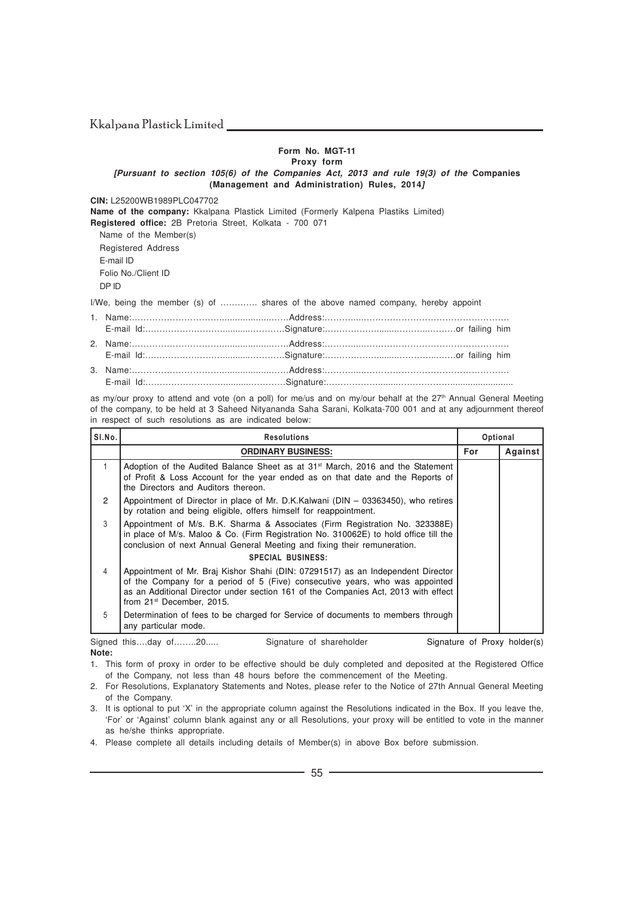**Form No. MGT-11**

**Proxy form**

***[Pursuant to section 105(6) of the Companies Act, 2013 and rule 19(3) of the* Companies (Management and Administration) Rules, 2014*]***

**CIN:** L25200WB1989PLC047702

**Name of the company:** Kkalpana Plastick Limited (Formerly Kalpena Plastiks Limited)

**Registered office:** 2B Pretoria Street, Kolkata - 700 071

Name of the Member(s)

Registered Address

E-mail ID

Folio No./Client ID

DP ID

I/We, being the member (s) of ………… shares of the above named company, hereby appoint

1. Name:……………………………......................……Address:…………...……………………………………………
   E-mail Id:………………………….........…………Signature:……………….........……….....………or failing him
2. Name:……………………………......................……Address:…………...……………………………………………
   E-mail Id:………………………….........…………Signature:……………….........……….....………or failing him
3. Name:……………………………......................……Address:…………...……………………………………………
   E-mail Id:………………………….........…………Signature:……………….........……….....…..........................

as my/our proxy to attend and vote (on a poll) for me/us and on my/our behalf at the 27th Annual General Meeting of the company, to be held at 3 Saheed Nityananda Saha Sarani, Kolkata-700 001 and at any adjournment thereof in respect of such resolutions as are indicated below:

| Sl.No. | Resolutions | Optional | |
|---|---|---|---|
| | **ORDINARY BUSINESS:** | **For** | **Against** |
| 1 | Adoption of the Audited Balance Sheet as at 31st March, 2016 and the Statement of Profit & Loss Account for the year ended as on that date and the Reports of the Directors and Auditors thereon. | | |
| 2 | Appointment of Director in place of Mr. D.K.Kalwani (DIN – 03363450), who retires by rotation and being eligible, offers himself for reappointment. | | |
| 3 | Appointment of M/s. B.K. Sharma & Associates (Firm Registration No. 323388E) in place of M/s. Maloo & Co. (Firm Registration No. 310062E) to hold office till the conclusion of next Annual General Meeting and fixing their remuneration. | | |
| | **SPECIAL BUSINESS:** | | |
| 4 | Appointment of Mr. Braj Kishor Shahi (DIN: 07291517) as an Independent Director of the Company for a period of 5 (Five) consecutive years, who was appointed as an Additional Director under section 161 of the Companies Act, 2013 with effect from 21st December, 2015. | | |
| 5 | Determination of fees to be charged for Service of documents to members through any particular mode. | | |

Signed this….day of……..20.....          Signature of shareholder          Signature of Proxy holder(s)

**Note:**

1. This form of proxy in order to be effective should be duly completed and deposited at the Registered Office of the Company, not less than 48 hours before the commencement of the Meeting.
2. For Resolutions, Explanatory Statements and Notes, please refer to the Notice of 27th Annual General Meeting of the Company.
3. It is optional to put 'X' in the appropriate column against the Resolutions indicated in the Box. If you leave the, 'For' or 'Against' column blank against any or all Resolutions, your proxy will be entitled to vote in the manner as he/she thinks appropriate.
4. Please complete all details including details of Member(s) in above Box before submission.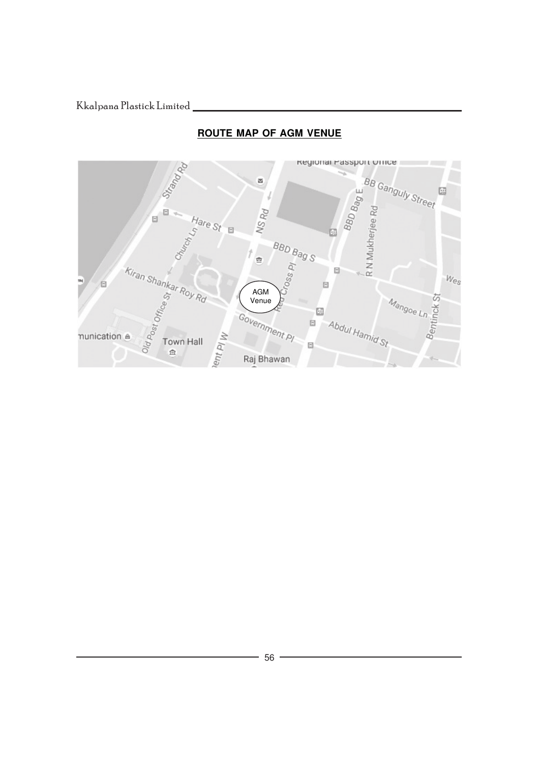## ROUTE MAP OF AGM VENUE

Regional Passport Office

BB Ganguly Street

Strand Rd

Hare St

NS Rd

BBD Bag E

R N Mukherjee Rd

Church Ln

BBD Bag S

Red Cross Pl

Kiran Shankar Roy Rd

AGM Venue

Wes

Mangoe Ln

Bentinck St

Old Post Office St

Government Pl

Abdul Hamid St

munication

Town Hall

Government Pl W

Raj Bhawan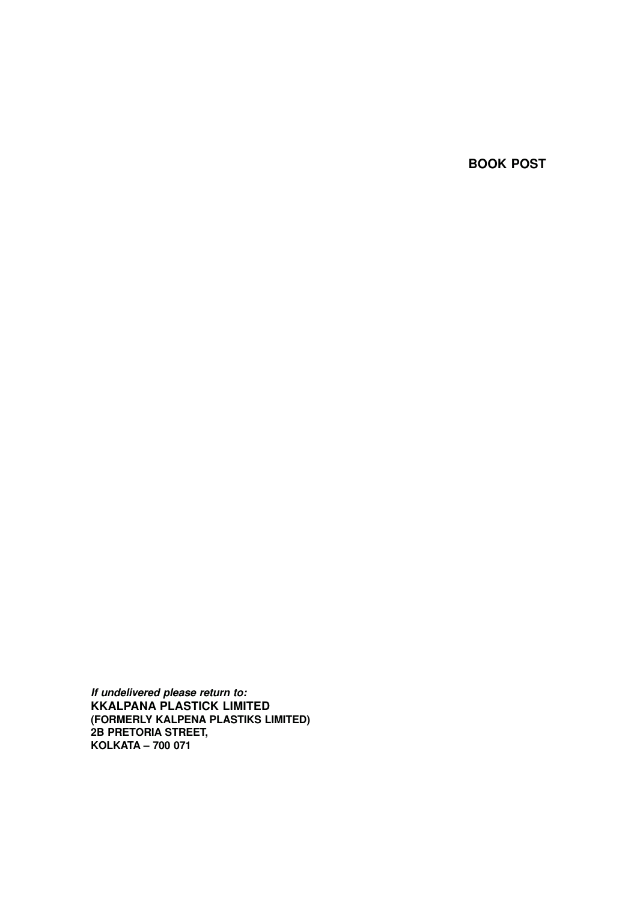**BOOK POST**

***If undelivered please return to:***
**KKALPANA PLASTICK LIMITED**
**(FORMERLY KALPENA PLASTIKS LIMITED)**
**2B PRETORIA STREET,**
**KOLKATA – 700 071**